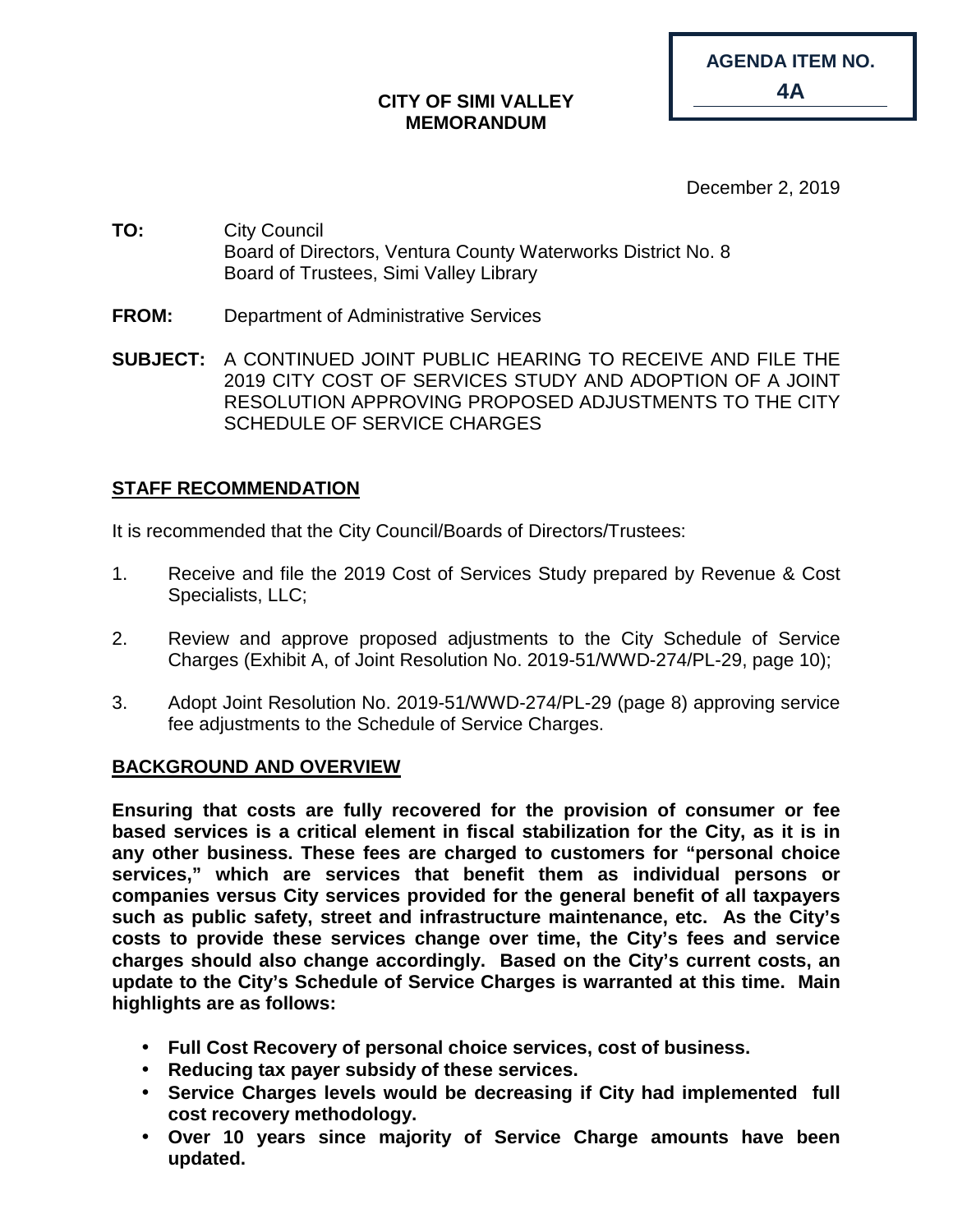**AGENDA ITEM NO.**

**4A**

**CITY OF SIMI VALLEY**
**MEMORANDUM**

December 2, 2019

**TO:** City Council
Board of Directors, Ventura County Waterworks District No. 8
Board of Trustees, Simi Valley Library

**FROM:** Department of Administrative Services

**SUBJECT:** A CONTINUED JOINT PUBLIC HEARING TO RECEIVE AND FILE THE 2019 CITY COST OF SERVICES STUDY AND ADOPTION OF A JOINT RESOLUTION APPROVING PROPOSED ADJUSTMENTS TO THE CITY SCHEDULE OF SERVICE CHARGES

## STAFF RECOMMENDATION

It is recommended that the City Council/Boards of Directors/Trustees:

1. Receive and file the 2019 Cost of Services Study prepared by Revenue & Cost Specialists, LLC;
2. Review and approve proposed adjustments to the City Schedule of Service Charges (Exhibit A, of Joint Resolution No. 2019-51/WWD-274/PL-29, page 10);
3. Adopt Joint Resolution No. 2019-51/WWD-274/PL-29 (page 8) approving service fee adjustments to the Schedule of Service Charges.

## BACKGROUND AND OVERVIEW

**Ensuring that costs are fully recovered for the provision of consumer or fee based services is a critical element in fiscal stabilization for the City, as it is in any other business. These fees are charged to customers for "personal choice services," which are services that benefit them as individual persons or companies versus City services provided for the general benefit of all taxpayers such as public safety, street and infrastructure maintenance, etc. As the City's costs to provide these services change over time, the City's fees and service charges should also change accordingly. Based on the City's current costs, an update to the City's Schedule of Service Charges is warranted at this time. Main highlights are as follows:**

- **Full Cost Recovery of personal choice services, cost of business.**
- **Reducing tax payer subsidy of these services.**
- **Service Charges levels would be decreasing if City had implemented full cost recovery methodology.**
- **Over 10 years since majority of Service Charge amounts have been updated.**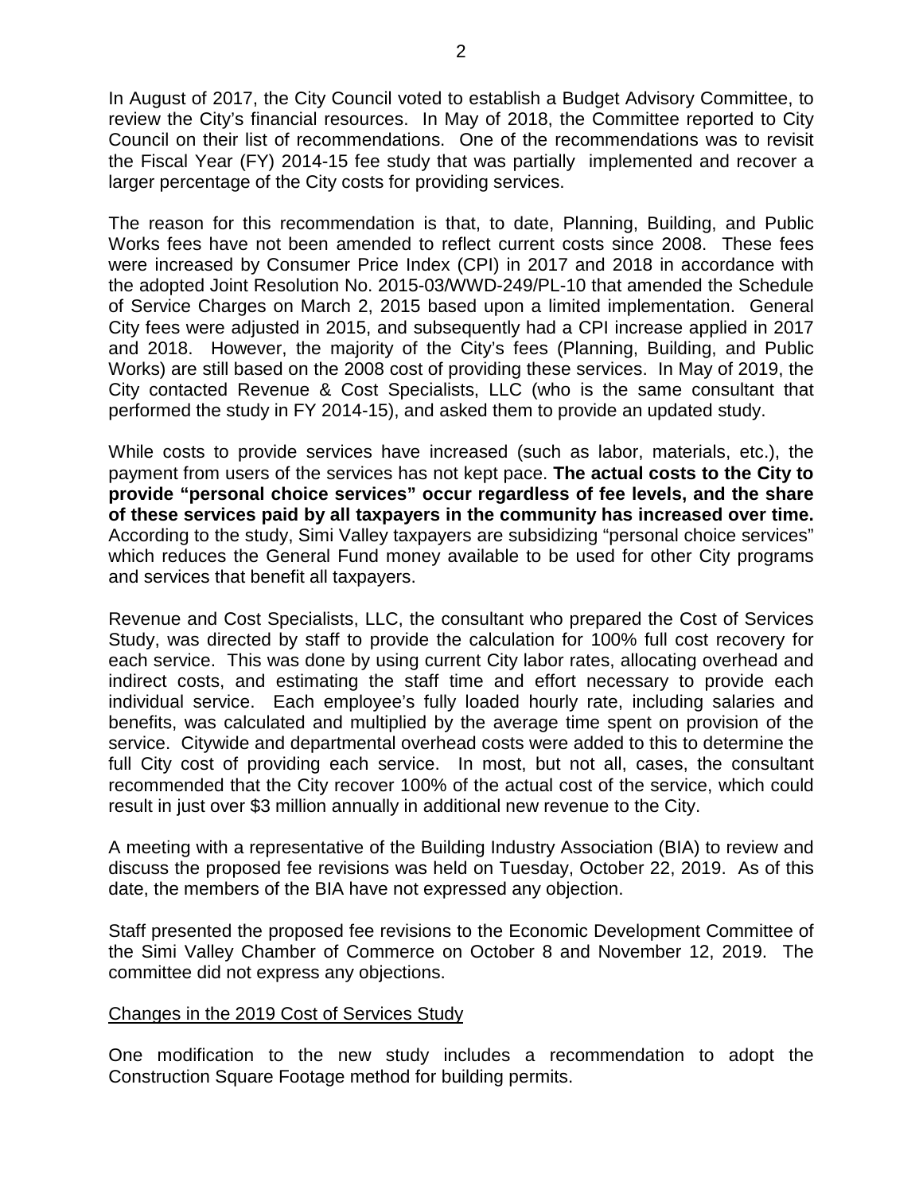In August of 2017, the City Council voted to establish a Budget Advisory Committee, to review the City's financial resources. In May of 2018, the Committee reported to City Council on their list of recommendations. One of the recommendations was to revisit the Fiscal Year (FY) 2014-15 fee study that was partially implemented and recover a larger percentage of the City costs for providing services.

The reason for this recommendation is that, to date, Planning, Building, and Public Works fees have not been amended to reflect current costs since 2008. These fees were increased by Consumer Price Index (CPI) in 2017 and 2018 in accordance with the adopted Joint Resolution No. 2015-03/WWD-249/PL-10 that amended the Schedule of Service Charges on March 2, 2015 based upon a limited implementation. General City fees were adjusted in 2015, and subsequently had a CPI increase applied in 2017 and 2018. However, the majority of the City's fees (Planning, Building, and Public Works) are still based on the 2008 cost of providing these services. In May of 2019, the City contacted Revenue & Cost Specialists, LLC (who is the same consultant that performed the study in FY 2014-15), and asked them to provide an updated study.

While costs to provide services have increased (such as labor, materials, etc.), the payment from users of the services has not kept pace. **The actual costs to the City to provide "personal choice services" occur regardless of fee levels, and the share of these services paid by all taxpayers in the community has increased over time.** According to the study, Simi Valley taxpayers are subsidizing "personal choice services" which reduces the General Fund money available to be used for other City programs and services that benefit all taxpayers.

Revenue and Cost Specialists, LLC, the consultant who prepared the Cost of Services Study, was directed by staff to provide the calculation for 100% full cost recovery for each service. This was done by using current City labor rates, allocating overhead and indirect costs, and estimating the staff time and effort necessary to provide each individual service. Each employee's fully loaded hourly rate, including salaries and benefits, was calculated and multiplied by the average time spent on provision of the service. Citywide and departmental overhead costs were added to this to determine the full City cost of providing each service. In most, but not all, cases, the consultant recommended that the City recover 100% of the actual cost of the service, which could result in just over $3 million annually in additional new revenue to the City.

A meeting with a representative of the Building Industry Association (BIA) to review and discuss the proposed fee revisions was held on Tuesday, October 22, 2019. As of this date, the members of the BIA have not expressed any objection.

Staff presented the proposed fee revisions to the Economic Development Committee of the Simi Valley Chamber of Commerce on October 8 and November 12, 2019. The committee did not express any objections.

## Changes in the 2019 Cost of Services Study

One modification to the new study includes a recommendation to adopt the Construction Square Footage method for building permits.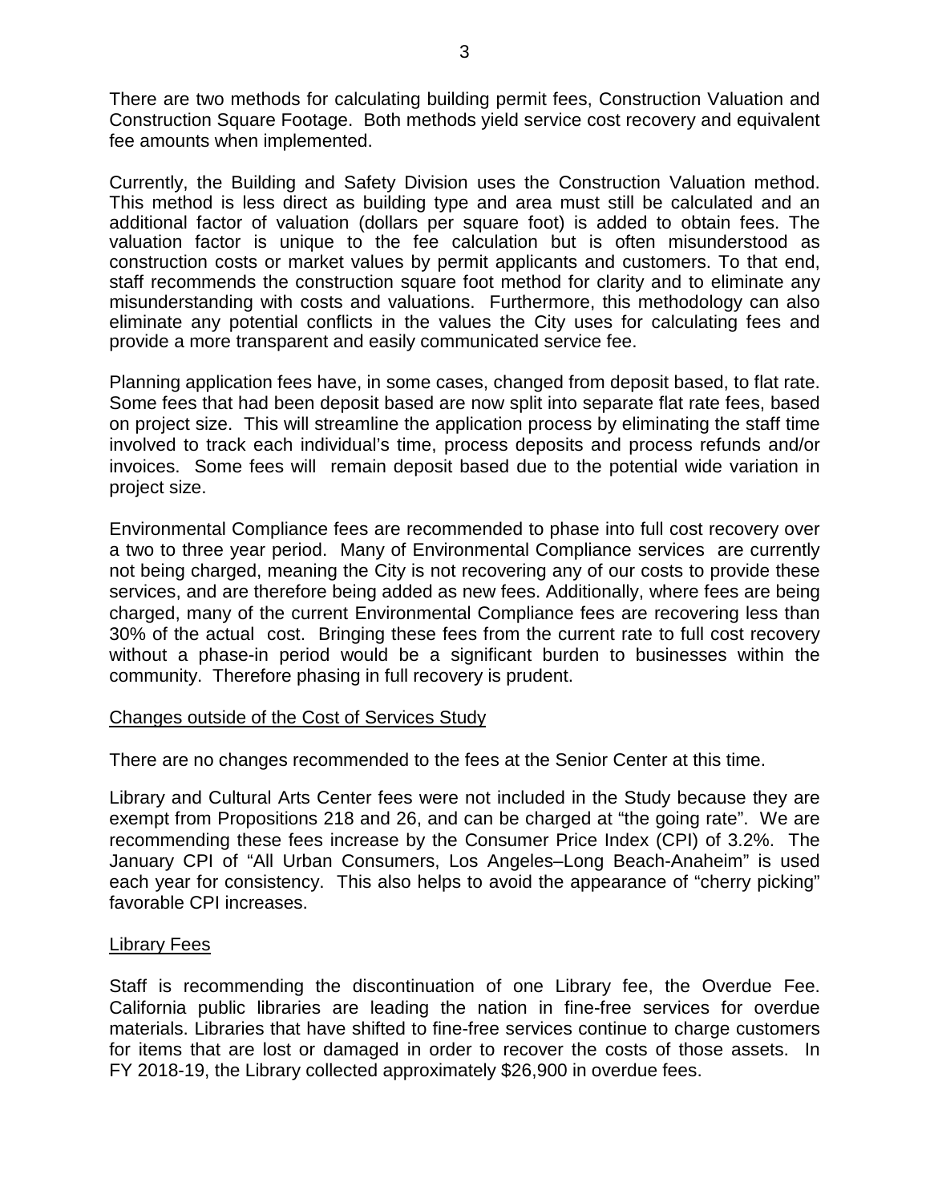There are two methods for calculating building permit fees, Construction Valuation and Construction Square Footage. Both methods yield service cost recovery and equivalent fee amounts when implemented.

Currently, the Building and Safety Division uses the Construction Valuation method. This method is less direct as building type and area must still be calculated and an additional factor of valuation (dollars per square foot) is added to obtain fees. The valuation factor is unique to the fee calculation but is often misunderstood as construction costs or market values by permit applicants and customers. To that end, staff recommends the construction square foot method for clarity and to eliminate any misunderstanding with costs and valuations. Furthermore, this methodology can also eliminate any potential conflicts in the values the City uses for calculating fees and provide a more transparent and easily communicated service fee.

Planning application fees have, in some cases, changed from deposit based, to flat rate. Some fees that had been deposit based are now split into separate flat rate fees, based on project size. This will streamline the application process by eliminating the staff time involved to track each individual's time, process deposits and process refunds and/or invoices. Some fees will remain deposit based due to the potential wide variation in project size.

Environmental Compliance fees are recommended to phase into full cost recovery over a two to three year period. Many of Environmental Compliance services are currently not being charged, meaning the City is not recovering any of our costs to provide these services, and are therefore being added as new fees. Additionally, where fees are being charged, many of the current Environmental Compliance fees are recovering less than 30% of the actual cost. Bringing these fees from the current rate to full cost recovery without a phase-in period would be a significant burden to businesses within the community. Therefore phasing in full recovery is prudent.

<u>Changes outside of the Cost of Services Study</u>

There are no changes recommended to the fees at the Senior Center at this time.

Library and Cultural Arts Center fees were not included in the Study because they are exempt from Propositions 218 and 26, and can be charged at "the going rate". We are recommending these fees increase by the Consumer Price Index (CPI) of 3.2%. The January CPI of "All Urban Consumers, Los Angeles–Long Beach-Anaheim" is used each year for consistency. This also helps to avoid the appearance of "cherry picking" favorable CPI increases.

<u>Library Fees</u>

Staff is recommending the discontinuation of one Library fee, the Overdue Fee. California public libraries are leading the nation in fine-free services for overdue materials. Libraries that have shifted to fine-free services continue to charge customers for items that are lost or damaged in order to recover the costs of those assets. In FY 2018-19, the Library collected approximately $26,900 in overdue fees.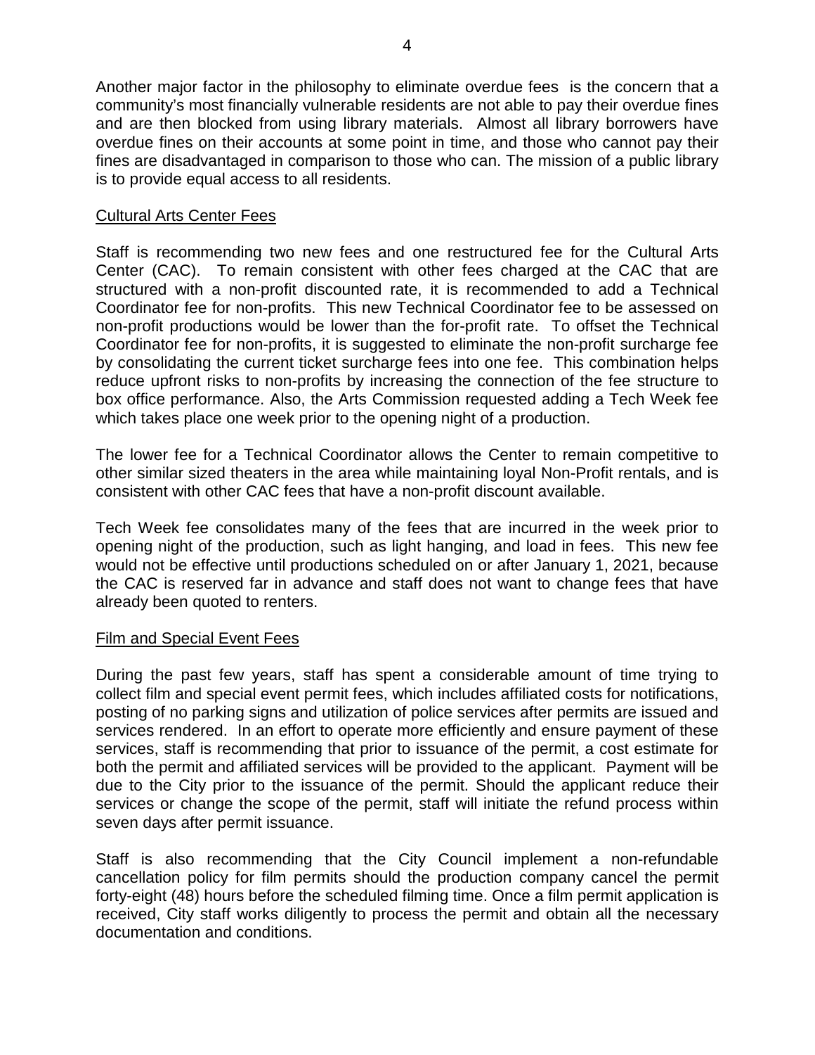Another major factor in the philosophy to eliminate overdue fees is the concern that a community's most financially vulnerable residents are not able to pay their overdue fines and are then blocked from using library materials. Almost all library borrowers have overdue fines on their accounts at some point in time, and those who cannot pay their fines are disadvantaged in comparison to those who can. The mission of a public library is to provide equal access to all residents.

## Cultural Arts Center Fees

Staff is recommending two new fees and one restructured fee for the Cultural Arts Center (CAC). To remain consistent with other fees charged at the CAC that are structured with a non-profit discounted rate, it is recommended to add a Technical Coordinator fee for non-profits. This new Technical Coordinator fee to be assessed on non-profit productions would be lower than the for-profit rate. To offset the Technical Coordinator fee for non-profits, it is suggested to eliminate the non-profit surcharge fee by consolidating the current ticket surcharge fees into one fee. This combination helps reduce upfront risks to non-profits by increasing the connection of the fee structure to box office performance. Also, the Arts Commission requested adding a Tech Week fee which takes place one week prior to the opening night of a production.

The lower fee for a Technical Coordinator allows the Center to remain competitive to other similar sized theaters in the area while maintaining loyal Non-Profit rentals, and is consistent with other CAC fees that have a non-profit discount available.

Tech Week fee consolidates many of the fees that are incurred in the week prior to opening night of the production, such as light hanging, and load in fees. This new fee would not be effective until productions scheduled on or after January 1, 2021, because the CAC is reserved far in advance and staff does not want to change fees that have already been quoted to renters.

## Film and Special Event Fees

During the past few years, staff has spent a considerable amount of time trying to collect film and special event permit fees, which includes affiliated costs for notifications, posting of no parking signs and utilization of police services after permits are issued and services rendered. In an effort to operate more efficiently and ensure payment of these services, staff is recommending that prior to issuance of the permit, a cost estimate for both the permit and affiliated services will be provided to the applicant. Payment will be due to the City prior to the issuance of the permit. Should the applicant reduce their services or change the scope of the permit, staff will initiate the refund process within seven days after permit issuance.

Staff is also recommending that the City Council implement a non-refundable cancellation policy for film permits should the production company cancel the permit forty-eight (48) hours before the scheduled filming time. Once a film permit application is received, City staff works diligently to process the permit and obtain all the necessary documentation and conditions.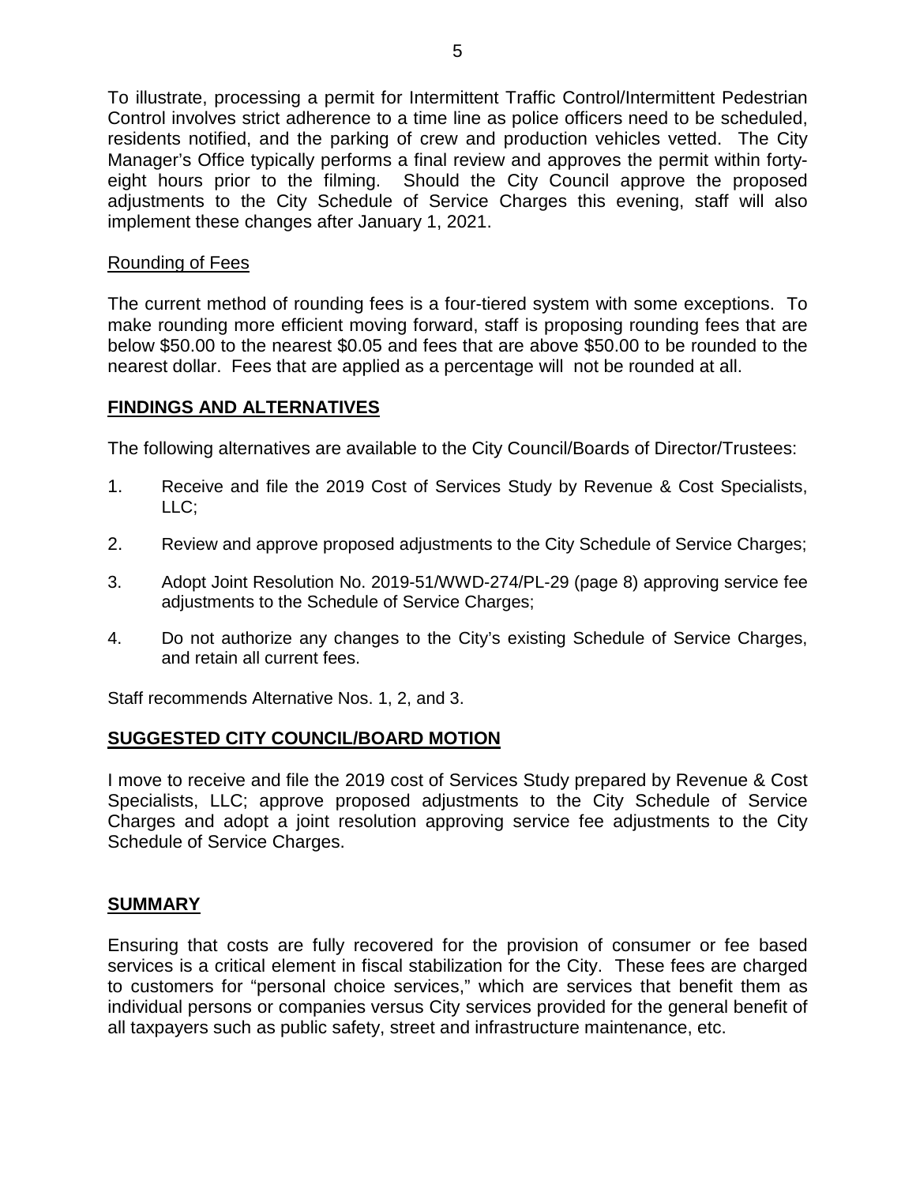To illustrate, processing a permit for Intermittent Traffic Control/Intermittent Pedestrian Control involves strict adherence to a time line as police officers need to be scheduled, residents notified, and the parking of crew and production vehicles vetted. The City Manager's Office typically performs a final review and approves the permit within forty-eight hours prior to the filming. Should the City Council approve the proposed adjustments to the City Schedule of Service Charges this evening, staff will also implement these changes after January 1, 2021.

Rounding of Fees

The current method of rounding fees is a four-tiered system with some exceptions. To make rounding more efficient moving forward, staff is proposing rounding fees that are below $50.00 to the nearest $0.05 and fees that are above $50.00 to be rounded to the nearest dollar. Fees that are applied as a percentage will not be rounded at all.

## FINDINGS AND ALTERNATIVES

The following alternatives are available to the City Council/Boards of Director/Trustees:

1. Receive and file the 2019 Cost of Services Study by Revenue & Cost Specialists, LLC;
2. Review and approve proposed adjustments to the City Schedule of Service Charges;
3. Adopt Joint Resolution No. 2019-51/WWD-274/PL-29 (page 8) approving service fee adjustments to the Schedule of Service Charges;
4. Do not authorize any changes to the City's existing Schedule of Service Charges, and retain all current fees.

Staff recommends Alternative Nos. 1, 2, and 3.

## SUGGESTED CITY COUNCIL/BOARD MOTION

I move to receive and file the 2019 cost of Services Study prepared by Revenue & Cost Specialists, LLC; approve proposed adjustments to the City Schedule of Service Charges and adopt a joint resolution approving service fee adjustments to the City Schedule of Service Charges.

## SUMMARY

Ensuring that costs are fully recovered for the provision of consumer or fee based services is a critical element in fiscal stabilization for the City. These fees are charged to customers for "personal choice services," which are services that benefit them as individual persons or companies versus City services provided for the general benefit of all taxpayers such as public safety, street and infrastructure maintenance, etc.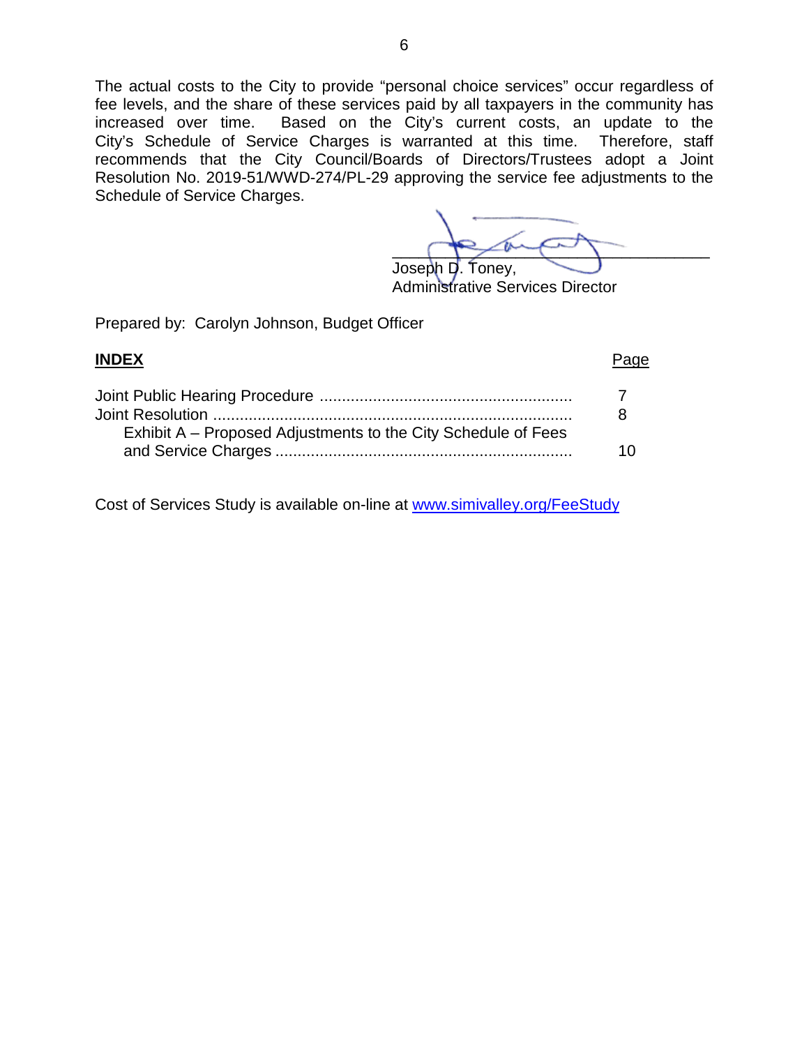The actual costs to the City to provide "personal choice services" occur regardless of fee levels, and the share of these services paid by all taxpayers in the community has increased over time. Based on the City's current costs, an update to the City's Schedule of Service Charges is warranted at this time. Therefore, staff recommends that the City Council/Boards of Directors/Trustees adopt a Joint Resolution No. 2019-51/WWD-274/PL-29 approving the service fee adjustments to the Schedule of Service Charges.

Joseph D. Toney,
Administrative Services Director

Prepared by: Carolyn Johnson, Budget Officer

**INDEX**

| | Page |
|---|---|
| Joint Public Hearing Procedure | 7 |
| Joint Resolution | 8 |
| Exhibit A – Proposed Adjustments to the City Schedule of Fees and Service Charges | 10 |

Cost of Services Study is available on-line at [www.simivalley.org/FeeStudy](www.simivalley.org/FeeStudy)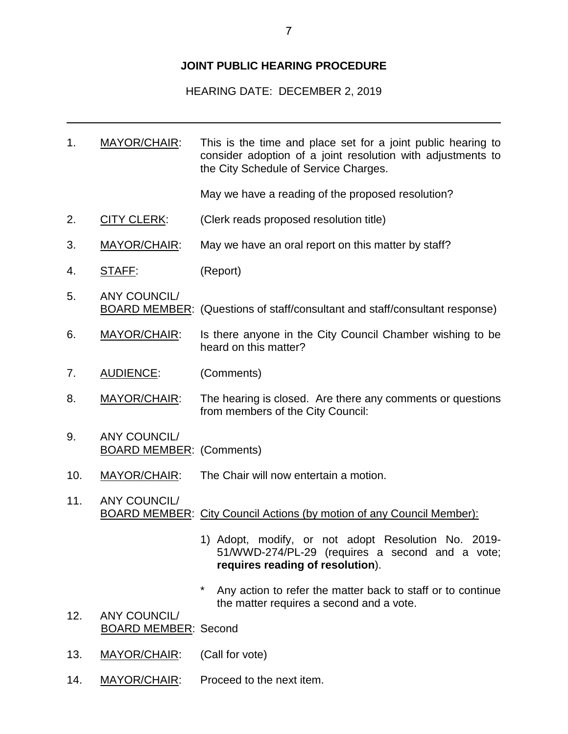# JOINT PUBLIC HEARING PROCEDURE

HEARING DATE: DECEMBER 2, 2019

---

1. MAYOR/CHAIR: This is the time and place set for a joint public hearing to consider adoption of a joint resolution with adjustments to the City Schedule of Service Charges.

   May we have a reading of the proposed resolution?

2. CITY CLERK: (Clerk reads proposed resolution title)

3. MAYOR/CHAIR: May we have an oral report on this matter by staff?

4. STAFF: (Report)

5. ANY COUNCIL/ BOARD MEMBER: (Questions of staff/consultant and staff/consultant response)

6. MAYOR/CHAIR: Is there anyone in the City Council Chamber wishing to be heard on this matter?

7. AUDIENCE: (Comments)

8. MAYOR/CHAIR: The hearing is closed. Are there any comments or questions from members of the City Council:

9. ANY COUNCIL/ BOARD MEMBER: (Comments)

10. MAYOR/CHAIR: The Chair will now entertain a motion.

11. ANY COUNCIL/ BOARD MEMBER: City Council Actions (by motion of any Council Member):

    1) Adopt, modify, or not adopt Resolution No. 2019-51/WWD-274/PL-29 (requires a second and a vote; **requires reading of resolution**).

    * Any action to refer the matter back to staff or to continue the matter requires a second and a vote.

12. ANY COUNCIL/ BOARD MEMBER: Second

13. MAYOR/CHAIR: (Call for vote)

14. MAYOR/CHAIR: Proceed to the next item.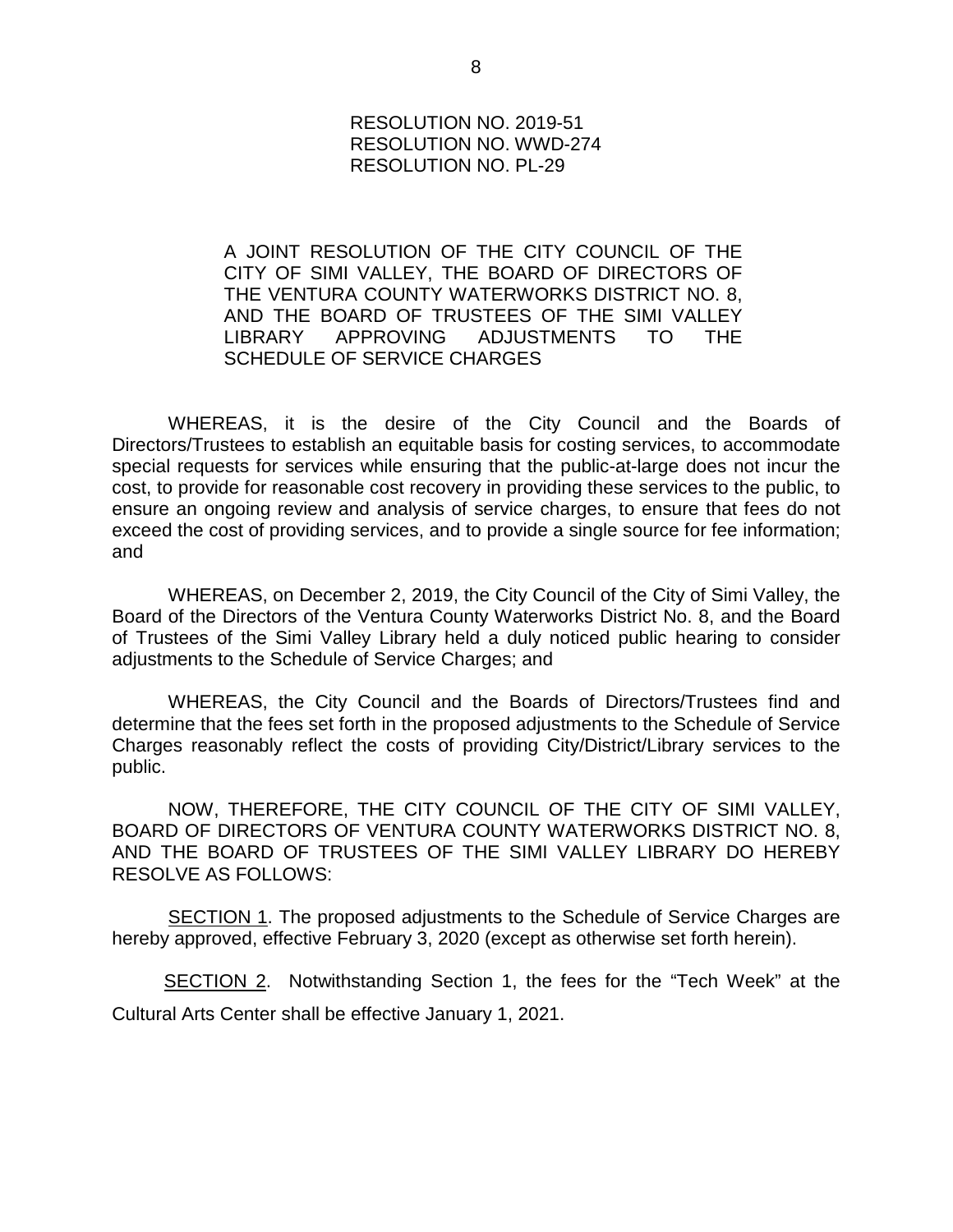RESOLUTION NO. 2019-51
RESOLUTION NO. WWD-274
RESOLUTION NO. PL-29

A JOINT RESOLUTION OF THE CITY COUNCIL OF THE CITY OF SIMI VALLEY, THE BOARD OF DIRECTORS OF THE VENTURA COUNTY WATERWORKS DISTRICT NO. 8, AND THE BOARD OF TRUSTEES OF THE SIMI VALLEY LIBRARY APPROVING ADJUSTMENTS TO THE SCHEDULE OF SERVICE CHARGES

WHEREAS, it is the desire of the City Council and the Boards of Directors/Trustees to establish an equitable basis for costing services, to accommodate special requests for services while ensuring that the public-at-large does not incur the cost, to provide for reasonable cost recovery in providing these services to the public, to ensure an ongoing review and analysis of service charges, to ensure that fees do not exceed the cost of providing services, and to provide a single source for fee information; and

WHEREAS, on December 2, 2019, the City Council of the City of Simi Valley, the Board of the Directors of the Ventura County Waterworks District No. 8, and the Board of Trustees of the Simi Valley Library held a duly noticed public hearing to consider adjustments to the Schedule of Service Charges; and

WHEREAS, the City Council and the Boards of Directors/Trustees find and determine that the fees set forth in the proposed adjustments to the Schedule of Service Charges reasonably reflect the costs of providing City/District/Library services to the public.

NOW, THEREFORE, THE CITY COUNCIL OF THE CITY OF SIMI VALLEY, BOARD OF DIRECTORS OF VENTURA COUNTY WATERWORKS DISTRICT NO. 8, AND THE BOARD OF TRUSTEES OF THE SIMI VALLEY LIBRARY DO HEREBY RESOLVE AS FOLLOWS:

<u>SECTION 1</u>. The proposed adjustments to the Schedule of Service Charges are hereby approved, effective February 3, 2020 (except as otherwise set forth herein).

<u>SECTION 2</u>. Notwithstanding Section 1, the fees for the "Tech Week" at the Cultural Arts Center shall be effective January 1, 2021.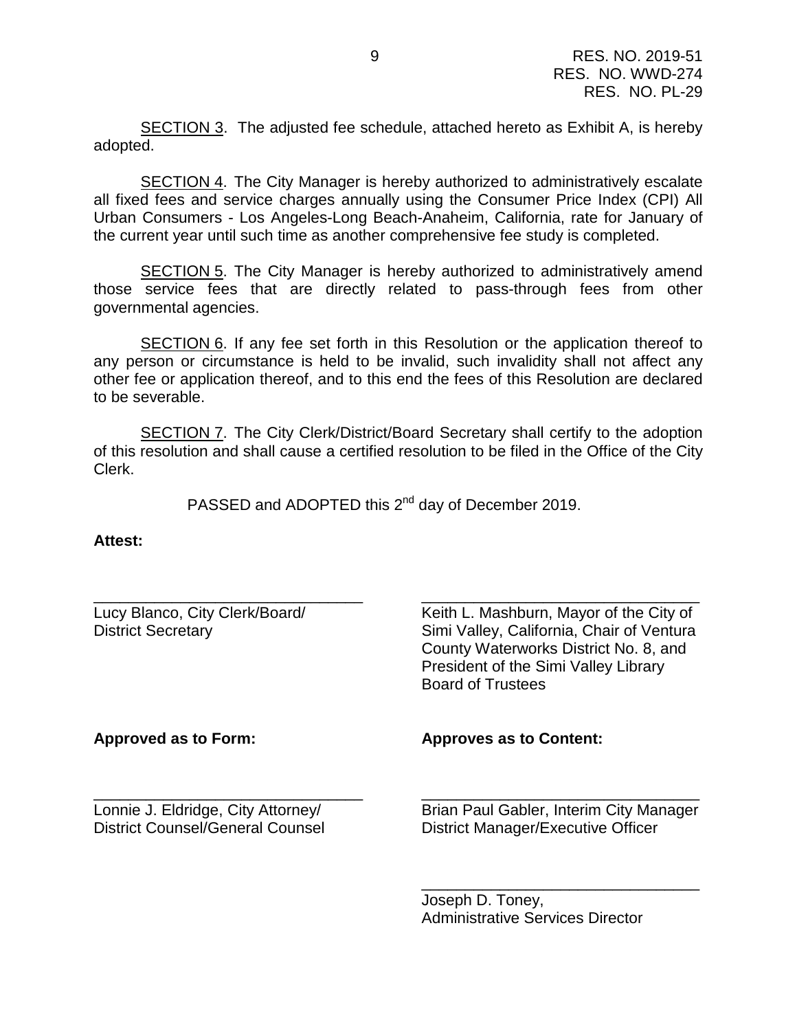SECTION 3. The adjusted fee schedule, attached hereto as Exhibit A, is hereby adopted.

SECTION 4. The City Manager is hereby authorized to administratively escalate all fixed fees and service charges annually using the Consumer Price Index (CPI) All Urban Consumers - Los Angeles-Long Beach-Anaheim, California, rate for January of the current year until such time as another comprehensive fee study is completed.

SECTION 5. The City Manager is hereby authorized to administratively amend those service fees that are directly related to pass-through fees from other governmental agencies.

SECTION 6. If any fee set forth in this Resolution or the application thereof to any person or circumstance is held to be invalid, such invalidity shall not affect any other fee or application thereof, and to this end the fees of this Resolution are declared to be severable.

SECTION 7. The City Clerk/District/Board Secretary shall certify to the adoption of this resolution and shall cause a certified resolution to be filed in the Office of the City Clerk.

PASSED and ADOPTED this 2nd day of December 2019.

**Attest:**

\_\_\_\_\_\_\_\_\_\_\_\_\_\_\_\_\_\_\_\_\_\_\_\_\_\_\_\_\_\_\_\_
Lucy Blanco, City Clerk/Board/
District Secretary

\_\_\_\_\_\_\_\_\_\_\_\_\_\_\_\_\_\_\_\_\_\_\_\_\_\_\_\_\_\_\_\_
Keith L. Mashburn, Mayor of the City of Simi Valley, California, Chair of Ventura County Waterworks District No. 8, and President of the Simi Valley Library Board of Trustees

**Approved as to Form:**

\_\_\_\_\_\_\_\_\_\_\_\_\_\_\_\_\_\_\_\_\_\_\_\_\_\_\_\_\_\_\_\_
Lonnie J. Eldridge, City Attorney/
District Counsel/General Counsel

**Approves as to Content:**

\_\_\_\_\_\_\_\_\_\_\_\_\_\_\_\_\_\_\_\_\_\_\_\_\_\_\_\_\_\_\_\_
Brian Paul Gabler, Interim City Manager
District Manager/Executive Officer

\_\_\_\_\_\_\_\_\_\_\_\_\_\_\_\_\_\_\_\_\_\_\_\_\_\_\_\_\_\_\_\_
Joseph D. Toney,
Administrative Services Director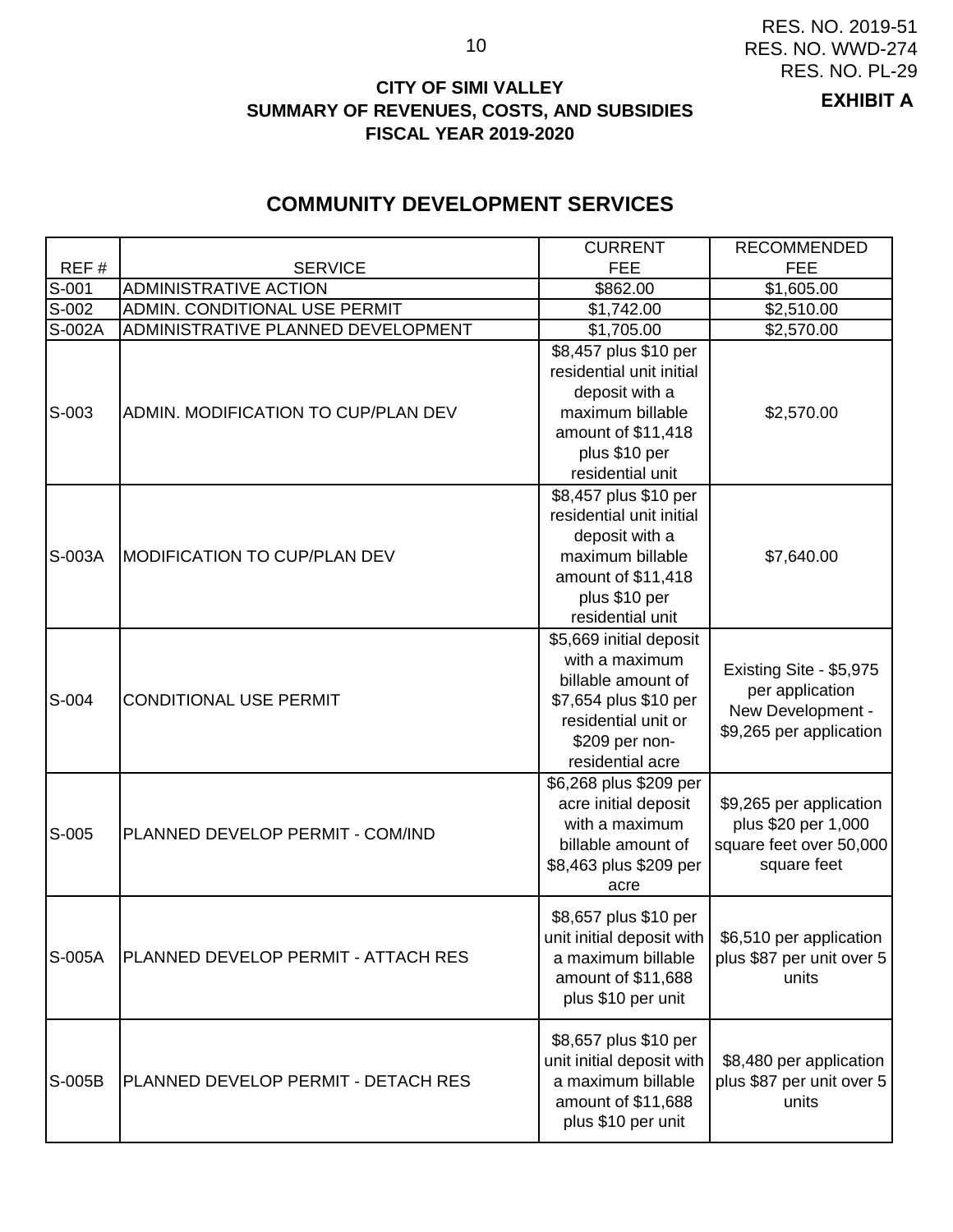RES. NO. 2019-51
RES. NO. WWD-274
RES. NO. PL-29

**EXHIBIT A**

**CITY OF SIMI VALLEY**
**SUMMARY OF REVENUES, COSTS, AND SUBSIDIES**
**FISCAL YEAR 2019-2020**

## COMMUNITY DEVELOPMENT SERVICES

| REF # | SERVICE | CURRENT FEE | RECOMMENDED FEE |
|---|---|---|---|
| S-001 | ADMINISTRATIVE ACTION | $862.00 | $1,605.00 |
| S-002 | ADMIN. CONDITIONAL USE PERMIT | $1,742.00 | $2,510.00 |
| S-002A | ADMINISTRATIVE PLANNED DEVELOPMENT | $1,705.00 | $2,570.00 |
| S-003 | ADMIN. MODIFICATION TO CUP/PLAN DEV | $8,457 plus $10 per residential unit initial deposit with a maximum billable amount of $11,418 plus $10 per residential unit | $2,570.00 |
| S-003A | MODIFICATION TO CUP/PLAN DEV | $8,457 plus $10 per residential unit initial deposit with a maximum billable amount of $11,418 plus $10 per residential unit | $7,640.00 |
| S-004 | CONDITIONAL USE PERMIT | $5,669 initial deposit with a maximum billable amount of $7,654 plus $10 per residential unit or $209 per non-residential acre | Existing Site - $5,975 per application New Development - $9,265 per application |
| S-005 | PLANNED DEVELOP PERMIT - COM/IND | $6,268 plus $209 per acre initial deposit with a maximum billable amount of $8,463 plus $209 per acre | $9,265 per application plus $20 per 1,000 square feet over 50,000 square feet |
| S-005A | PLANNED DEVELOP PERMIT - ATTACH RES | $8,657 plus $10 per unit initial deposit with a maximum billable amount of $11,688 plus $10 per unit | $6,510 per application plus $87 per unit over 5 units |
| S-005B | PLANNED DEVELOP PERMIT - DETACH RES | $8,657 plus $10 per unit initial deposit with a maximum billable amount of $11,688 plus $10 per unit | $8,480 per application plus $87 per unit over 5 units |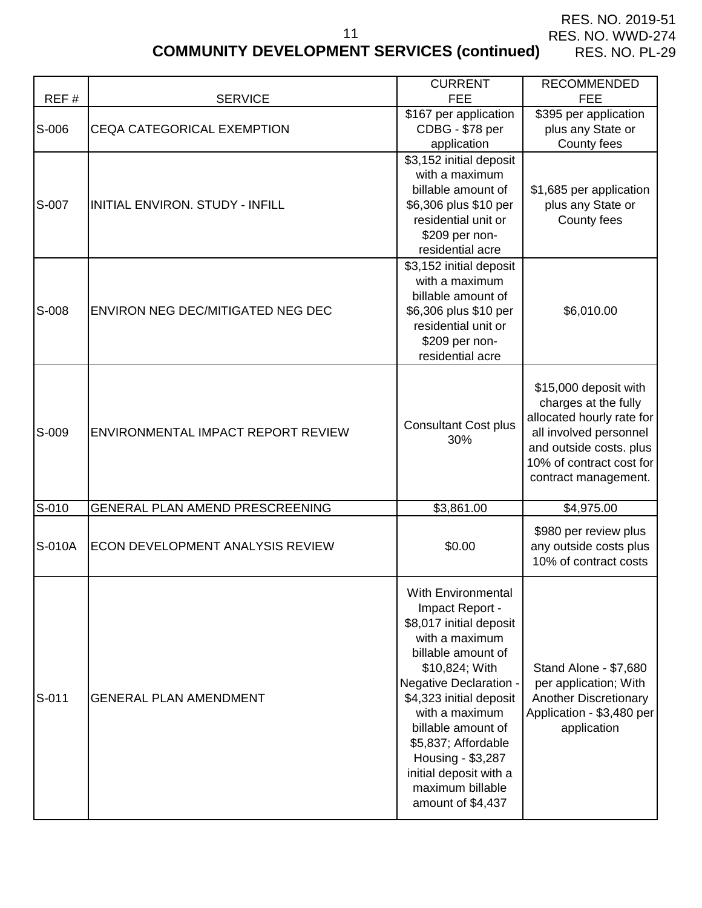RES. NO. 2019-51
RES. NO. WWD-274
RES. NO. PL-29

## COMMUNITY DEVELOPMENT SERVICES (continued)

| REF # | SERVICE | CURRENT FEE | RECOMMENDED FEE |
|---|---|---|---|
| S-006 | CEQA CATEGORICAL EXEMPTION | $167 per application CDBG - $78 per application | $395 per application plus any State or County fees |
| S-007 | INITIAL ENVIRON. STUDY - INFILL | $3,152 initial deposit with a maximum billable amount of $6,306 plus $10 per residential unit or $209 per non-residential acre | $1,685 per application plus any State or County fees |
| S-008 | ENVIRON NEG DEC/MITIGATED NEG DEC | $3,152 initial deposit with a maximum billable amount of $6,306 plus $10 per residential unit or $209 per non-residential acre | $6,010.00 |
| S-009 | ENVIRONMENTAL IMPACT REPORT REVIEW | Consultant Cost plus 30% | $15,000 deposit with charges at the fully allocated hourly rate for all involved personnel and outside costs. plus 10% of contract cost for contract management. |
| S-010 | GENERAL PLAN AMEND PRESCREENING | $3,861.00 | $4,975.00 |
| S-010A | ECON DEVELOPMENT ANALYSIS REVIEW | $0.00 | $980 per review plus any outside costs plus 10% of contract costs |
| S-011 | GENERAL PLAN AMENDMENT | With Environmental Impact Report - $8,017 initial deposit with a maximum billable amount of $10,824; With Negative Declaration - $4,323 initial deposit with a maximum billable amount of $5,837; Affordable Housing - $3,287 initial deposit with a maximum billable amount of $4,437 | Stand Alone - $7,680 per application; With Another Discretionary Application - $3,480 per application |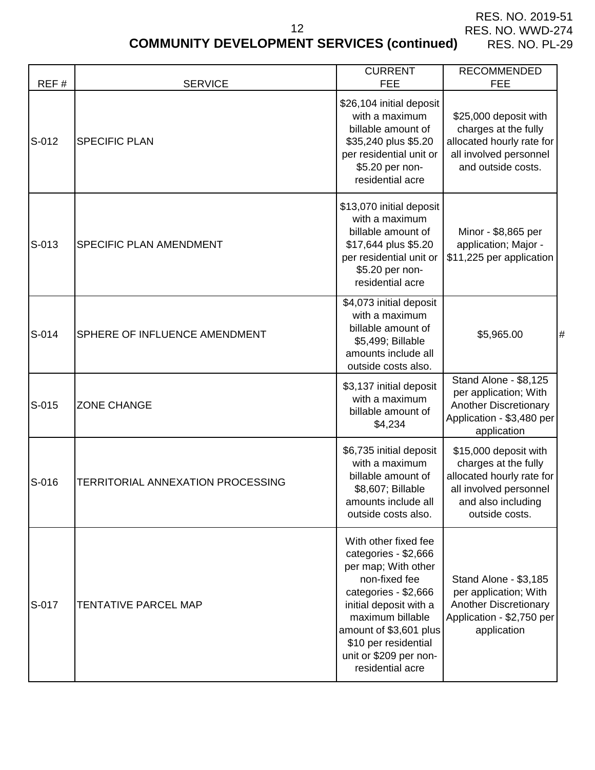RES. NO. 2019-51
RES. NO. WWD-274
RES. NO. PL-29

## COMMUNITY DEVELOPMENT SERVICES (continued)

| REF # | SERVICE | CURRENT FEE | RECOMMENDED FEE |
|---|---|---|---|
| S-012 | SPECIFIC PLAN | $26,104 initial deposit with a maximum billable amount of $35,240 plus $5.20 per residential unit or $5.20 per non-residential acre | $25,000 deposit with charges at the fully allocated hourly rate for all involved personnel and outside costs. |
| S-013 | SPECIFIC PLAN AMENDMENT | $13,070 initial deposit with a maximum billable amount of $17,644 plus $5.20 per residential unit or $5.20 per non-residential acre | Minor - $8,865 per application; Major - $11,225 per application |
| S-014 | SPHERE OF INFLUENCE AMENDMENT | $4,073 initial deposit with a maximum billable amount of $5,499; Billable amounts include all outside costs also. | $5,965.00 # |
| S-015 | ZONE CHANGE | $3,137 initial deposit with a maximum billable amount of $4,234 | Stand Alone - $8,125 per application; With Another Discretionary Application - $3,480 per application |
| S-016 | TERRITORIAL ANNEXATION PROCESSING | $6,735 initial deposit with a maximum billable amount of $8,607; Billable amounts include all outside costs also. | $15,000 deposit with charges at the fully allocated hourly rate for all involved personnel and also including outside costs. |
| S-017 | TENTATIVE PARCEL MAP | With other fixed fee categories - $2,666 per map; With other non-fixed fee categories - $2,666 initial deposit with a maximum billable amount of $3,601 plus $10 per residential unit or $209 per non-residential acre | Stand Alone - $3,185 per application; With Another Discretionary Application - $2,750 per application |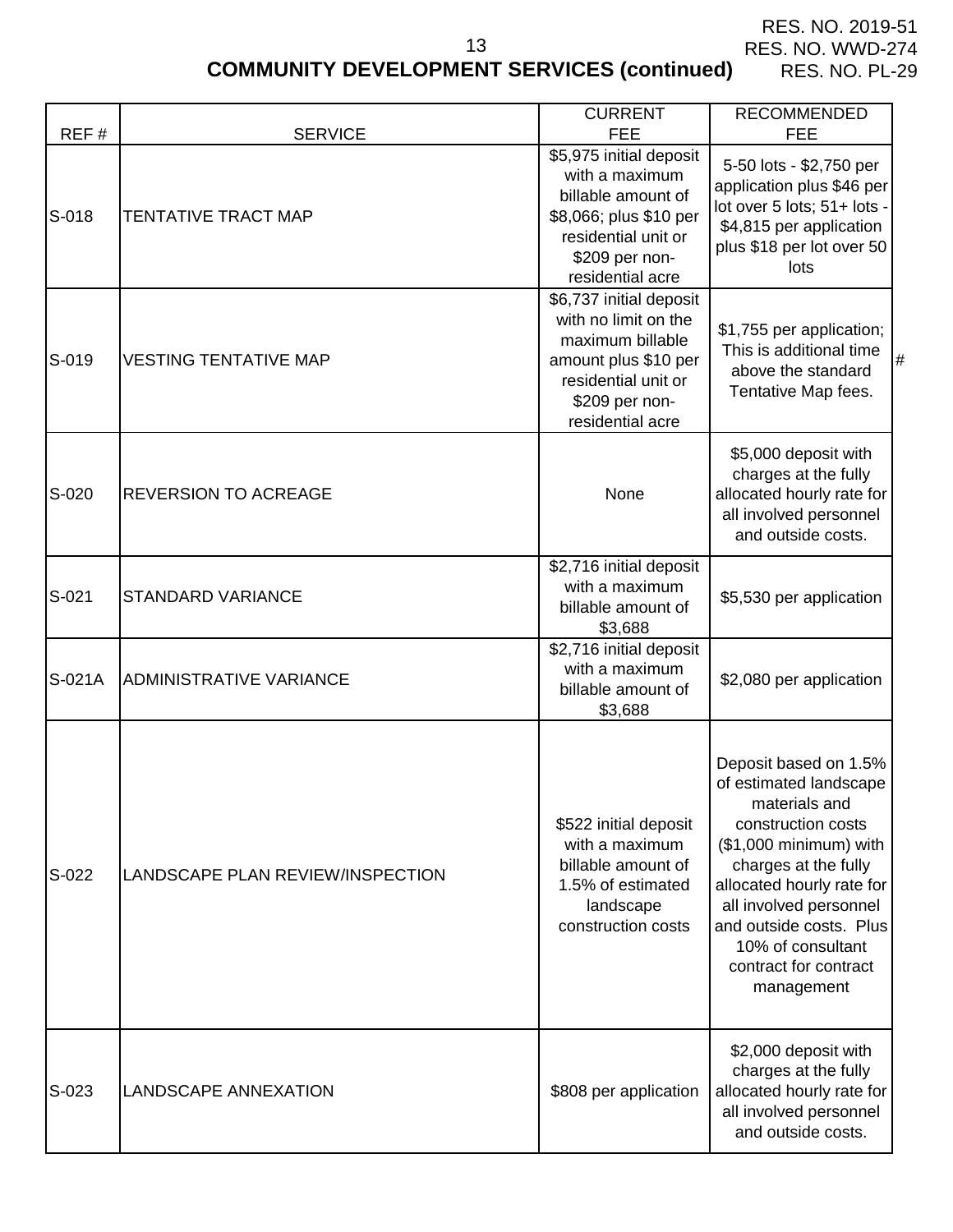RES. NO. 2019-51
RES. NO. WWD-274
RES. NO. PL-29

## COMMUNITY DEVELOPMENT SERVICES (continued)

| REF # | SERVICE | CURRENT FEE | RECOMMENDED FEE | |
|---|---|---|---|---|
| S-018 | TENTATIVE TRACT MAP | $5,975 initial deposit with a maximum billable amount of $8,066; plus $10 per residential unit or $209 per non-residential acre | 5-50 lots - $2,750 per application plus $46 per lot over 5 lots; 51+ lots - $4,815 per application plus $18 per lot over 50 lots | |
| S-019 | VESTING TENTATIVE MAP | $6,737 initial deposit with no limit on the maximum billable amount plus $10 per residential unit or $209 per non-residential acre | $1,755 per application; This is additional time above the standard Tentative Map fees. | # |
| S-020 | REVERSION TO ACREAGE | None | $5,000 deposit with charges at the fully allocated hourly rate for all involved personnel and outside costs. | |
| S-021 | STANDARD VARIANCE | $2,716 initial deposit with a maximum billable amount of $3,688 | $5,530 per application | |
| S-021A | ADMINISTRATIVE VARIANCE | $2,716 initial deposit with a maximum billable amount of $3,688 | $2,080 per application | |
| S-022 | LANDSCAPE PLAN REVIEW/INSPECTION | $522 initial deposit with a maximum billable amount of 1.5% of estimated landscape construction costs | Deposit based on 1.5% of estimated landscape materials and construction costs ($1,000 minimum) with charges at the fully allocated hourly rate for all involved personnel and outside costs. Plus 10% of consultant contract for contract management | |
| S-023 | LANDSCAPE ANNEXATION | $808 per application | $2,000 deposit with charges at the fully allocated hourly rate for all involved personnel and outside costs. | |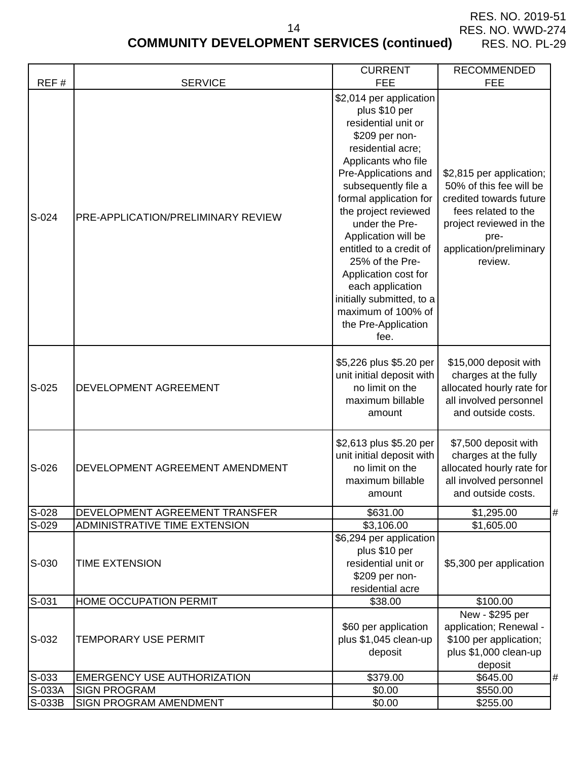RES. NO. 2019-51
RES. NO. WWD-274
RES. NO. PL-29

## COMMUNITY DEVELOPMENT SERVICES (continued)

| REF # | SERVICE | CURRENT FEE | RECOMMENDED FEE | |
|---|---|---|---|---|
| S-024 | PRE-APPLICATION/PRELIMINARY REVIEW | $2,014 per application plus $10 per residential unit or $209 per non-residential acre; Applicants who file Pre-Applications and subsequently file a formal application for the project reviewed under the Pre-Application will be entitled to a credit of 25% of the Pre-Application cost for each application initially submitted, to a maximum of 100% of the Pre-Application fee. | $2,815 per application; 50% of this fee will be credited towards future fees related to the project reviewed in the pre-application/preliminary review. | |
| S-025 | DEVELOPMENT AGREEMENT | $5,226 plus $5.20 per unit initial deposit with no limit on the maximum billable amount | $15,000 deposit with charges at the fully allocated hourly rate for all involved personnel and outside costs. | |
| S-026 | DEVELOPMENT AGREEMENT AMENDMENT | $2,613 plus $5.20 per unit initial deposit with no limit on the maximum billable amount | $7,500 deposit with charges at the fully allocated hourly rate for all involved personnel and outside costs. | |
| S-028 | DEVELOPMENT AGREEMENT TRANSFER | $631.00 | $1,295.00 | # |
| S-029 | ADMINISTRATIVE TIME EXTENSION | $3,106.00 | $1,605.00 | |
| S-030 | TIME EXTENSION | $6,294 per application plus $10 per residential unit or $209 per non-residential acre | $5,300 per application | |
| S-031 | HOME OCCUPATION PERMIT | $38.00 | $100.00 | |
| S-032 | TEMPORARY USE PERMIT | $60 per application plus $1,045 clean-up deposit | New - $295 per application; Renewal - $100 per application; plus $1,000 clean-up deposit | |
| S-033 | EMERGENCY USE AUTHORIZATION | $379.00 | $645.00 | # |
| S-033A | SIGN PROGRAM | $0.00 | $550.00 | |
| S-033B | SIGN PROGRAM AMENDMENT | $0.00 | $255.00 | |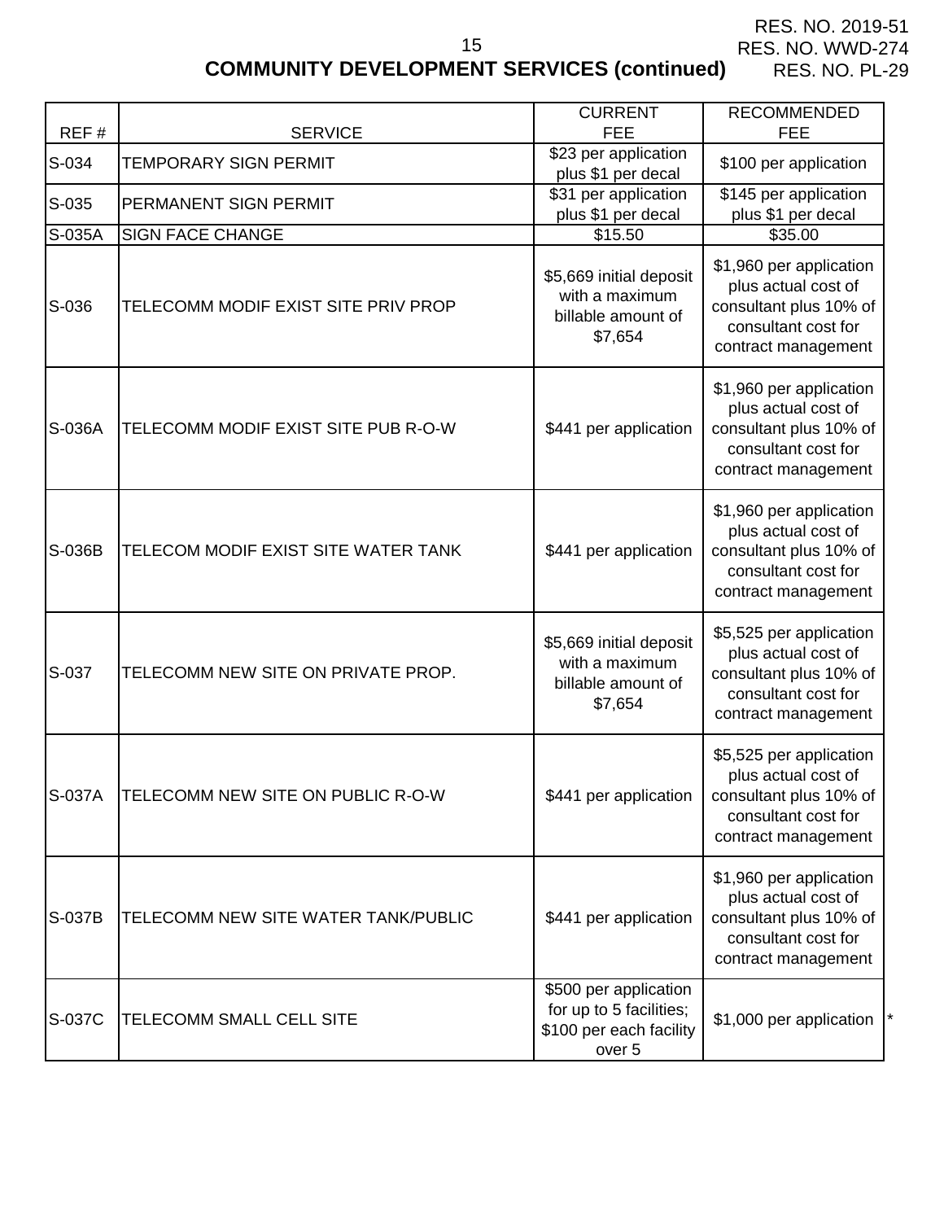RES. NO. 2019-51
RES. NO. WWD-274
RES. NO. PL-29

## COMMUNITY DEVELOPMENT SERVICES (continued)

| REF # | SERVICE | CURRENT FEE | RECOMMENDED FEE | |
|---|---|---|---|---|
| S-034 | TEMPORARY SIGN PERMIT | $23 per application plus $1 per decal | $100 per application | |
| S-035 | PERMANENT SIGN PERMIT | $31 per application plus $1 per decal | $145 per application plus $1 per decal | |
| S-035A | SIGN FACE CHANGE | $15.50 | $35.00 | |
| S-036 | TELECOMM MODIF EXIST SITE PRIV PROP | $5,669 initial deposit with a maximum billable amount of $7,654 | $1,960 per application plus actual cost of consultant plus 10% of consultant cost for contract management | |
| S-036A | TELECOMM MODIF EXIST SITE PUB R-O-W | $441 per application | $1,960 per application plus actual cost of consultant plus 10% of consultant cost for contract management | |
| S-036B | TELECOM MODIF EXIST SITE WATER TANK | $441 per application | $1,960 per application plus actual cost of consultant plus 10% of consultant cost for contract management | |
| S-037 | TELECOMM NEW SITE ON PRIVATE PROP. | $5,669 initial deposit with a maximum billable amount of $7,654 | $5,525 per application plus actual cost of consultant plus 10% of consultant cost for contract management | |
| S-037A | TELECOMM NEW SITE ON PUBLIC R-O-W | $441 per application | $5,525 per application plus actual cost of consultant plus 10% of consultant cost for contract management | |
| S-037B | TELECOMM NEW SITE WATER TANK/PUBLIC | $441 per application | $1,960 per application plus actual cost of consultant plus 10% of consultant cost for contract management | |
| S-037C | TELECOMM SMALL CELL SITE | $500 per application for up to 5 facilities; $100 per each facility over 5 | $1,000 per application | * |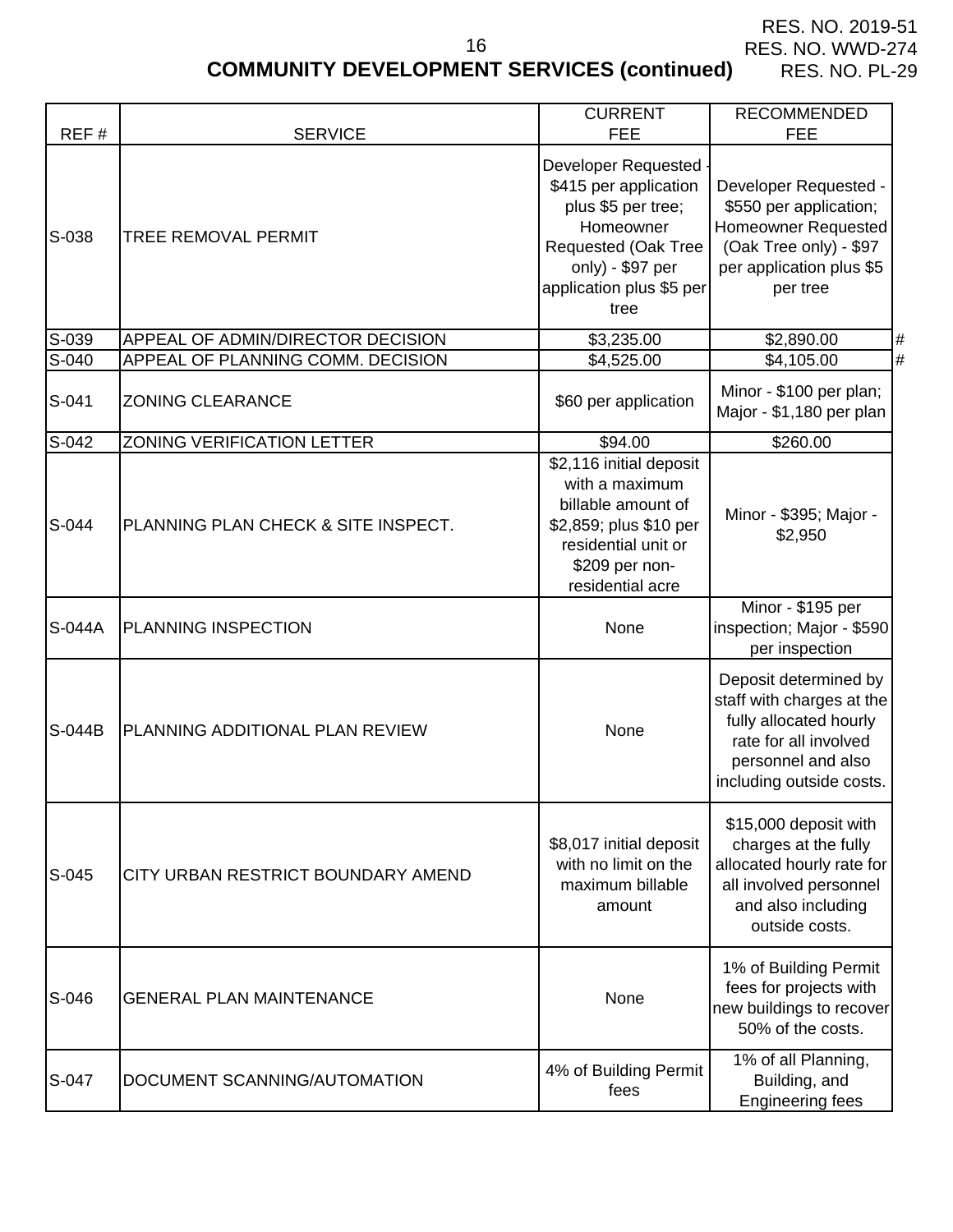RES. NO. 2019-51
RES. NO. WWD-274
RES. NO. PL-29

## COMMUNITY DEVELOPMENT SERVICES (continued)

| REF # | SERVICE | CURRENT FEE | RECOMMENDED FEE | |
|---|---|---|---|---|
| S-038 | TREE REMOVAL PERMIT | Developer Requested - $415 per application plus $5 per tree; Homeowner Requested (Oak Tree only) - $97 per application plus $5 per tree | Developer Requested - $550 per application; Homeowner Requested (Oak Tree only) - $97 per application plus $5 per tree | |
| S-039 | APPEAL OF ADMIN/DIRECTOR DECISION | $3,235.00 | $2,890.00 | # |
| S-040 | APPEAL OF PLANNING COMM. DECISION | $4,525.00 | $4,105.00 | # |
| S-041 | ZONING CLEARANCE | $60 per application | Minor - $100 per plan; Major - $1,180 per plan | |
| S-042 | ZONING VERIFICATION LETTER | $94.00 | $260.00 | |
| S-044 | PLANNING PLAN CHECK & SITE INSPECT. | $2,116 initial deposit with a maximum billable amount of $2,859; plus $10 per residential unit or $209 per non-residential acre | Minor - $395; Major - $2,950 | |
| S-044A | PLANNING INSPECTION | None | Minor - $195 per inspection; Major - $590 per inspection | |
| S-044B | PLANNING ADDITIONAL PLAN REVIEW | None | Deposit determined by staff with charges at the fully allocated hourly rate for all involved personnel and also including outside costs. | |
| S-045 | CITY URBAN RESTRICT BOUNDARY AMEND | $8,017 initial deposit with no limit on the maximum billable amount | $15,000 deposit with charges at the fully allocated hourly rate for all involved personnel and also including outside costs. | |
| S-046 | GENERAL PLAN MAINTENANCE | None | 1% of Building Permit fees for projects with new buildings to recover 50% of the costs. | |
| S-047 | DOCUMENT SCANNING/AUTOMATION | 4% of Building Permit fees | 1% of all Planning, Building, and Engineering fees | |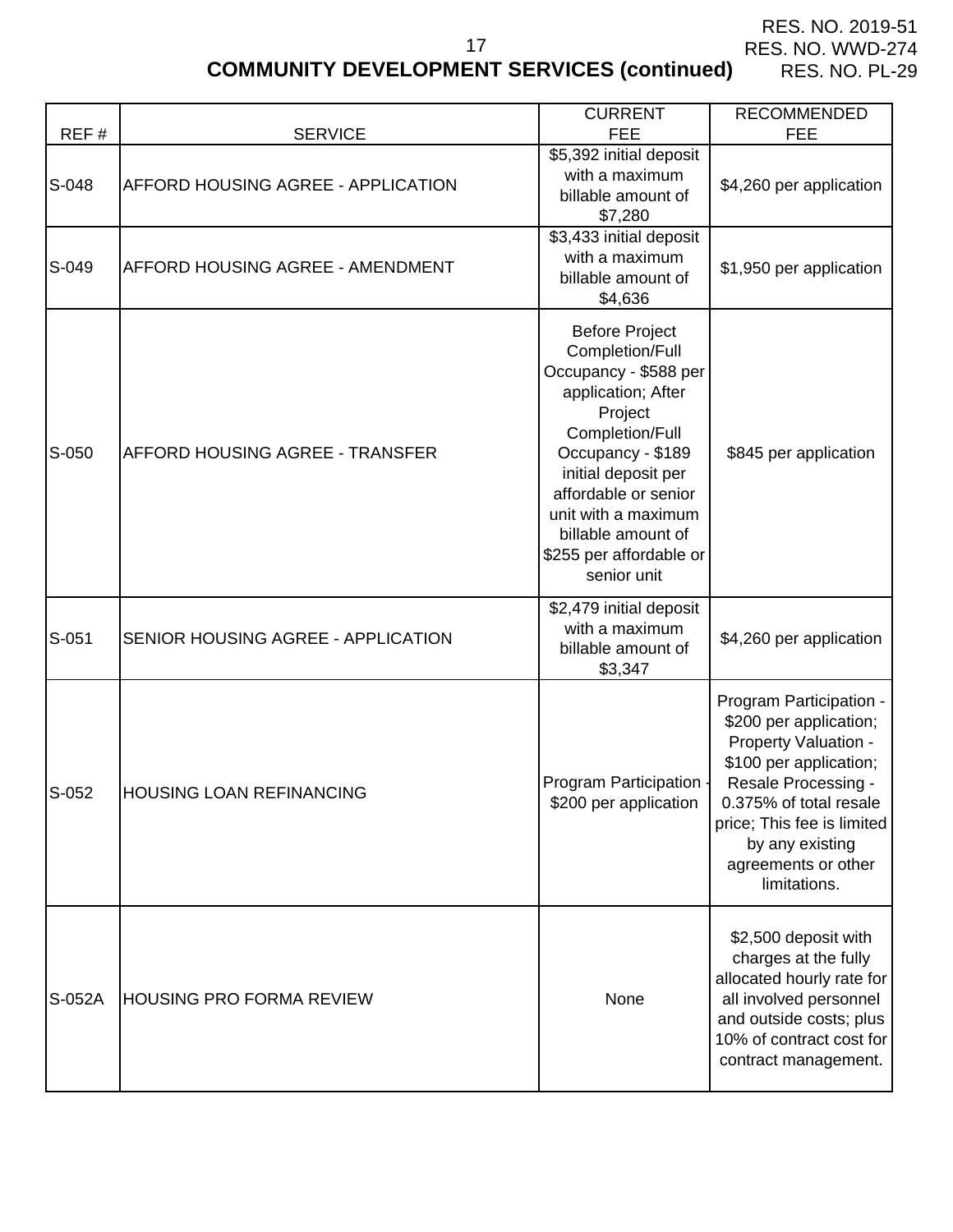RES. NO. 2019-51
RES. NO. WWD-274
RES. NO. PL-29

## COMMUNITY DEVELOPMENT SERVICES (continued)

| REF # | SERVICE | CURRENT FEE | RECOMMENDED FEE |
|---|---|---|---|
| S-048 | AFFORD HOUSING AGREE - APPLICATION | $5,392 initial deposit with a maximum billable amount of $7,280 | $4,260 per application |
| S-049 | AFFORD HOUSING AGREE - AMENDMENT | $3,433 initial deposit with a maximum billable amount of $4,636 | $1,950 per application |
| S-050 | AFFORD HOUSING AGREE - TRANSFER | Before Project Completion/Full Occupancy - $588 per application; After Project Completion/Full Occupancy - $189 initial deposit per affordable or senior unit with a maximum billable amount of $255 per affordable or senior unit | $845 per application |
| S-051 | SENIOR HOUSING AGREE - APPLICATION | $2,479 initial deposit with a maximum billable amount of $3,347 | $4,260 per application |
| S-052 | HOUSING LOAN REFINANCING | Program Participation - $200 per application | Program Participation - $200 per application; Property Valuation - $100 per application; Resale Processing - 0.375% of total resale price; This fee is limited by any existing agreements or other limitations. |
| S-052A | HOUSING PRO FORMA REVIEW | None | $2,500 deposit with charges at the fully allocated hourly rate for all involved personnel and outside costs; plus 10% of contract cost for contract management. |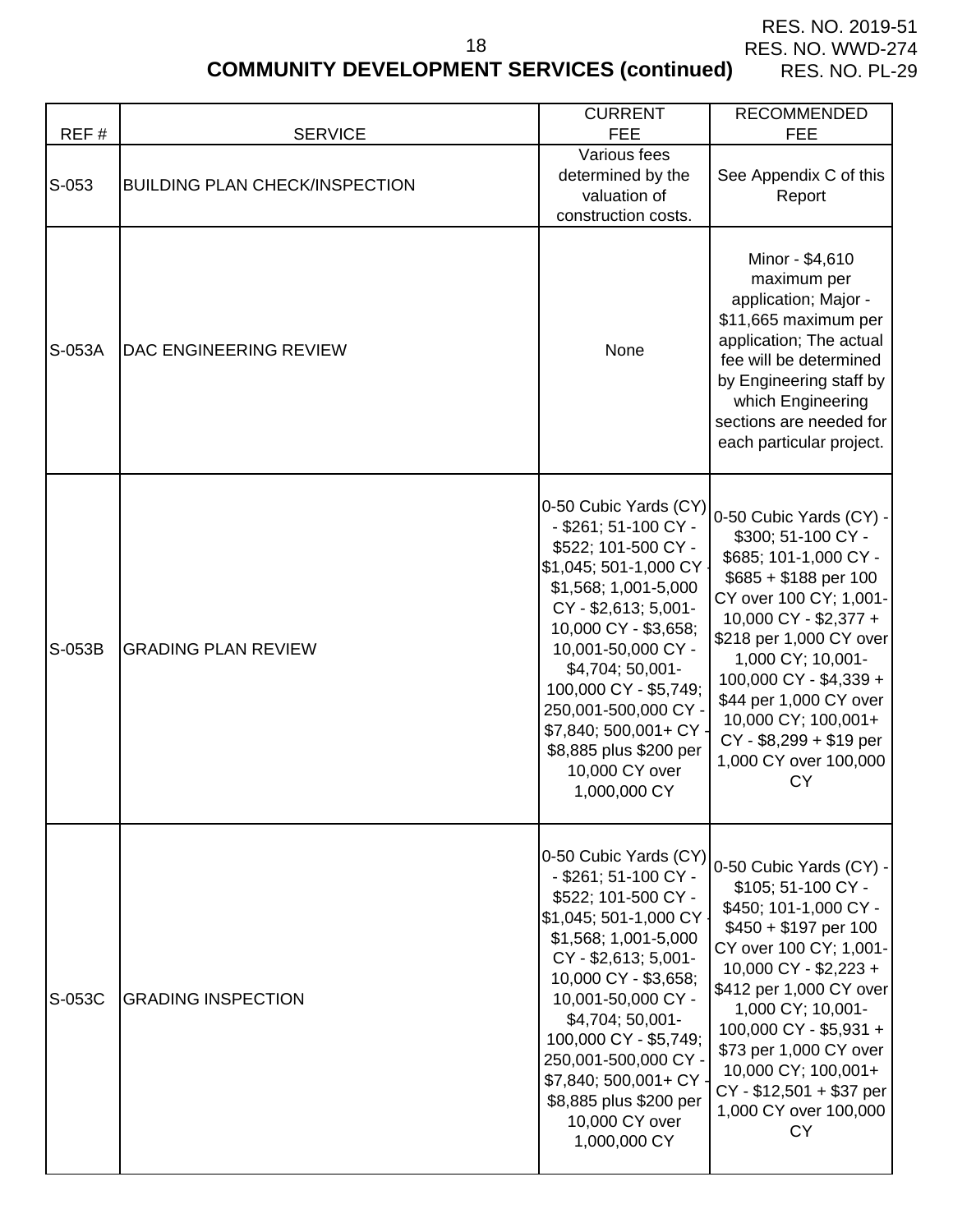RES. NO. 2019-51
RES. NO. WWD-274
RES. NO. PL-29

## COMMUNITY DEVELOPMENT SERVICES (continued)

| REF # | SERVICE | CURRENT FEE | RECOMMENDED FEE |
|---|---|---|---|
| S-053 | BUILDING PLAN CHECK/INSPECTION | Various fees determined by the valuation of construction costs. | See Appendix C of this Report |
| S-053A | DAC ENGINEERING REVIEW | None | Minor - $4,610 maximum per application; Major - $11,665 maximum per application; The actual fee will be determined by Engineering staff by which Engineering sections are needed for each particular project. |
| S-053B | GRADING PLAN REVIEW | 0-50 Cubic Yards (CY) - $261; 51-100 CY - $522; 101-500 CY - $1,045; 501-1,000 CY - $1,568; 1,001-5,000 CY - $2,613; 5,001-10,000 CY - $3,658; 10,001-50,000 CY - $4,704; 50,001-100,000 CY - $5,749; 250,001-500,000 CY - $7,840; 500,001+ CY - $8,885 plus $200 per 10,000 CY over 1,000,000 CY | 0-50 Cubic Yards (CY) - $300; 51-100 CY - $685; 101-1,000 CY - $685 + $188 per 100 CY over 100 CY; 1,001-10,000 CY - $2,377 + $218 per 1,000 CY over 1,000 CY; 10,001-100,000 CY - $4,339 + $44 per 1,000 CY over 10,000 CY; 100,001+ CY - $8,299 + $19 per 1,000 CY over 100,000 CY |
| S-053C | GRADING INSPECTION | 0-50 Cubic Yards (CY) - $261; 51-100 CY - $522; 101-500 CY - $1,045; 501-1,000 CY - $1,568; 1,001-5,000 CY - $2,613; 5,001-10,000 CY - $3,658; 10,001-50,000 CY - $4,704; 50,001-100,000 CY - $5,749; 250,001-500,000 CY - $7,840; 500,001+ CY - $8,885 plus $200 per 10,000 CY over 1,000,000 CY | 0-50 Cubic Yards (CY) - $105; 51-100 CY - $450; 101-1,000 CY - $450 + $197 per 100 CY over 100 CY; 1,001-10,000 CY - $2,223 + $412 per 1,000 CY over 1,000 CY; 10,001-100,000 CY - $5,931 + $73 per 1,000 CY over 10,000 CY; 100,001+ CY - $12,501 + $37 per 1,000 CY over 100,000 CY |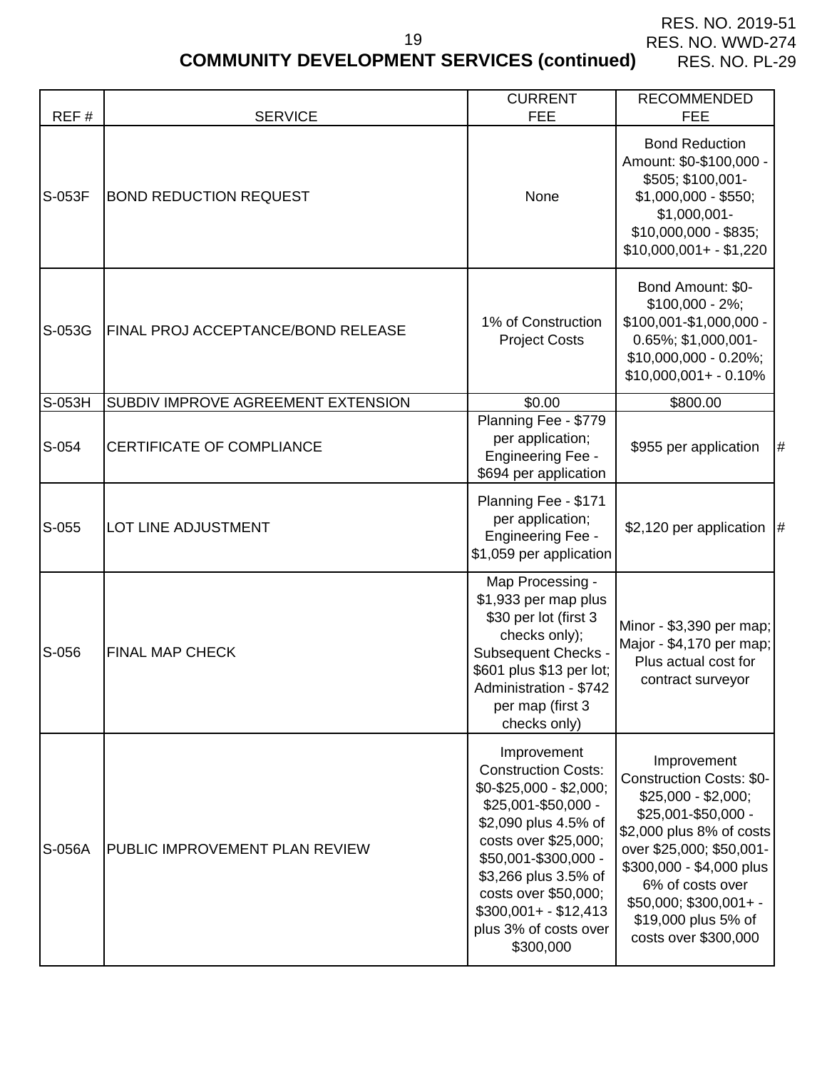RES. NO. 2019-51
RES. NO. WWD-274
RES. NO. PL-29

## COMMUNITY DEVELOPMENT SERVICES (continued)

| REF # | SERVICE | CURRENT FEE | RECOMMENDED FEE | |
|---|---|---|---|---|
| S-053F | BOND REDUCTION REQUEST | None | Bond Reduction Amount: $0-$100,000 - $505; $100,001-$1,000,000 - $550; $1,000,001-$10,000,000 - $835; $10,000,001+ - $1,220 | |
| S-053G | FINAL PROJ ACCEPTANCE/BOND RELEASE | 1% of Construction Project Costs | Bond Amount: $0-$100,000 - 2%; $100,001-$1,000,000 - 0.65%; $1,000,001-$10,000,000 - 0.20%; $10,000,001+ - 0.10% | |
| S-053H | SUBDIV IMPROVE AGREEMENT EXTENSION | $0.00 | $800.00 | |
| S-054 | CERTIFICATE OF COMPLIANCE | Planning Fee - $779 per application; Engineering Fee - $694 per application | $955 per application | # |
| S-055 | LOT LINE ADJUSTMENT | Planning Fee - $171 per application; Engineering Fee - $1,059 per application | $2,120 per application | # |
| S-056 | FINAL MAP CHECK | Map Processing - $1,933 per map plus $30 per lot (first 3 checks only); Subsequent Checks - $601 plus $13 per lot; Administration - $742 per map (first 3 checks only) | Minor - $3,390 per map; Major - $4,170 per map; Plus actual cost for contract surveyor | |
| S-056A | PUBLIC IMPROVEMENT PLAN REVIEW | Improvement Construction Costs: $0-$25,000 - $2,000; $25,001-$50,000 - $2,090 plus 4.5% of costs over $25,000; $50,001-$300,000 - $3,266 plus 3.5% of costs over $50,000; $300,001+ - $12,413 plus 3% of costs over $300,000 | Improvement Construction Costs: $0-$25,000 - $2,000; $25,001-$50,000 - $2,000 plus 8% of costs over $25,000; $50,001-$300,000 - $4,000 plus 6% of costs over $50,000; $300,001+ - $19,000 plus 5% of costs over $300,000 | |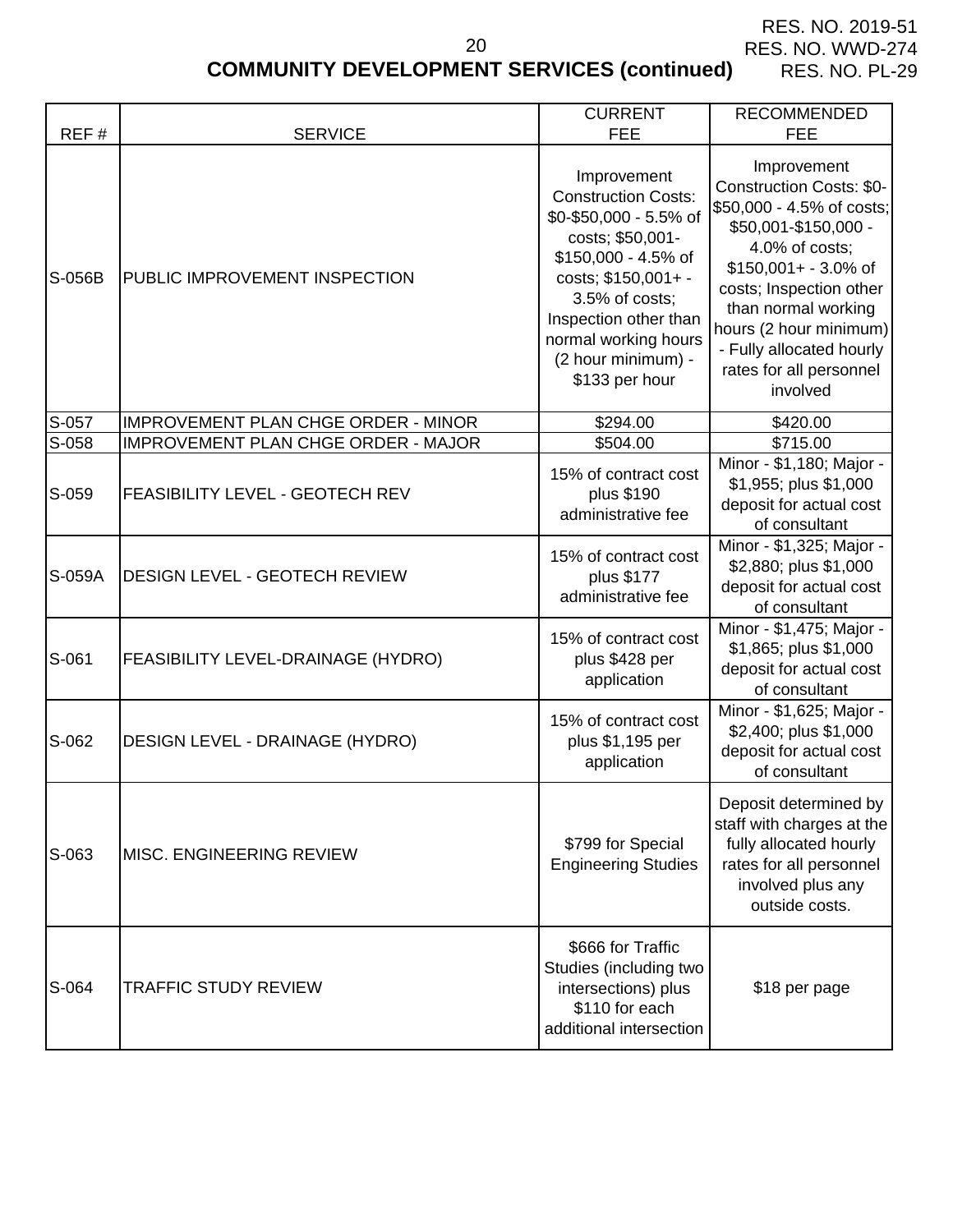RES. NO. 2019-51
RES. NO. WWD-274
RES. NO. PL-29

## COMMUNITY DEVELOPMENT SERVICES (continued)

| REF # | SERVICE | CURRENT FEE | RECOMMENDED FEE |
|---|---|---|---|
| S-056B | PUBLIC IMPROVEMENT INSPECTION | Improvement Construction Costs: $0-$50,000 - 5.5% of costs; $50,001-$150,000 - 4.5% of costs; $150,001+ - 3.5% of costs; Inspection other than normal working hours (2 hour minimum) - $133 per hour | Improvement Construction Costs: $0-$50,000 - 4.5% of costs; $50,001-$150,000 - 4.0% of costs; $150,001+ - 3.0% of costs; Inspection other than normal working hours (2 hour minimum) - Fully allocated hourly rates for all personnel involved |
| S-057 | IMPROVEMENT PLAN CHGE ORDER - MINOR | $294.00 | $420.00 |
| S-058 | IMPROVEMENT PLAN CHGE ORDER - MAJOR | $504.00 | $715.00 |
| S-059 | FEASIBILITY LEVEL - GEOTECH REV | 15% of contract cost plus $190 administrative fee | Minor - $1,180; Major - $1,955; plus $1,000 deposit for actual cost of consultant |
| S-059A | DESIGN LEVEL - GEOTECH REVIEW | 15% of contract cost plus $177 administrative fee | Minor - $1,325; Major - $2,880; plus $1,000 deposit for actual cost of consultant |
| S-061 | FEASIBILITY LEVEL-DRAINAGE (HYDRO) | 15% of contract cost plus $428 per application | Minor - $1,475; Major - $1,865; plus $1,000 deposit for actual cost of consultant |
| S-062 | DESIGN LEVEL - DRAINAGE (HYDRO) | 15% of contract cost plus $1,195 per application | Minor - $1,625; Major - $2,400; plus $1,000 deposit for actual cost of consultant |
| S-063 | MISC. ENGINEERING REVIEW | $799 for Special Engineering Studies | Deposit determined by staff with charges at the fully allocated hourly rates for all personnel involved plus any outside costs. |
| S-064 | TRAFFIC STUDY REVIEW | $666 for Traffic Studies (including two intersections) plus $110 for each additional intersection | $18 per page |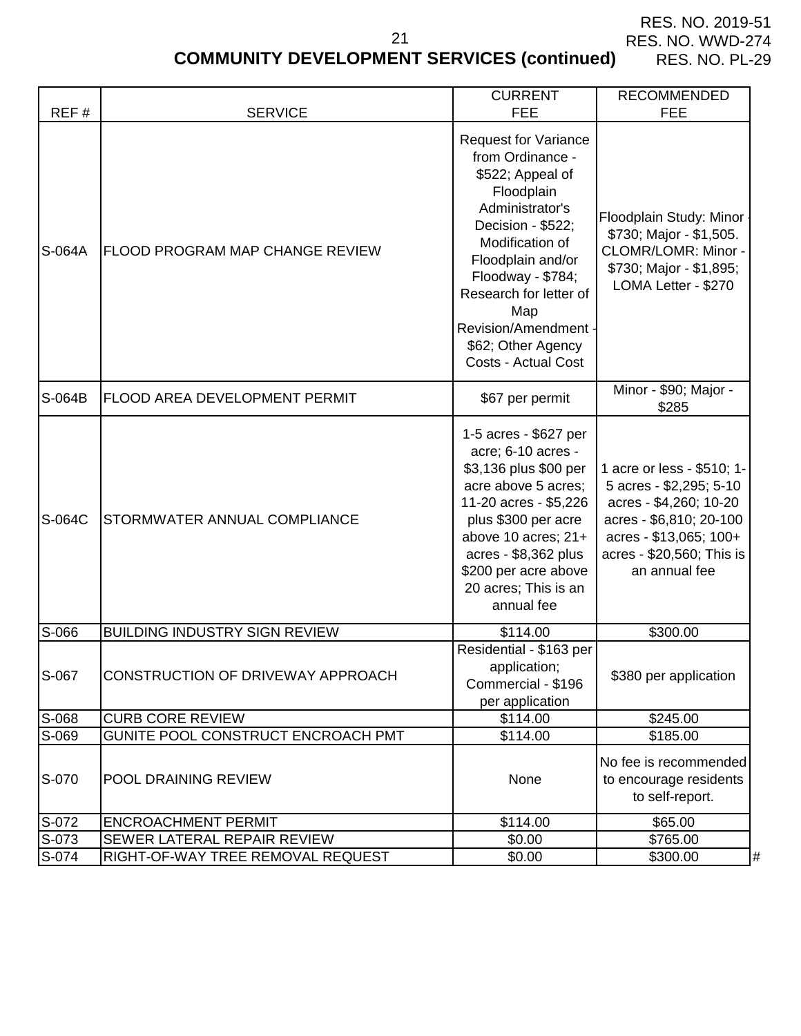RES. NO. 2019-51
RES. NO. WWD-274
RES. NO. PL-29

## COMMUNITY DEVELOPMENT SERVICES (continued)

| REF # | SERVICE | CURRENT FEE | RECOMMENDED FEE |
|---|---|---|---|
| S-064A | FLOOD PROGRAM MAP CHANGE REVIEW | Request for Variance from Ordinance - $522; Appeal of Floodplain Administrator's Decision - $522; Modification of Floodplain and/or Floodway - $784; Research for letter of Map Revision/Amendment - $62; Other Agency Costs - Actual Cost | Floodplain Study: Minor - $730; Major - $1,505. CLOMR/LOMR: Minor - $730; Major - $1,895; LOMA Letter - $270 |
| S-064B | FLOOD AREA DEVELOPMENT PERMIT | $67 per permit | Minor - $90; Major - $285 |
| S-064C | STORMWATER ANNUAL COMPLIANCE | 1-5 acres - $627 per acre; 6-10 acres - $3,136 plus $00 per acre above 5 acres; 11-20 acres - $5,226 plus $300 per acre above 10 acres; 21+ acres - $8,362 plus $200 per acre above 20 acres; This is an annual fee | 1 acre or less - $510; 1-5 acres - $2,295; 5-10 acres - $4,260; 10-20 acres - $6,810; 20-100 acres - $13,065; 100+ acres - $20,560; This is an annual fee |
| S-066 | BUILDING INDUSTRY SIGN REVIEW | $114.00 | $300.00 |
| S-067 | CONSTRUCTION OF DRIVEWAY APPROACH | Residential - $163 per application; Commercial - $196 per application | $380 per application |
| S-068 | CURB CORE REVIEW | $114.00 | $245.00 |
| S-069 | GUNITE POOL CONSTRUCT ENCROACH PMT | $114.00 | $185.00 |
| S-070 | POOL DRAINING REVIEW | None | No fee is recommended to encourage residents to self-report. |
| S-072 | ENCROACHMENT PERMIT | $114.00 | $65.00 |
| S-073 | SEWER LATERAL REPAIR REVIEW | $0.00 | $765.00 |
| S-074 | RIGHT-OF-WAY TREE REMOVAL REQUEST | $0.00 | $300.00 |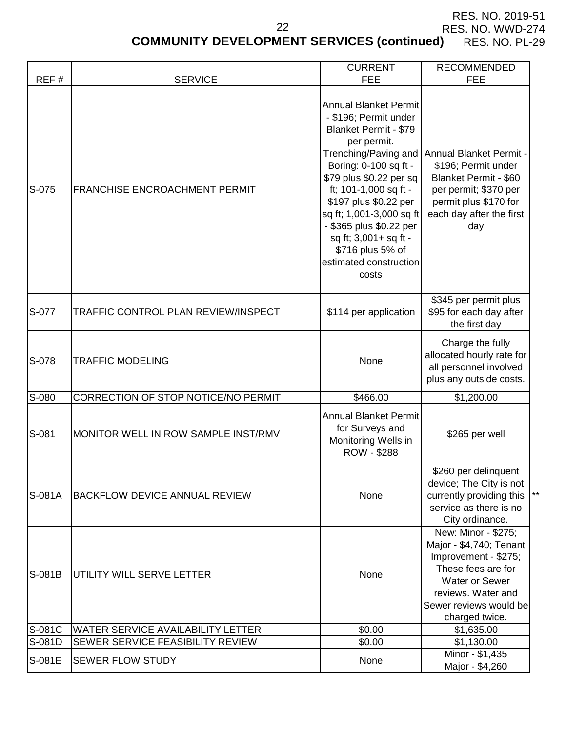RES. NO. 2019-51
RES. NO. WWD-274
RES. NO. PL-29

## COMMUNITY DEVELOPMENT SERVICES (continued)

| REF # | SERVICE | CURRENT FEE | RECOMMENDED FEE | |
|---|---|---|---|---|
| S-075 | FRANCHISE ENCROACHMENT PERMIT | Annual Blanket Permit - $196; Permit under Blanket Permit - $79 per permit. Trenching/Paving and Boring: 0-100 sq ft - $79 plus $0.22 per sq ft; 101-1,000 sq ft - $197 plus $0.22 per sq ft; 1,001-3,000 sq ft - $365 plus $0.22 per sq ft; 3,001+ sq ft - $716 plus 5% of estimated construction costs | Annual Blanket Permit - $196; Permit under Blanket Permit - $60 per permit; $370 per permit plus $170 for each day after the first day | |
| S-077 | TRAFFIC CONTROL PLAN REVIEW/INSPECT | $114 per application | $345 per permit plus $95 for each day after the first day | |
| S-078 | TRAFFIC MODELING | None | Charge the fully allocated hourly rate for all personnel involved plus any outside costs. | |
| S-080 | CORRECTION OF STOP NOTICE/NO PERMIT | $466.00 | $1,200.00 | |
| S-081 | MONITOR WELL IN ROW SAMPLE INST/RMV | Annual Blanket Permit for Surveys and Monitoring Wells in ROW - $288 | $265 per well | |
| S-081A | BACKFLOW DEVICE ANNUAL REVIEW | None | $260 per delinquent device; The City is not currently providing this service as there is no City ordinance. | ** |
| S-081B | UTILITY WILL SERVE LETTER | None | New: Minor - $275; Major - $4,740; Tenant Improvement - $275; These fees are for Water or Sewer reviews. Water and Sewer reviews would be charged twice. | |
| S-081C | WATER SERVICE AVAILABILITY LETTER | $0.00 | $1,635.00 | |
| S-081D | SEWER SERVICE FEASIBILITY REVIEW | $0.00 | $1,130.00 | |
| S-081E | SEWER FLOW STUDY | None | Minor - $1,435<br>Major - $4,260 | |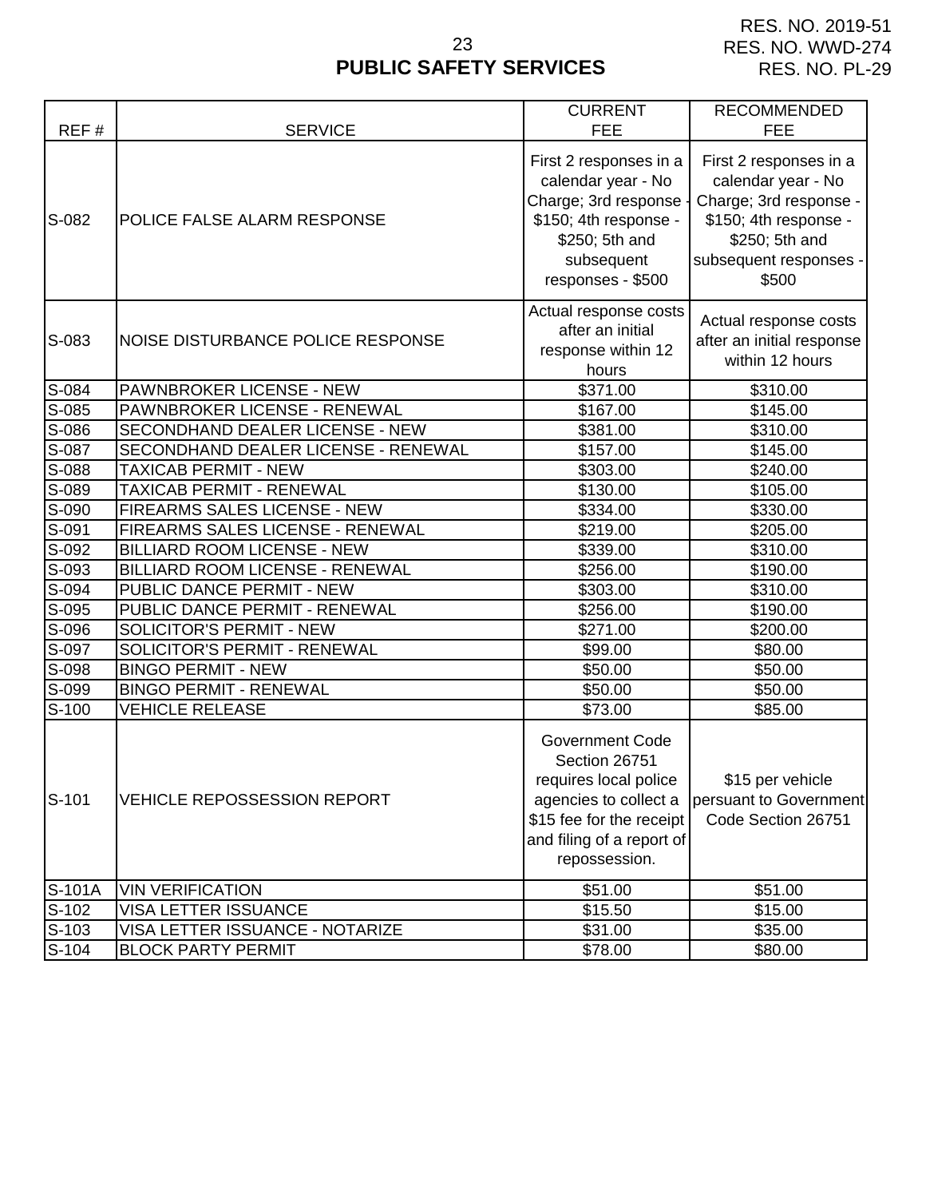RES. NO. 2019-51
RES. NO. WWD-274
RES. NO. PL-29

# PUBLIC SAFETY SERVICES

| REF # | SERVICE | CURRENT FEE | RECOMMENDED FEE |
|---|---|---|---|
| S-082 | POLICE FALSE ALARM RESPONSE | First 2 responses in a calendar year - No Charge; 3rd response - $150; 4th response - $250; 5th and subsequent responses - $500 | First 2 responses in a calendar year - No Charge; 3rd response - $150; 4th response - $250; 5th and subsequent responses - $500 |
| S-083 | NOISE DISTURBANCE POLICE RESPONSE | Actual response costs after an initial response within 12 hours | Actual response costs after an initial response within 12 hours |
| S-084 | PAWNBROKER LICENSE - NEW | $371.00 | $310.00 |
| S-085 | PAWNBROKER LICENSE - RENEWAL | $167.00 | $145.00 |
| S-086 | SECONDHAND DEALER LICENSE - NEW | $381.00 | $310.00 |
| S-087 | SECONDHAND DEALER LICENSE - RENEWAL | $157.00 | $145.00 |
| S-088 | TAXICAB PERMIT - NEW | $303.00 | $240.00 |
| S-089 | TAXICAB PERMIT - RENEWAL | $130.00 | $105.00 |
| S-090 | FIREARMS SALES LICENSE - NEW | $334.00 | $330.00 |
| S-091 | FIREARMS SALES LICENSE - RENEWAL | $219.00 | $205.00 |
| S-092 | BILLIARD ROOM LICENSE - NEW | $339.00 | $310.00 |
| S-093 | BILLIARD ROOM LICENSE - RENEWAL | $256.00 | $190.00 |
| S-094 | PUBLIC DANCE PERMIT - NEW | $303.00 | $310.00 |
| S-095 | PUBLIC DANCE PERMIT - RENEWAL | $256.00 | $190.00 |
| S-096 | SOLICITOR'S PERMIT - NEW | $271.00 | $200.00 |
| S-097 | SOLICITOR'S PERMIT - RENEWAL | $99.00 | $80.00 |
| S-098 | BINGO PERMIT - NEW | $50.00 | $50.00 |
| S-099 | BINGO PERMIT - RENEWAL | $50.00 | $50.00 |
| S-100 | VEHICLE RELEASE | $73.00 | $85.00 |
| S-101 | VEHICLE REPOSSESSION REPORT | Government Code Section 26751 requires local police agencies to collect a $15 fee for the receipt and filing of a report of repossession. | $15 per vehicle persuant to Government Code Section 26751 |
| S-101A | VIN VERIFICATION | $51.00 | $51.00 |
| S-102 | VISA LETTER ISSUANCE | $15.50 | $15.00 |
| S-103 | VISA LETTER ISSUANCE - NOTARIZE | $31.00 | $35.00 |
| S-104 | BLOCK PARTY PERMIT | $78.00 | $80.00 |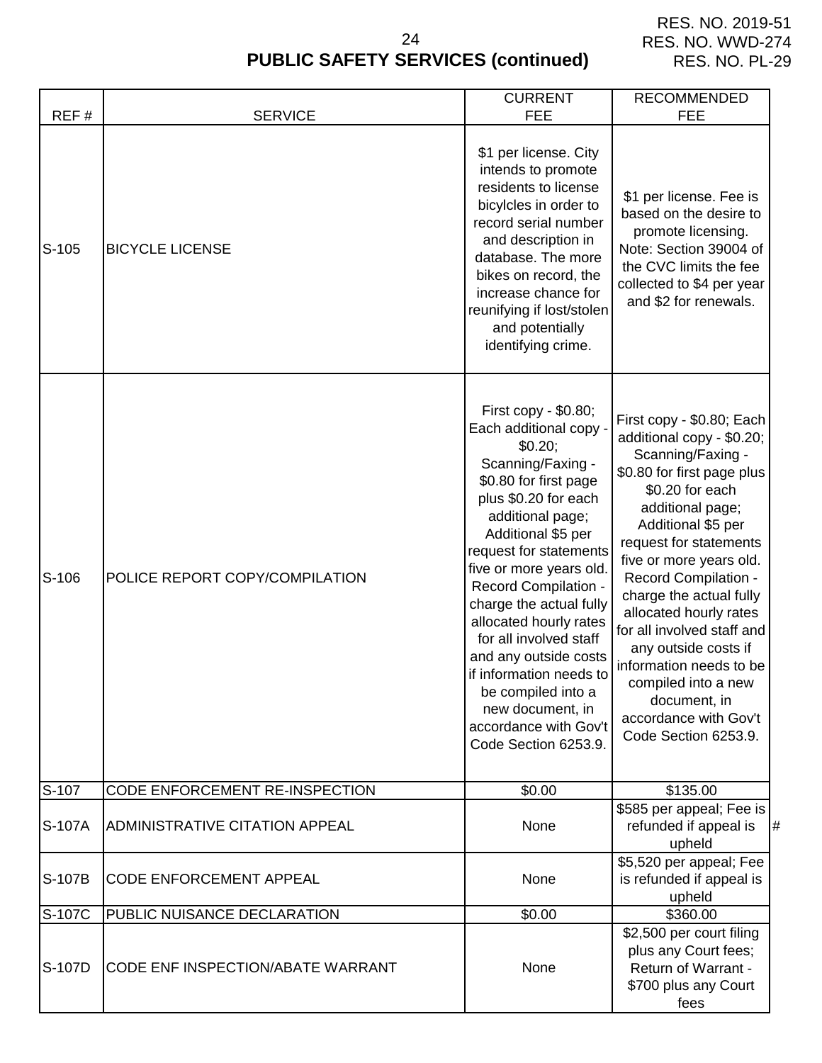RES. NO. 2019-51
RES. NO. WWD-274
RES. NO. PL-29

## PUBLIC SAFETY SERVICES (continued)

| REF # | SERVICE | CURRENT FEE | RECOMMENDED FEE |
|---|---|---|---|
| S-105 | BICYCLE LICENSE | $1 per license. City intends to promote residents to license bicylcles in order to record serial number and description in database. The more bikes on record, the increase chance for reunifying if lost/stolen and potentially identifying crime. | $1 per license. Fee is based on the desire to promote licensing. Note: Section 39004 of the CVC limits the fee collected to $4 per year and $2 for renewals. |
| S-106 | POLICE REPORT COPY/COMPILATION | First copy - $0.80; Each additional copy - $0.20; Scanning/Faxing - $0.80 for first page plus $0.20 for each additional page; Additional $5 per request for statements five or more years old. Record Compilation - charge the actual fully allocated hourly rates for all involved staff and any outside costs if information needs to be compiled into a new document, in accordance with Gov't Code Section 6253.9. | First copy - $0.80; Each additional copy - $0.20; Scanning/Faxing - $0.80 for first page plus $0.20 for each additional page; Additional $5 per request for statements five or more years old. Record Compilation - charge the actual fully allocated hourly rates for all involved staff and any outside costs if information needs to be compiled into a new document, in accordance with Gov't Code Section 6253.9. |
| S-107 | CODE ENFORCEMENT RE-INSPECTION | $0.00 | $135.00 |
| S-107A | ADMINISTRATIVE CITATION APPEAL | None | $585 per appeal; Fee is refunded if appeal is upheld # |
| S-107B | CODE ENFORCEMENT APPEAL | None | $5,520 per appeal; Fee is refunded if appeal is upheld |
| S-107C | PUBLIC NUISANCE DECLARATION | $0.00 | $360.00 |
| S-107D | CODE ENF INSPECTION/ABATE WARRANT | None | $2,500 per court filing plus any Court fees; Return of Warrant - $700 plus any Court fees |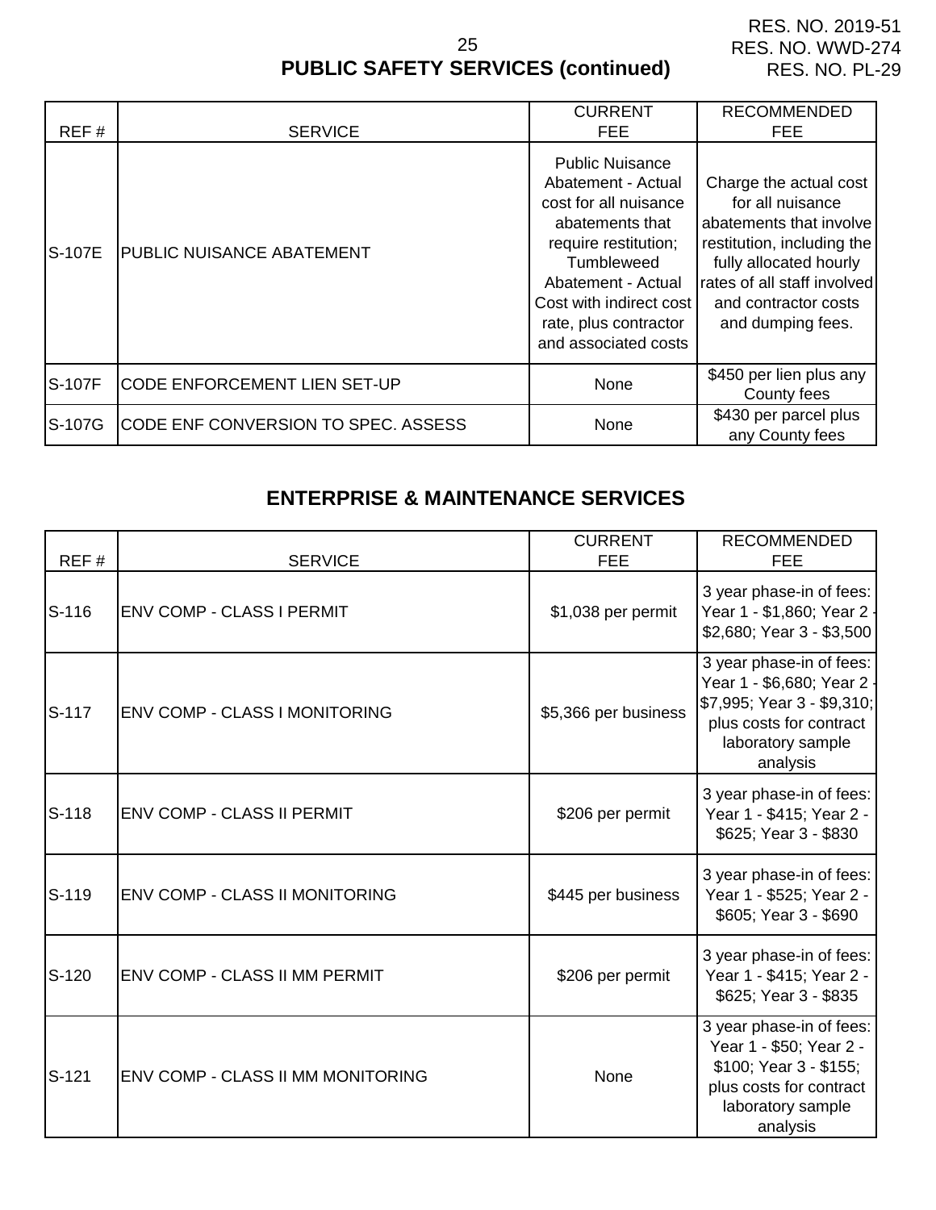RES. NO. 2019-51
RES. NO. WWD-274
RES. NO. PL-29

## PUBLIC SAFETY SERVICES (continued)

| REF # | SERVICE | CURRENT FEE | RECOMMENDED FEE |
|---|---|---|---|
| S-107E | PUBLIC NUISANCE ABATEMENT | Public Nuisance Abatement - Actual cost for all nuisance abatements that require restitution; Tumbleweed Abatement - Actual Cost with indirect cost rate, plus contractor and associated costs | Charge the actual cost for all nuisance abatements that involve restitution, including the fully allocated hourly rates of all staff involved and contractor costs and dumping fees. |
| S-107F | CODE ENFORCEMENT LIEN SET-UP | None | $450 per lien plus any County fees |
| S-107G | CODE ENF CONVERSION TO SPEC. ASSESS | None | $430 per parcel plus any County fees |

## ENTERPRISE & MAINTENANCE SERVICES

| REF # | SERVICE | CURRENT FEE | RECOMMENDED FEE |
|---|---|---|---|
| S-116 | ENV COMP - CLASS I PERMIT | $1,038 per permit | 3 year phase-in of fees: Year 1 - $1,860; Year 2 - $2,680; Year 3 - $3,500 |
| S-117 | ENV COMP - CLASS I MONITORING | $5,366 per business | 3 year phase-in of fees: Year 1 - $6,680; Year 2 - $7,995; Year 3 - $9,310; plus costs for contract laboratory sample analysis |
| S-118 | ENV COMP - CLASS II PERMIT | $206 per permit | 3 year phase-in of fees: Year 1 - $415; Year 2 - $625; Year 3 - $830 |
| S-119 | ENV COMP - CLASS II MONITORING | $445 per business | 3 year phase-in of fees: Year 1 - $525; Year 2 - $605; Year 3 - $690 |
| S-120 | ENV COMP - CLASS II MM PERMIT | $206 per permit | 3 year phase-in of fees: Year 1 - $415; Year 2 - $625; Year 3 - $835 |
| S-121 | ENV COMP - CLASS II MM MONITORING | None | 3 year phase-in of fees: Year 1 - $50; Year 2 - $100; Year 3 - $155; plus costs for contract laboratory sample analysis |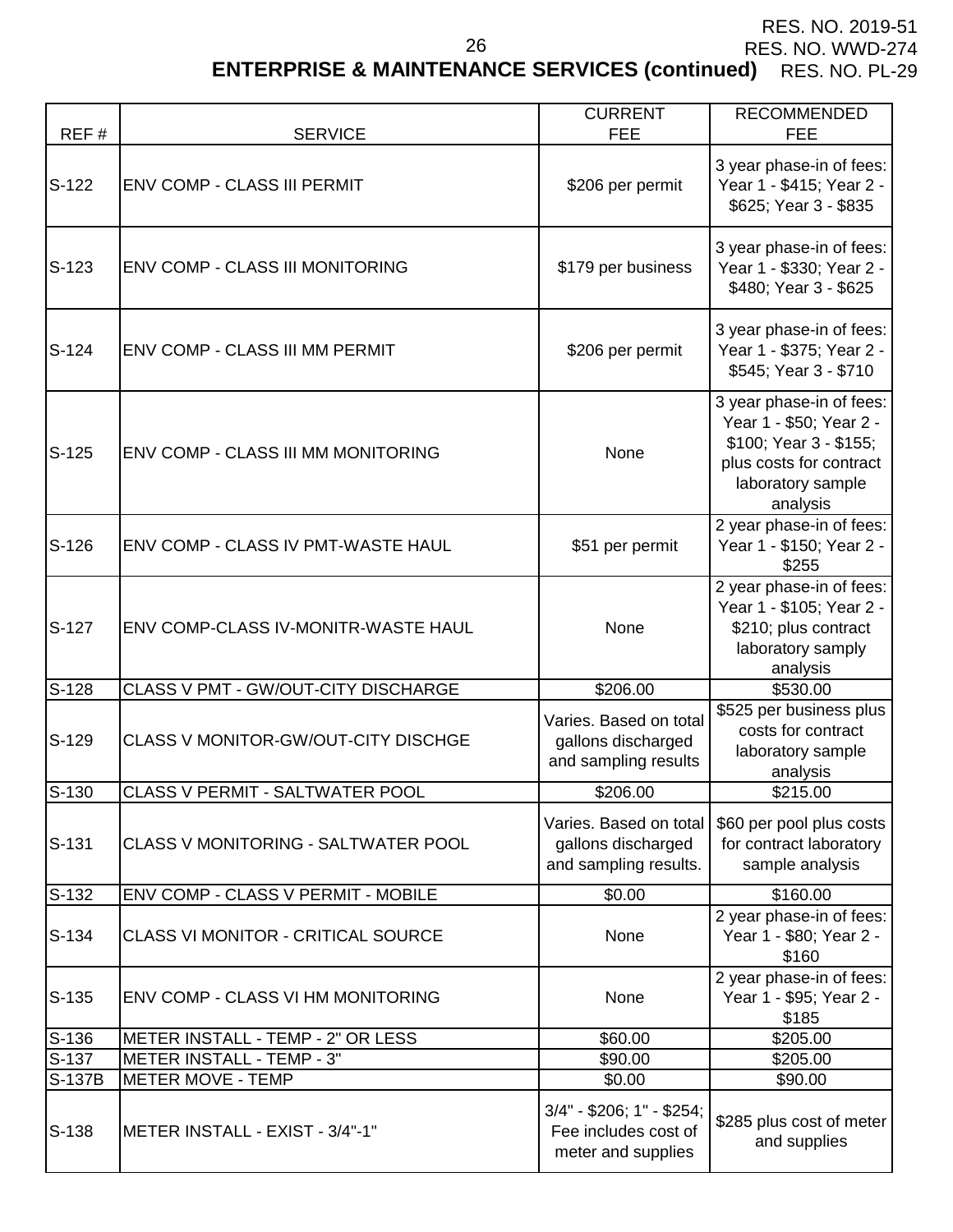RES. NO. 2019-51
RES. NO. WWD-274
RES. NO. PL-29

## ENTERPRISE & MAINTENANCE SERVICES (continued)

| REF # | SERVICE | CURRENT FEE | RECOMMENDED FEE |
|---|---|---|---|
| S-122 | ENV COMP - CLASS III PERMIT | $206 per permit | 3 year phase-in of fees: Year 1 - $415; Year 2 - $625; Year 3 - $835 |
| S-123 | ENV COMP - CLASS III MONITORING | $179 per business | 3 year phase-in of fees: Year 1 - $330; Year 2 - $480; Year 3 - $625 |
| S-124 | ENV COMP - CLASS III MM PERMIT | $206 per permit | 3 year phase-in of fees: Year 1 - $375; Year 2 - $545; Year 3 - $710 |
| S-125 | ENV COMP - CLASS III MM MONITORING | None | 3 year phase-in of fees: Year 1 - $50; Year 2 - $100; Year 3 - $155; plus costs for contract laboratory sample analysis |
| S-126 | ENV COMP - CLASS IV PMT-WASTE HAUL | $51 per permit | 2 year phase-in of fees: Year 1 - $150; Year 2 - $255 |
| S-127 | ENV COMP-CLASS IV-MONITR-WASTE HAUL | None | 2 year phase-in of fees: Year 1 - $105; Year 2 - $210; plus contract laboratory samply analysis |
| S-128 | CLASS V PMT - GW/OUT-CITY DISCHARGE | $206.00 | $530.00 |
| S-129 | CLASS V MONITOR-GW/OUT-CITY DISCHGE | Varies. Based on total gallons discharged and sampling results | $525 per business plus costs for contract laboratory sample analysis |
| S-130 | CLASS V PERMIT - SALTWATER POOL | $206.00 | $215.00 |
| S-131 | CLASS V MONITORING - SALTWATER POOL | Varies. Based on total gallons discharged and sampling results. | $60 per pool plus costs for contract laboratory sample analysis |
| S-132 | ENV COMP - CLASS V PERMIT - MOBILE | $0.00 | $160.00 |
| S-134 | CLASS VI MONITOR - CRITICAL SOURCE | None | 2 year phase-in of fees: Year 1 - $80; Year 2 - $160 |
| S-135 | ENV COMP - CLASS VI HM MONITORING | None | 2 year phase-in of fees: Year 1 - $95; Year 2 - $185 |
| S-136 | METER INSTALL - TEMP - 2" OR LESS | $60.00 | $205.00 |
| S-137 | METER INSTALL - TEMP - 3" | $90.00 | $205.00 |
| S-137B | METER MOVE - TEMP | $0.00 | $90.00 |
| S-138 | METER INSTALL - EXIST - 3/4"-1" | 3/4" - $206; 1" - $254; Fee includes cost of meter and supplies | $285 plus cost of meter and supplies |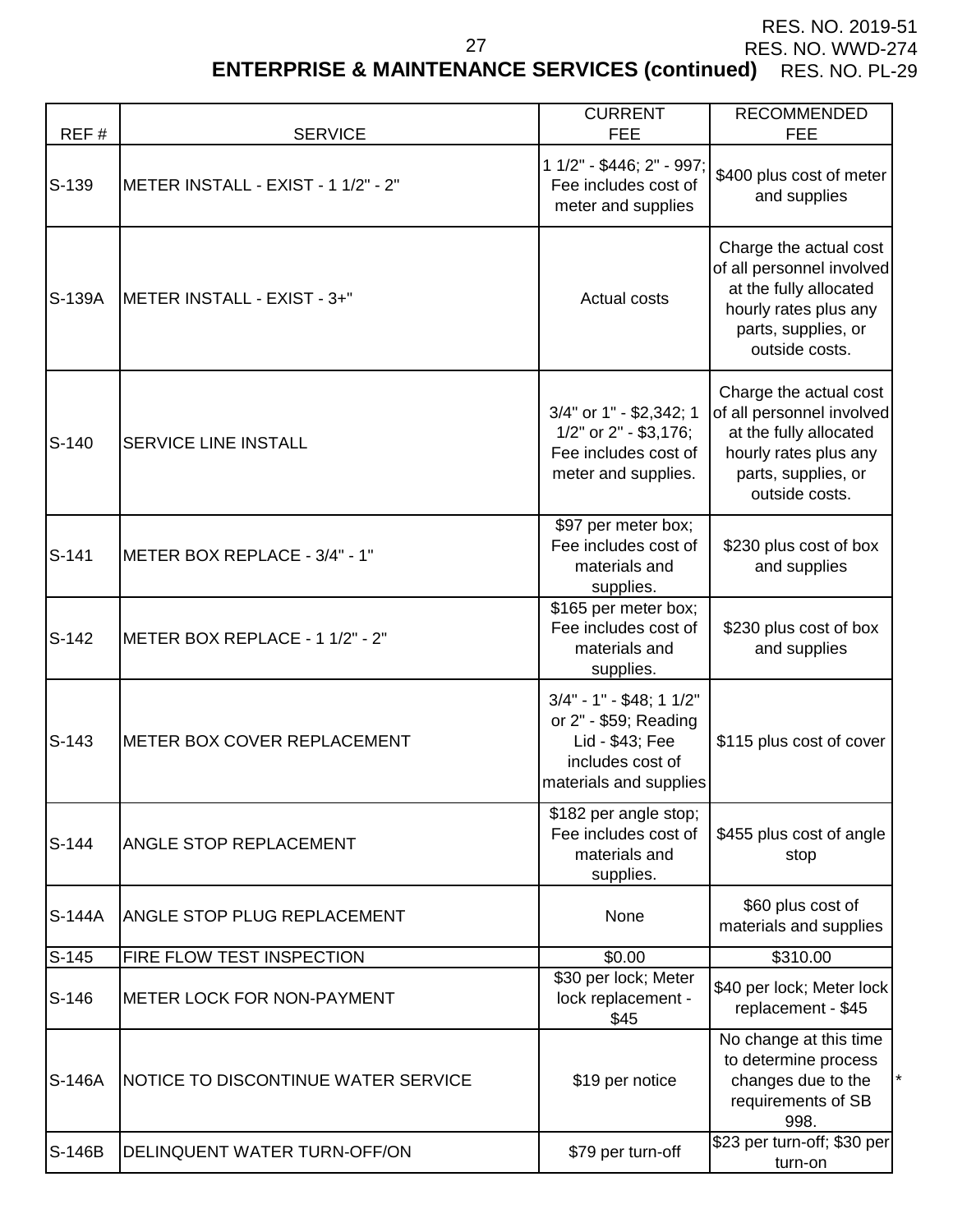RES. NO. 2019-51
RES. NO. WWD-274
RES. NO. PL-29

## ENTERPRISE & MAINTENANCE SERVICES (continued)

| REF # | SERVICE | CURRENT FEE | RECOMMENDED FEE | |
|---|---|---|---|---|
| S-139 | METER INSTALL - EXIST - 1 1/2" - 2" | 1 1/2" - $446; 2" - 997; Fee includes cost of meter and supplies | $400 plus cost of meter and supplies | |
| S-139A | METER INSTALL - EXIST - 3+" | Actual costs | Charge the actual cost of all personnel involved at the fully allocated hourly rates plus any parts, supplies, or outside costs. | |
| S-140 | SERVICE LINE INSTALL | 3/4" or 1" - $2,342; 1 1/2" or 2" - $3,176; Fee includes cost of meter and supplies. | Charge the actual cost of all personnel involved at the fully allocated hourly rates plus any parts, supplies, or outside costs. | |
| S-141 | METER BOX REPLACE - 3/4" - 1" | $97 per meter box; Fee includes cost of materials and supplies. | $230 plus cost of box and supplies | |
| S-142 | METER BOX REPLACE - 1 1/2" - 2" | $165 per meter box; Fee includes cost of materials and supplies. | $230 plus cost of box and supplies | |
| S-143 | METER BOX COVER REPLACEMENT | 3/4" - 1" - $48; 1 1/2" or 2" - $59; Reading Lid - $43; Fee includes cost of materials and supplies | $115 plus cost of cover | |
| S-144 | ANGLE STOP REPLACEMENT | $182 per angle stop; Fee includes cost of materials and supplies. | $455 plus cost of angle stop | |
| S-144A | ANGLE STOP PLUG REPLACEMENT | None | $60 plus cost of materials and supplies | |
| S-145 | FIRE FLOW TEST INSPECTION | $0.00 | $310.00 | |
| S-146 | METER LOCK FOR NON-PAYMENT | $30 per lock; Meter lock replacement - $45 | $40 per lock; Meter lock replacement - $45 | |
| S-146A | NOTICE TO DISCONTINUE WATER SERVICE | $19 per notice | No change at this time to determine process changes due to the requirements of SB 998. | * |
| S-146B | DELINQUENT WATER TURN-OFF/ON | $79 per turn-off | $23 per turn-off; $30 per turn-on | |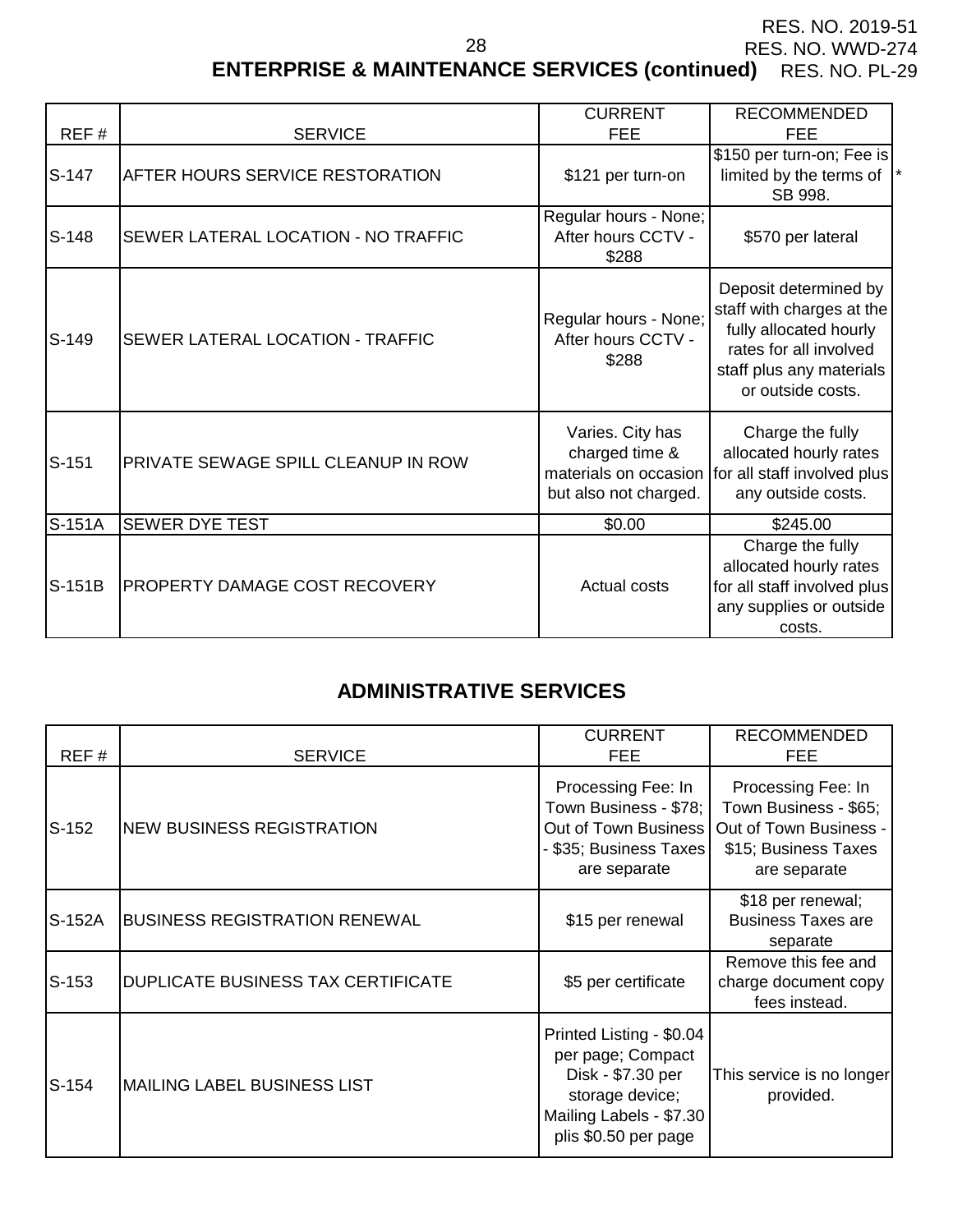RES. NO. 2019-51
RES. NO. WWD-274
RES. NO. PL-29

## ENTERPRISE & MAINTENANCE SERVICES (continued)

| REF # | SERVICE | CURRENT FEE | RECOMMENDED FEE | |
|---|---|---|---|---|
| S-147 | AFTER HOURS SERVICE RESTORATION | $121 per turn-on | $150 per turn-on; Fee is limited by the terms of SB 998. | * |
| S-148 | SEWER LATERAL LOCATION - NO TRAFFIC | Regular hours - None; After hours CCTV - $288 | $570 per lateral | |
| S-149 | SEWER LATERAL LOCATION - TRAFFIC | Regular hours - None; After hours CCTV - $288 | Deposit determined by staff with charges at the fully allocated hourly rates for all involved staff plus any materials or outside costs. | |
| S-151 | PRIVATE SEWAGE SPILL CLEANUP IN ROW | Varies. City has charged time & materials on occasion but also not charged. | Charge the fully allocated hourly rates for all staff involved plus any outside costs. | |
| S-151A | SEWER DYE TEST | $0.00 | $245.00 | |
| S-151B | PROPERTY DAMAGE COST RECOVERY | Actual costs | Charge the fully allocated hourly rates for all staff involved plus any supplies or outside costs. | |

## ADMINISTRATIVE SERVICES

| REF # | SERVICE | CURRENT FEE | RECOMMENDED FEE |
|---|---|---|---|
| S-152 | NEW BUSINESS REGISTRATION | Processing Fee: In Town Business - $78; Out of Town Business - $35; Business Taxes are separate | Processing Fee: In Town Business - $65; Out of Town Business - $15; Business Taxes are separate |
| S-152A | BUSINESS REGISTRATION RENEWAL | $15 per renewal | $18 per renewal; Business Taxes are separate |
| S-153 | DUPLICATE BUSINESS TAX CERTIFICATE | $5 per certificate | Remove this fee and charge document copy fees instead. |
| S-154 | MAILING LABEL BUSINESS LIST | Printed Listing - $0.04 per page; Compact Disk - $7.30 per storage device; Mailing Labels - $7.30 plis $0.50 per page | This service is no longer provided. |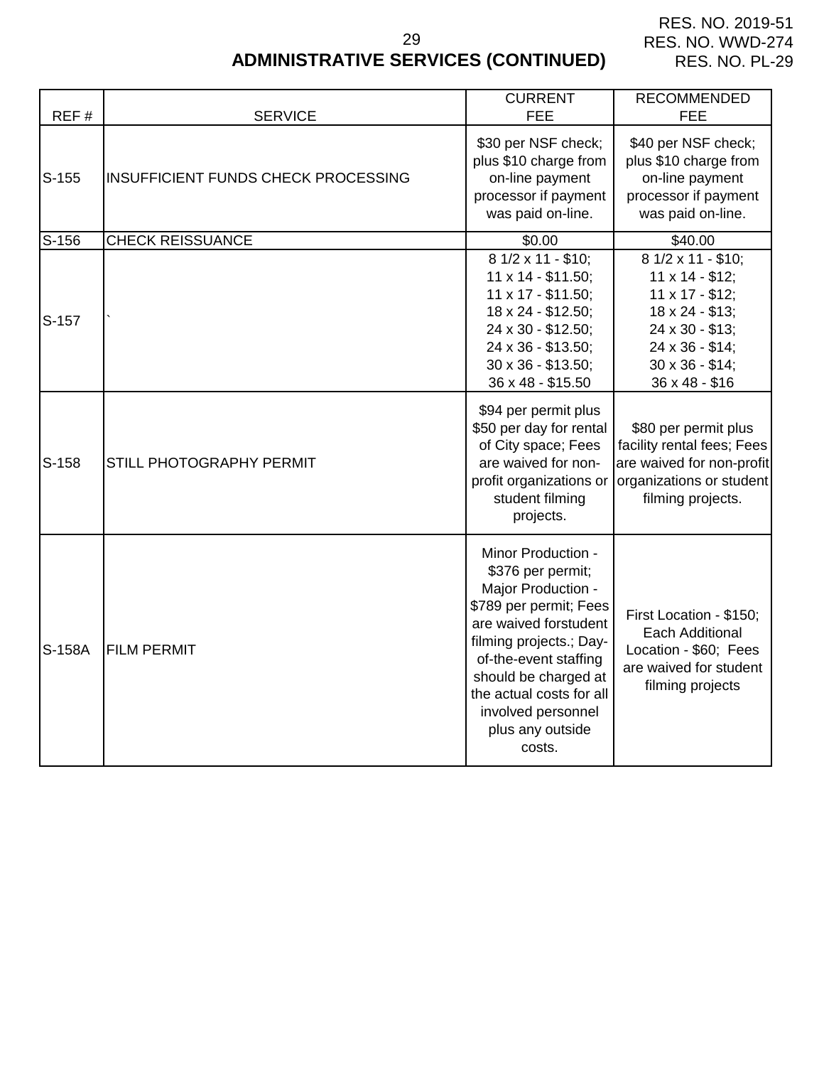RES. NO. 2019-51
RES. NO. WWD-274
RES. NO. PL-29

# ADMINISTRATIVE SERVICES (CONTINUED)

| REF # | SERVICE | CURRENT FEE | RECOMMENDED FEE |
|---|---|---|---|
| S-155 | INSUFFICIENT FUNDS CHECK PROCESSING | \$30 per NSF check; plus \$10 charge from on-line payment processor if payment was paid on-line. | \$40 per NSF check; plus \$10 charge from on-line payment processor if payment was paid on-line. |
| S-156 | CHECK REISSUANCE | \$0.00 | \$40.00 |
| S-157 | ` | 8 1/2 x 11 - \$10; 11 x 14 - \$11.50; 11 x 17 - \$11.50; 18 x 24 - \$12.50; 24 x 30 - \$12.50; 24 x 36 - \$13.50; 30 x 36 - \$13.50; 36 x 48 - \$15.50 | 8 1/2 x 11 - \$10; 11 x 14 - \$12; 11 x 17 - \$12; 18 x 24 - \$13; 24 x 30 - \$13; 24 x 36 - \$14; 30 x 36 - \$14; 36 x 48 - \$16 |
| S-158 | STILL PHOTOGRAPHY PERMIT | \$94 per permit plus \$50 per day for rental of City space; Fees are waived for non-profit organizations or student filming projects. | \$80 per permit plus facility rental fees; Fees are waived for non-profit organizations or student filming projects. |
| S-158A | FILM PERMIT | Minor Production - \$376 per permit; Major Production - \$789 per permit; Fees are waived forstudent filming projects.; Day-of-the-event staffing should be charged at the actual costs for all involved personnel plus any outside costs. | First Location - \$150; Each Additional Location - \$60; Fees are waived for student filming projects |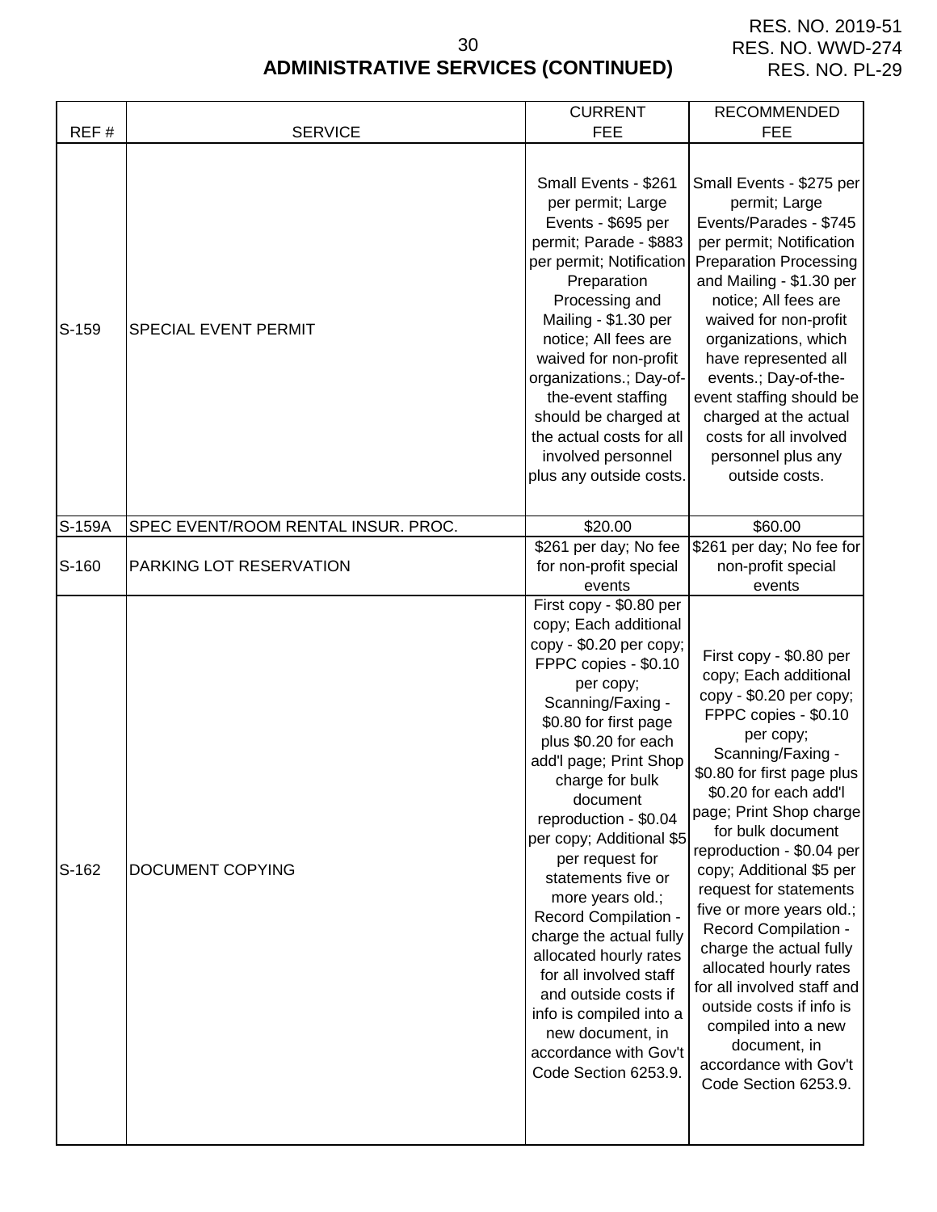RES. NO. 2019-51
RES. NO. WWD-274
RES. NO. PL-29

## ADMINISTRATIVE SERVICES (CONTINUED)

| REF # | SERVICE | CURRENT FEE | RECOMMENDED FEE |
|---|---|---|---|
| S-159 | SPECIAL EVENT PERMIT | Small Events - $261 per permit; Large Events - $695 per permit; Parade - $883 per permit; Notification Preparation Processing and Mailing - $1.30 per notice; All fees are waived for non-profit organizations.; Day-of-the-event staffing should be charged at the actual costs for all involved personnel plus any outside costs. | Small Events - $275 per permit; Large Events/Parades - $745 per permit; Notification Preparation Processing and Mailing - $1.30 per notice; All fees are waived for non-profit organizations, which have represented all events.; Day-of-the-event staffing should be charged at the actual costs for all involved personnel plus any outside costs. |
| S-159A | SPEC EVENT/ROOM RENTAL INSUR. PROC. | $20.00 | $60.00 |
| S-160 | PARKING LOT RESERVATION | $261 per day; No fee for non-profit special events | $261 per day; No fee for non-profit special events |
| S-162 | DOCUMENT COPYING | First copy - $0.80 per copy; Each additional copy - $0.20 per copy; FPPC copies - $0.10 per copy; Scanning/Faxing - $0.80 for first page plus $0.20 for each add'l page; Print Shop charge for bulk document reproduction - $0.04 per copy; Additional $5 per request for statements five or more years old.; Record Compilation - charge the actual fully allocated hourly rates for all involved staff and outside costs if info is compiled into a new document, in accordance with Gov't Code Section 6253.9. | First copy - $0.80 per copy; Each additional copy - $0.20 per copy; FPPC copies - $0.10 per copy; Scanning/Faxing - $0.80 for first page plus $0.20 for each add'l page; Print Shop charge for bulk document reproduction - $0.04 per copy; Additional $5 per request for statements five or more years old.; Record Compilation - charge the actual fully allocated hourly rates for all involved staff and outside costs if info is compiled into a new document, in accordance with Gov't Code Section 6253.9. |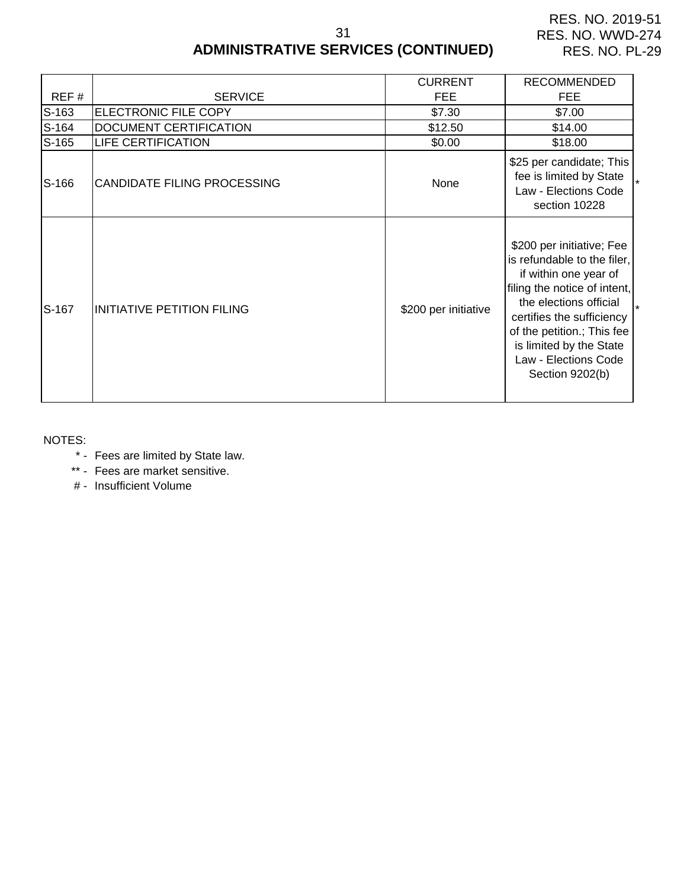RES. NO. 2019-51
RES. NO. WWD-274
RES. NO. PL-29

## ADMINISTRATIVE SERVICES (CONTINUED)

| REF # | SERVICE | CURRENT FEE | RECOMMENDED FEE | |
|---|---|---|---|---|
| S-163 | ELECTRONIC FILE COPY | $7.30 | $7.00 | |
| S-164 | DOCUMENT CERTIFICATION | $12.50 | $14.00 | |
| S-165 | LIFE CERTIFICATION | $0.00 | $18.00 | |
| S-166 | CANDIDATE FILING PROCESSING | None | $25 per candidate; This fee is limited by State Law - Elections Code section 10228 | * |
| S-167 | INITIATIVE PETITION FILING | $200 per initiative | $200 per initiative; Fee is refundable to the filer, if within one year of filing the notice of intent, the elections official certifies the sufficiency of the petition.; This fee is limited by the State Law - Elections Code Section 9202(b) | * |

NOTES:

- \* - Fees are limited by State law.
- \** - Fees are market sensitive.
- \# - Insufficient Volume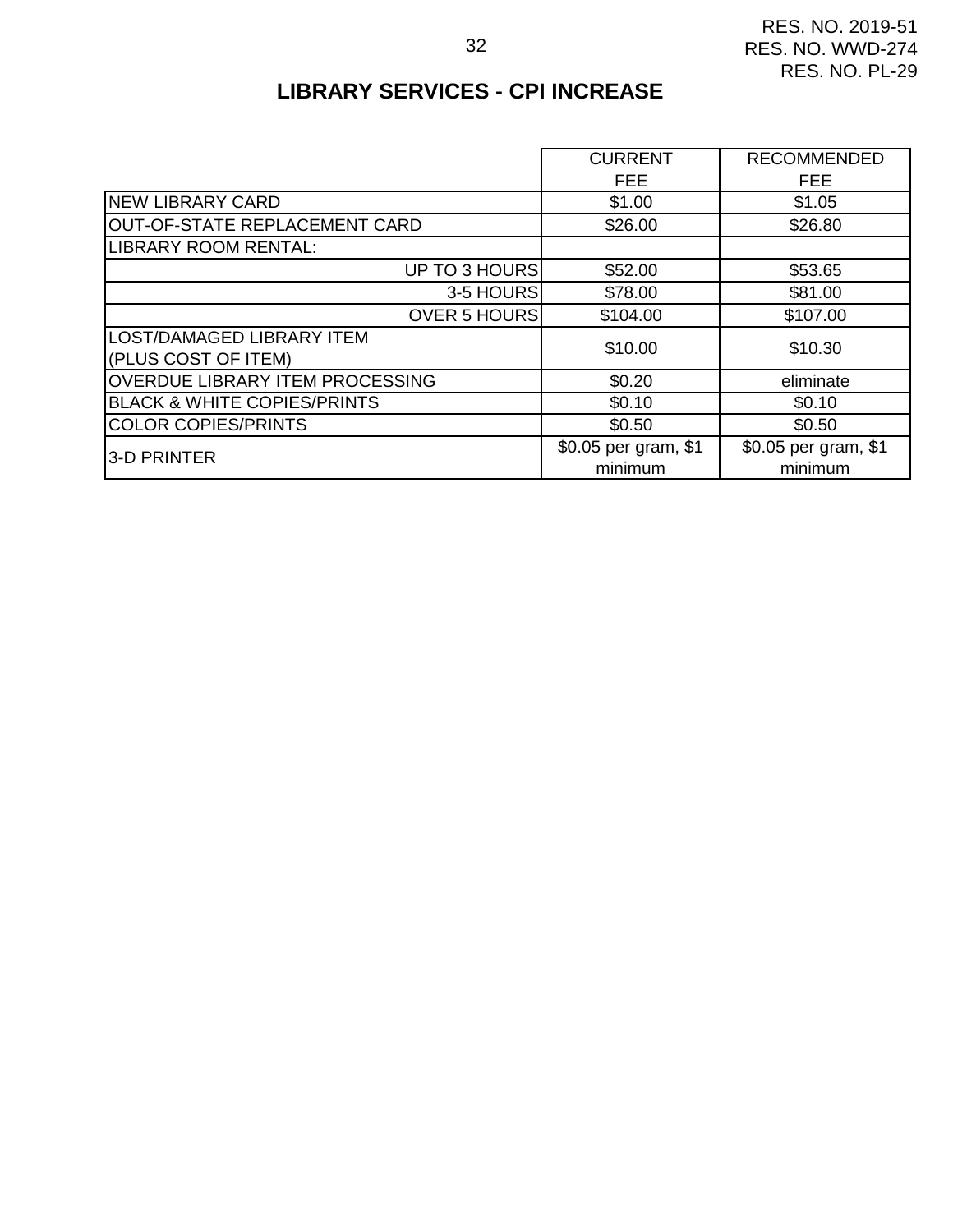RES. NO. 2019-51
RES. NO. WWD-274
RES. NO. PL-29

## LIBRARY SERVICES - CPI INCREASE

| | CURRENT FEE | RECOMMENDED FEE |
|---|---|---|
| NEW LIBRARY CARD | $1.00 | $1.05 |
| OUT-OF-STATE REPLACEMENT CARD | $26.00 | $26.80 |
| LIBRARY ROOM RENTAL: | | |
| UP TO 3 HOURS | $52.00 | $53.65 |
| 3-5 HOURS | $78.00 | $81.00 |
| OVER 5 HOURS | $104.00 | $107.00 |
| LOST/DAMAGED LIBRARY ITEM (PLUS COST OF ITEM) | $10.00 | $10.30 |
| OVERDUE LIBRARY ITEM PROCESSING | $0.20 | eliminate |
| BLACK & WHITE COPIES/PRINTS | $0.10 | $0.10 |
| COLOR COPIES/PRINTS | $0.50 | $0.50 |
| 3-D PRINTER | $0.05 per gram, $1 minimum | $0.05 per gram, $1 minimum |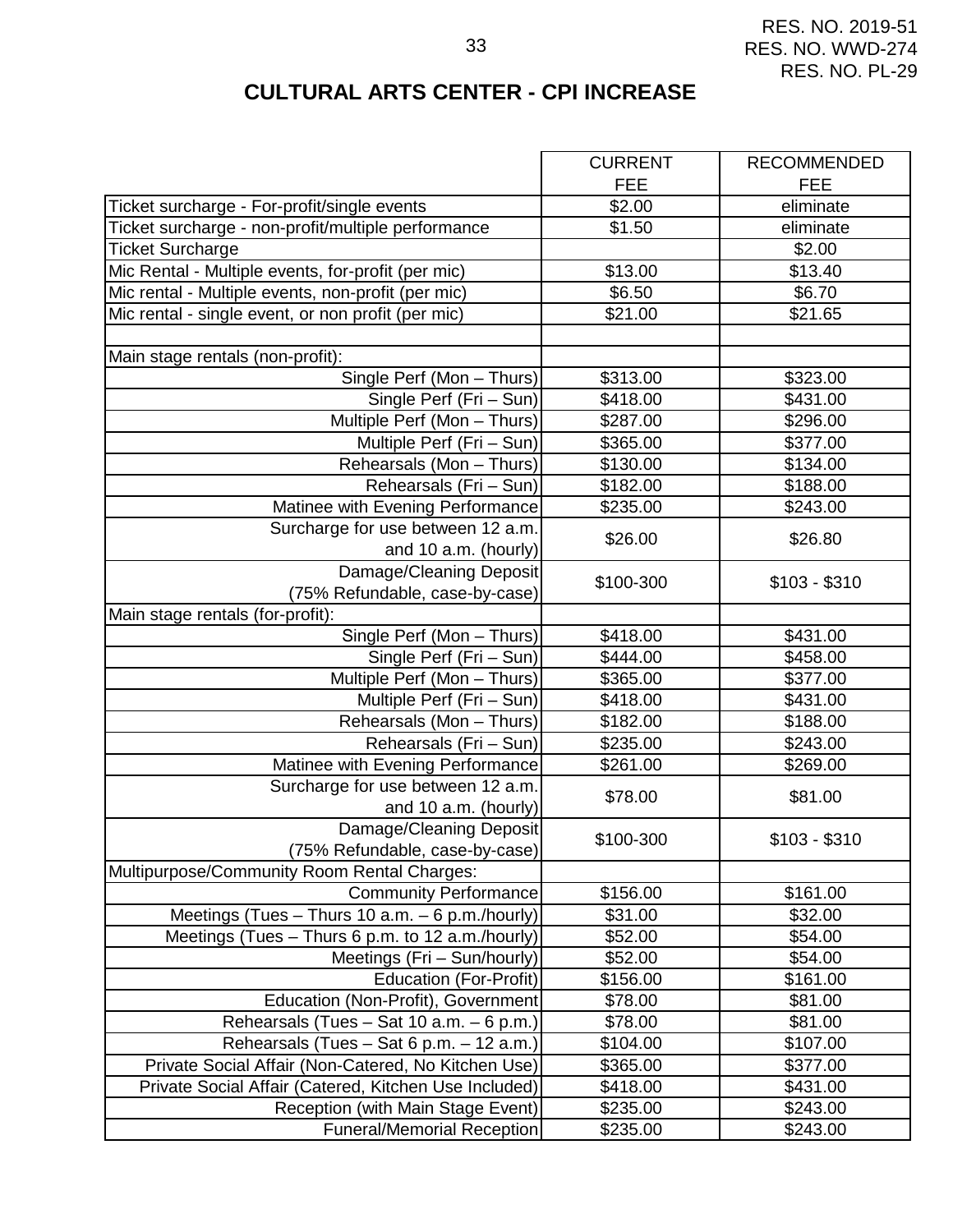RES. NO. 2019-51
RES. NO. WWD-274
RES. NO. PL-29

# CULTURAL ARTS CENTER - CPI INCREASE

| | CURRENT FEE | RECOMMENDED FEE |
|---|---|---|
| Ticket surcharge - For-profit/single events | $2.00 | eliminate |
| Ticket surcharge - non-profit/multiple performance | $1.50 | eliminate |
| Ticket Surcharge | | $2.00 |
| Mic Rental - Multiple events, for-profit (per mic) | $13.00 | $13.40 |
| Mic rental - Multiple events, non-profit (per mic) | $6.50 | $6.70 |
| Mic rental - single event, or non profit (per mic) | $21.00 | $21.65 |
| | | |
| Main stage rentals (non-profit): | | |
| Single Perf (Mon – Thurs) | $313.00 | $323.00 |
| Single Perf (Fri – Sun) | $418.00 | $431.00 |
| Multiple Perf (Mon – Thurs) | $287.00 | $296.00 |
| Multiple Perf (Fri – Sun) | $365.00 | $377.00 |
| Rehearsals (Mon – Thurs) | $130.00 | $134.00 |
| Rehearsals (Fri – Sun) | $182.00 | $188.00 |
| Matinee with Evening Performance | $235.00 | $243.00 |
| Surcharge for use between 12 a.m. and 10 a.m. (hourly) | $26.00 | $26.80 |
| Damage/Cleaning Deposit (75% Refundable, case-by-case) | $100-300 | $103 - $310 |
| Main stage rentals (for-profit): | | |
| Single Perf (Mon – Thurs) | $418.00 | $431.00 |
| Single Perf (Fri – Sun) | $444.00 | $458.00 |
| Multiple Perf (Mon – Thurs) | $365.00 | $377.00 |
| Multiple Perf (Fri – Sun) | $418.00 | $431.00 |
| Rehearsals (Mon – Thurs) | $182.00 | $188.00 |
| Rehearsals (Fri – Sun) | $235.00 | $243.00 |
| Matinee with Evening Performance | $261.00 | $269.00 |
| Surcharge for use between 12 a.m. and 10 a.m. (hourly) | $78.00 | $81.00 |
| Damage/Cleaning Deposit (75% Refundable, case-by-case) | $100-300 | $103 - $310 |
| Multipurpose/Community Room Rental Charges: | | |
| Community Performance | $156.00 | $161.00 |
| Meetings (Tues – Thurs 10 a.m. – 6 p.m./hourly) | $31.00 | $32.00 |
| Meetings (Tues – Thurs 6 p.m. to 12 a.m./hourly) | $52.00 | $54.00 |
| Meetings (Fri – Sun/hourly) | $52.00 | $54.00 |
| Education (For-Profit) | $156.00 | $161.00 |
| Education (Non-Profit), Government | $78.00 | $81.00 |
| Rehearsals (Tues – Sat 10 a.m. – 6 p.m.) | $78.00 | $81.00 |
| Rehearsals (Tues – Sat 6 p.m. – 12 a.m.) | $104.00 | $107.00 |
| Private Social Affair (Non-Catered, No Kitchen Use) | $365.00 | $377.00 |
| Private Social Affair (Catered, Kitchen Use Included) | $418.00 | $431.00 |
| Reception (with Main Stage Event) | $235.00 | $243.00 |
| Funeral/Memorial Reception | $235.00 | $243.00 |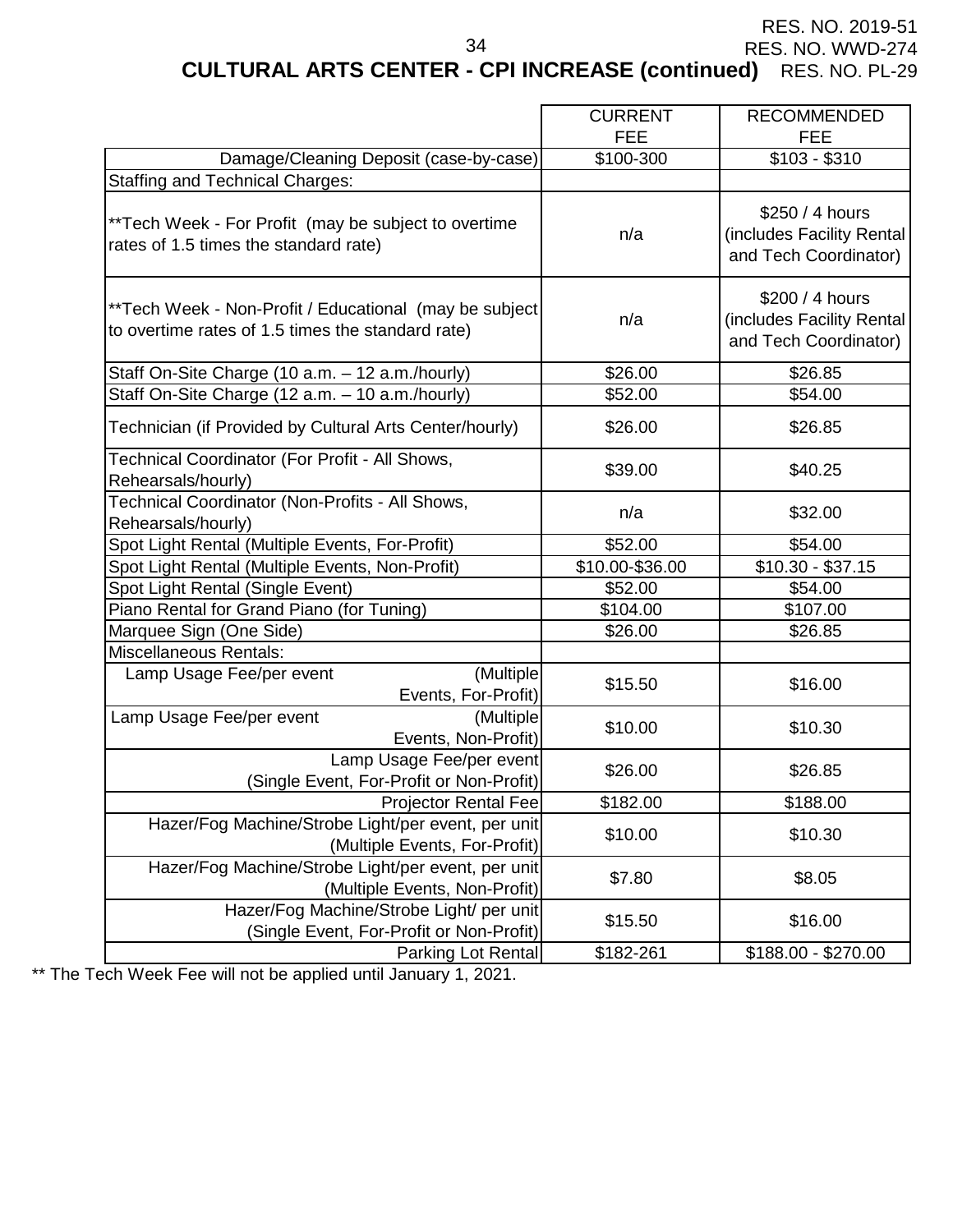RES. NO. 2019-51
RES. NO. WWD-274
RES. NO. PL-29

## CULTURAL ARTS CENTER - CPI INCREASE (continued)

| | CURRENT FEE | RECOMMENDED FEE |
|---|---|---|
| Damage/Cleaning Deposit (case-by-case) | $100-300 | $103 - $310 |
| Staffing and Technical Charges: | | |
| **Tech Week - For Profit (may be subject to overtime rates of 1.5 times the standard rate) | n/a | $250 / 4 hours (includes Facility Rental and Tech Coordinator) |
| **Tech Week - Non-Profit / Educational (may be subject to overtime rates of 1.5 times the standard rate) | n/a | $200 / 4 hours (includes Facility Rental and Tech Coordinator) |
| Staff On-Site Charge (10 a.m. – 12 a.m./hourly) | $26.00 | $26.85 |
| Staff On-Site Charge (12 a.m. – 10 a.m./hourly) | $52.00 | $54.00 |
| Technician (if Provided by Cultural Arts Center/hourly) | $26.00 | $26.85 |
| Technical Coordinator (For Profit - All Shows, Rehearsals/hourly) | $39.00 | $40.25 |
| Technical Coordinator (Non-Profits - All Shows, Rehearsals/hourly) | n/a | $32.00 |
| Spot Light Rental (Multiple Events, For-Profit) | $52.00 | $54.00 |
| Spot Light Rental (Multiple Events, Non-Profit) | $10.00-$36.00 | $10.30 - $37.15 |
| Spot Light Rental (Single Event) | $52.00 | $54.00 |
| Piano Rental for Grand Piano (for Tuning) | $104.00 | $107.00 |
| Marquee Sign (One Side) | $26.00 | $26.85 |
| Miscellaneous Rentals: | | |
| Lamp Usage Fee/per event (Multiple Events, For-Profit) | $15.50 | $16.00 |
| Lamp Usage Fee/per event (Multiple Events, Non-Profit) | $10.00 | $10.30 |
| Lamp Usage Fee/per event (Single Event, For-Profit or Non-Profit) | $26.00 | $26.85 |
| Projector Rental Fee | $182.00 | $188.00 |
| Hazer/Fog Machine/Strobe Light/per event, per unit (Multiple Events, For-Profit) | $10.00 | $10.30 |
| Hazer/Fog Machine/Strobe Light/per event, per unit (Multiple Events, Non-Profit) | $7.80 | $8.05 |
| Hazer/Fog Machine/Strobe Light/ per unit (Single Event, For-Profit or Non-Profit) | $15.50 | $16.00 |
| Parking Lot Rental | $182-261 | $188.00 - $270.00 |

** The Tech Week Fee will not be applied until January 1, 2021.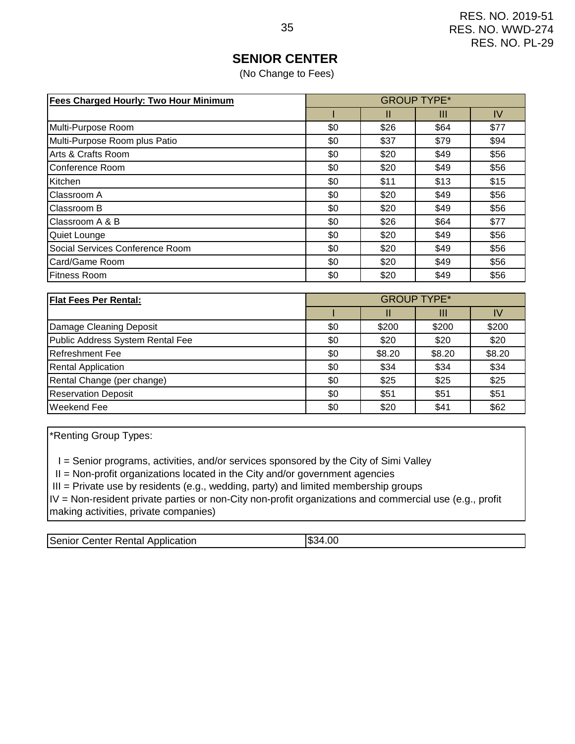RES. NO. 2019-51
RES. NO. WWD-274
RES. NO. PL-29

## SENIOR CENTER

(No Change to Fees)

| **Fees Charged Hourly: Two Hour Minimum** | GROUP TYPE* | | | |
|---|---|---|---|---|
| | I | II | III | IV |
| Multi-Purpose Room | $0 | $26 | $64 | $77 |
| Multi-Purpose Room plus Patio | $0 | $37 | $79 | $94 |
| Arts & Crafts Room | $0 | $20 | $49 | $56 |
| Conference Room | $0 | $20 | $49 | $56 |
| Kitchen | $0 | $11 | $13 | $15 |
| Classroom A | $0 | $20 | $49 | $56 |
| Classroom B | $0 | $20 | $49 | $56 |
| Classroom A & B | $0 | $26 | $64 | $77 |
| Quiet Lounge | $0 | $20 | $49 | $56 |
| Social Services Conference Room | $0 | $20 | $49 | $56 |
| Card/Game Room | $0 | $20 | $49 | $56 |
| Fitness Room | $0 | $20 | $49 | $56 |

| **Flat Fees Per Rental:** | GROUP TYPE* | | | |
|---|---|---|---|---|
| | I | II | III | IV |
| Damage Cleaning Deposit | $0 | $200 | $200 | $200 |
| Public Address System Rental Fee | $0 | $20 | $20 | $20 |
| Refreshment Fee | $0 | $8.20 | $8.20 | $8.20 |
| Rental Application | $0 | $34 | $34 | $34 |
| Rental Change (per change) | $0 | $25 | $25 | $25 |
| Reservation Deposit | $0 | $51 | $51 | $51 |
| Weekend Fee | $0 | $20 | $41 | $62 |

*Renting Group Types:

I = Senior programs, activities, and/or services sponsored by the City of Simi Valley
II = Non-profit organizations located in the City and/or government agencies
III = Private use by residents (e.g., wedding, party) and limited membership groups
IV = Non-resident private parties or non-City non-profit organizations and commercial use (e.g., profit making activities, private companies)

| Senior Center Rental Application | $34.00 |
|---|---|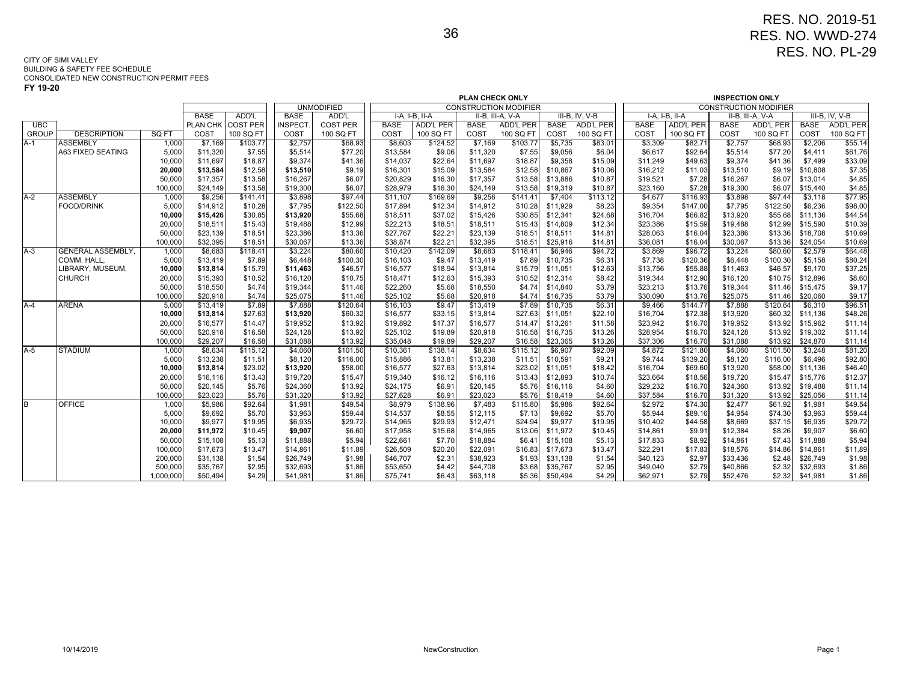RES. NO. 2019-51
RES. NO. WWD-274
RES. NO. PL-29

CITY OF SIMI VALLEY
BUILDING & SAFETY FEE SCHEDULE
CONSOLIDATED NEW CONSTRUCTION PERMIT FEES
**FY 19-20**

| | | | | | | | PLAN CHECK ONLY | | | | | | INSPECTION ONLY | | | | | |
|---|---|---|---|---|---|---|---|---|---|---|---|---|---|---|---|---|---|---|
| | | | | | UNMODIFIED | | CONSTRUCTION MODIFIER | | | | | | CONSTRUCTION MODIFIER | | | | | |
| | | | | | | | I-A, I-B, II-A | | II-B, III-A, V-A | | III-B, IV, V-B | | I-A, I-B, II-A | | II-B, III-A, V-A | | III-B, IV, V-B | |
| UBC GROUP | DESCRIPTION | SQ FT | BASE PLAN CHK COST | ADD'L COST PER 100 SQ FT | BASE INSPECT. COST | ADD'L COST PER 100 SQ FT | BASE COST | ADD'L PER 100 SQ FT | BASE COST | ADD'L PER 100 SQ FT | BASE COST | ADD'L PER 100 SQ FT | BASE COST | ADD'L PER 100 SQ FT | BASE COST | ADD'L PER 100 SQ FT | BASE COST | ADD'L PER 100 SQ FT |
| A-1 | ASSEMBLY | 1,000 | $7,169 | $103.77 | $2,757 | $68.93 | $8,603 | $124.52 | $7,169 | $103.77 | $5,735 | $83.01 | $3,309 | $82.71 | $2,757 | $68.93 | $2,206 | $55.14 |
| | A63 FIXED SEATING | 5,000 | $11,320 | $7.55 | $5,514 | $77.20 | $13,584 | $9.06 | $11,320 | $7.55 | $9,056 | $6.04 | $6,617 | $92.64 | $5,514 | $77.20 | $4,411 | $61.76 |
| | | 10,000 | $11,697 | $18.87 | $9,374 | $41.36 | $14,037 | $22.64 | $11,697 | $18.87 | $9,358 | $15.09 | $11,249 | $49.63 | $9,374 | $41.36 | $7,499 | $33.09 |
| | | **20,000** | **$13,584** | $12.58 | **$13,510** | $9.19 | $16,301 | $15.09 | $13,584 | $12.58 | $10,867 | $10.06 | $16,212 | $11.03 | $13,510 | $9.19 | $10,808 | $7.35 |
| | | 50,000 | $17,357 | $13.58 | $16,267 | $6.07 | $20,829 | $16.30 | $17,357 | $13.58 | $13,886 | $10.87 | $19,521 | $7.28 | $16,267 | $6.07 | $13,014 | $4.85 |
| | | 100,000 | $24,149 | $13.58 | $19,300 | $6.07 | $28,979 | $16.30 | $24,149 | $13.58 | $19,319 | $10.87 | $23,160 | $7.28 | $19,300 | $6.07 | $15,440 | $4.85 |
| A-2 | ASSEMBLY | 1,000 | $9,256 | $141.41 | $3,898 | $97.44 | $11,107 | $169.69 | $9,256 | $141.41 | $7,404 | $113.12 | $4,677 | $116.93 | $3,898 | $97.44 | $3,118 | $77.95 |
| | FOOD/DRINK | 5,000 | $14,912 | $10.28 | $7,795 | $122.50 | $17,894 | $12.34 | $14,912 | $10.28 | $11,929 | $8.23 | $9,354 | $147.00 | $7,795 | $122.50 | $6,236 | $98.00 |
| | | **10,000** | **$15,426** | $30.85 | **$13,920** | $55.68 | $18,511 | $37.02 | $15,426 | $30.85 | $12,341 | $24.68 | $16,704 | $66.82 | $13,920 | $55.68 | $11,136 | $44.54 |
| | | 20,000 | $18,511 | $15.43 | $19,488 | $12.99 | $22,213 | $18.51 | $18,511 | $15.43 | $14,809 | $12.34 | $23,386 | $15.59 | $19,488 | $12.99 | $15,590 | $10.39 |
| | | 50,000 | $23,139 | $18.51 | $23,386 | $13.36 | $27,767 | $22.21 | $23,139 | $18.51 | $18,511 | $14.81 | $28,063 | $16.04 | $23,386 | $13.36 | $18,708 | $10.69 |
| | | 100,000 | $32,395 | $18.51 | $30,067 | $13.36 | $38,874 | $22.21 | $32,395 | $18.51 | $25,916 | $14.81 | $36,081 | $16.04 | $30,067 | $13.36 | $24,054 | $10.69 |
| A-3 | GENERAL ASSEMBLY, | 1,000 | $8,683 | $118.41 | $3,224 | $80.60 | $10,420 | $142.09 | $8,683 | $118.41 | $6,946 | $94.72 | $3,869 | $96.72 | $3,224 | $80.60 | $2,579 | $64.48 |
| | COMM. HALL, | 5,000 | $13,419 | $7.89 | $6,448 | $100.30 | $16,103 | $9.47 | $13,419 | $7.89 | $10,735 | $6.31 | $7,738 | $120.36 | $6,448 | $100.30 | $5,158 | $80.24 |
| | LIBRARY, MUSEUM, | **10,000** | **$13,814** | $15.79 | **$11,463** | $46.57 | $16,577 | $18.94 | $13,814 | $15.79 | $11,051 | $12.63 | $13,756 | $55.88 | $11,463 | $46.57 | $9,170 | $37.25 |
| | CHURCH | 20,000 | $15,393 | $10.52 | $16,120 | $10.75 | $18,471 | $12.63 | $15,393 | $10.52 | $12,314 | $8.42 | $19,344 | $12.90 | $16,120 | $10.75 | $12,896 | $8.60 |
| | | 50,000 | $18,550 | $4.74 | $19,344 | $11.46 | $22,260 | $5.68 | $18,550 | $4.74 | $14,840 | $3.79 | $23,213 | $13.76 | $19,344 | $11.46 | $15,475 | $9.17 |
| | | 100,000 | $20,918 | $4.74 | $25,075 | $11.46 | $25,102 | $5.68 | $20,918 | $4.74 | $16,735 | $3.79 | $30,090 | $13.76 | $25,075 | $11.46 | $20,060 | $9.17 |
| A-4 | ARENA | 5,000 | $13,419 | $7.89 | $7,888 | $120.64 | $16,103 | $9.47 | $13,419 | $7.89 | $10,735 | $6.31 | $9,466 | $144.77 | $7,888 | $120.64 | $6,310 | $96.51 |
| | | **10,000** | **$13,814** | $27.63 | **$13,920** | $60.32 | $16,577 | $33.15 | $13,814 | $27.63 | $11,051 | $22.10 | $16,704 | $72.38 | $13,920 | $60.32 | $11,136 | $48.26 |
| | | 20,000 | $16,577 | $14.47 | $19,952 | $13.92 | $19,892 | $17.37 | $16,577 | $14.47 | $13,261 | $11.58 | $23,942 | $16.70 | $19,952 | $13.92 | $15,962 | $11.14 |
| | | 50,000 | $20,918 | $16.58 | $24,128 | $13.92 | $25,102 | $19.89 | $20,918 | $16.58 | $16,735 | $13.26 | $28,954 | $16.70 | $24,128 | $13.92 | $19,302 | $11.14 |
| | | 100,000 | $29,207 | $16.58 | $31,088 | $13.92 | $35,048 | $19.89 | $29,207 | $16.58 | $23,365 | $13.26 | $37,306 | $16.70 | $31,088 | $13.92 | $24,870 | $11.14 |
| A-5 | STADIUM | 1,000 | $8,634 | $115.12 | $4,060 | $101.50 | $10,361 | $138.14 | $8,634 | $115.12 | $6,907 | $92.09 | $4,872 | $121.80 | $4,060 | $101.50 | $3,248 | $81.20 |
| | | 5,000 | $13,238 | $11.51 | $8,120 | $116.00 | $15,886 | $13.81 | $13,238 | $11.51 | $10,591 | $9.21 | $9,744 | $139.20 | $8,120 | $116.00 | $6,496 | $92.80 |
| | | **10,000** | **$13,814** | $23.02 | **$13,920** | $58.00 | $16,577 | $27.63 | $13,814 | $23.02 | $11,051 | $18.42 | $16,704 | $69.60 | $13,920 | $58.00 | $11,136 | $46.40 |
| | | 20,000 | $16,116 | $13.43 | $19,720 | $15.47 | $19,340 | $16.12 | $16,116 | $13.43 | $12,893 | $10.74 | $23,664 | $18.56 | $19,720 | $15.47 | $15,776 | $12.37 |
| | | 50,000 | $20,145 | $5.76 | $24,360 | $13.92 | $24,175 | $6.91 | $20,145 | $5.76 | $16,116 | $4.60 | $29,232 | $16.70 | $24,360 | $13.92 | $19,488 | $11.14 |
| | | 100,000 | $23,023 | $5.76 | $31,320 | $13.92 | $27,628 | $6.91 | $23,023 | $5.76 | $18,419 | $4.60 | $37,584 | $16.70 | $31,320 | $13.92 | $25,056 | $11.14 |
| B | OFFICE | 1,000 | $5,986 | $92.64 | $1,981 | $49.54 | $8,979 | $138.96 | $7,483 | $115.80 | $5,986 | $92.64 | $2,972 | $74.30 | $2,477 | $61.92 | $1,981 | $49.54 |
| | | 5,000 | $9,692 | $5.70 | $3,963 | $59.44 | $14,537 | $8.55 | $12,115 | $7.13 | $9,692 | $5.70 | $5,944 | $89.16 | $4,954 | $74.30 | $3,963 | $59.44 |
| | | 10,000 | $9,977 | $19.95 | $6,935 | $29.72 | $14,965 | $29.93 | $12,471 | $24.94 | $9,977 | $19.95 | $10,402 | $44.58 | $8,669 | $37.15 | $6,935 | $29.72 |
| | | **20,000** | **$11,972** | $10.45 | **$9,907** | $6.60 | $17,958 | $15.68 | $14,965 | $13.06 | $11,972 | $10.45 | $14,861 | $9.91 | $12,384 | $8.26 | $9,907 | $6.60 |
| | | 50,000 | $15,108 | $5.13 | $11,888 | $5.94 | $22,661 | $7.70 | $18,884 | $6.41 | $15,108 | $5.13 | $17,833 | $8.92 | $14,861 | $7.43 | $11,888 | $5.94 |
| | | 100,000 | $17,673 | $13.47 | $14,861 | $11.89 | $26,509 | $20.20 | $22,091 | $16.83 | $17,673 | $13.47 | $22,291 | $17.83 | $18,576 | $14.86 | $14,861 | $11.89 |
| | | 200,000 | $31,138 | $1.54 | $26,749 | $1.98 | $46,707 | $2.31 | $38,923 | $1.93 | $31,138 | $1.54 | $40,123 | $2.97 | $33,436 | $2.48 | $26,749 | $1.98 |
| | | 500,000 | $35,767 | $2.95 | $32,693 | $1.86 | $53,650 | $4.42 | $44,708 | $3.68 | $35,767 | $2.95 | $49,040 | $2.79 | $40,866 | $2.32 | $32,693 | $1.86 |
| | | 1,000,000 | $50,494 | $4.29 | $41,981 | $1.86 | $75,741 | $6.43 | $63,118 | $5.36 | $50,494 | $4.29 | $62,971 | $2.79 | $52,476 | $2.32 | $41,981 | $1.86 |

10/14/2019 NewConstruction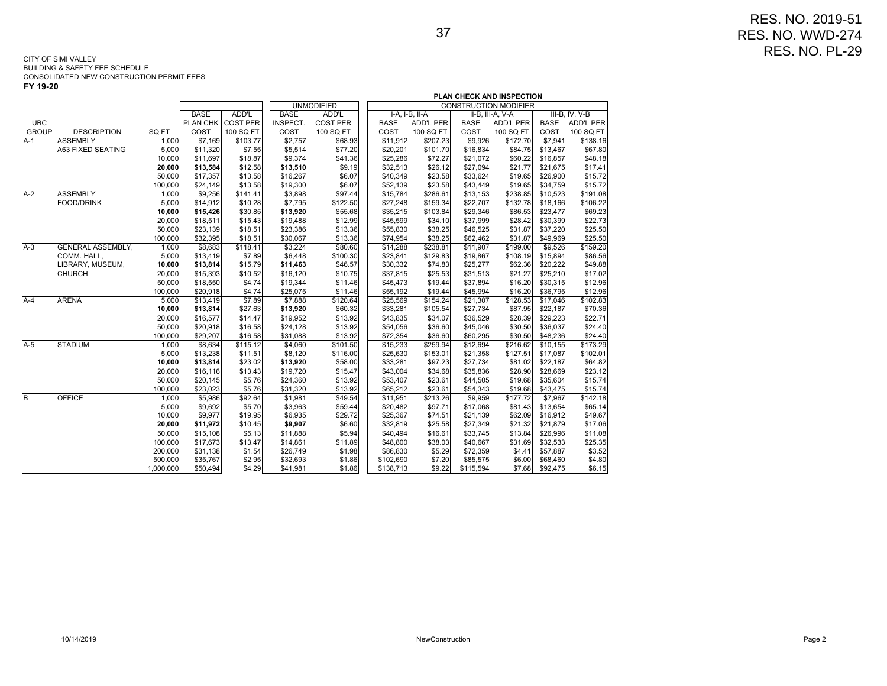RES. NO. 2019-51
RES. NO. WWD-274
RES. NO. PL-29

CITY OF SIMI VALLEY
BUILDING & SAFETY FEE SCHEDULE
CONSOLIDATED NEW CONSTRUCTION PERMIT FEES
**FY 19-20**

**PLAN CHECK AND INSPECTION**

| | | | | | UNMODIFIED | | CONSTRUCTION MODIFIER | | | | | |
|---|---|---|---|---|---|---|---|---|---|---|---|---|
| | | | BASE | ADD'L | BASE | ADD'L | I-A, I-B, II-A | | II-B, III-A, V-A | | III-B, IV, V-B | |
| UBC | | | PLAN CHK | COST PER | INSPECT. | COST PER | BASE | ADD'L PER | BASE | ADD'L PER | BASE | ADD'L PER |
| GROUP | DESCRIPTION | SQ FT | COST | 100 SQ FT | COST | 100 SQ FT | COST | 100 SQ FT | COST | 100 SQ FT | COST | 100 SQ FT |
| A-1 | ASSEMBLY | 1,000 | $7,169 | $103.77 | $2,757 | $68.93 | $11,912 | $207.23 | $9,926 | $172.70 | $7,941 | $138.16 |
| | A63 FIXED SEATING | 5,000 | $11,320 | $7.55 | $5,514 | $77.20 | $20,201 | $101.70 | $16,834 | $84.75 | $13,467 | $67.80 |
| | | 10,000 | $11,697 | $18.87 | $9,374 | $41.36 | $25,286 | $72.27 | $21,072 | $60.22 | $16,857 | $48.18 |
| | | **20,000** | **$13,584** | $12.58 | **$13,510** | $9.19 | $32,513 | $26.12 | $27,094 | $21.77 | $21,675 | $17.41 |
| | | 50,000 | $17,357 | $13.58 | $16,267 | $6.07 | $40,349 | $23.58 | $33,624 | $19.65 | $26,900 | $15.72 |
| | | 100,000 | $24,149 | $13.58 | $19,300 | $6.07 | $52,139 | $23.58 | $43,449 | $19.65 | $34,759 | $15.72 |
| A-2 | ASSEMBLY | 1,000 | $9,256 | $141.41 | $3,898 | $97.44 | $15,784 | $286.61 | $13,153 | $238.85 | $10,523 | $191.08 |
| | FOOD/DRINK | 5,000 | $14,912 | $10.28 | $7,795 | $122.50 | $27,248 | $159.34 | $22,707 | $132.78 | $18,166 | $106.22 |
| | | **10,000** | **$15,426** | $30.85 | **$13,920** | $55.68 | $35,215 | $103.84 | $29,346 | $86.53 | $23,477 | $69.23 |
| | | 20,000 | $18,511 | $15.43 | $19,488 | $12.99 | $45,599 | $34.10 | $37,999 | $28.42 | $30,399 | $22.73 |
| | | 50,000 | $23,139 | $18.51 | $23,386 | $13.36 | $55,830 | $38.25 | $46,525 | $31.87 | $37,220 | $25.50 |
| | | 100,000 | $32,395 | $18.51 | $30,067 | $13.36 | $74,954 | $38.25 | $62,462 | $31.87 | $49,969 | $25.50 |
| A-3 | GENERAL ASSEMBLY, | 1,000 | $8,683 | $118.41 | $3,224 | $80.60 | $14,288 | $238.81 | $11,907 | $199.00 | $9,526 | $159.20 |
| | COMM. HALL, | 5,000 | $13,419 | $7.89 | $6,448 | $100.30 | $23,841 | $129.83 | $19,867 | $108.19 | $15,894 | $86.56 |
| | LIBRARY, MUSEUM, | **10,000** | **$13,814** | $15.79 | **$11,463** | $46.57 | $30,332 | $74.83 | $25,277 | $62.36 | $20,222 | $49.88 |
| | CHURCH | 20,000 | $15,393 | $10.52 | $16,120 | $10.75 | $37,815 | $25.53 | $31,513 | $21.27 | $25,210 | $17.02 |
| | | 50,000 | $18,550 | $4.74 | $19,344 | $11.46 | $45,473 | $19.44 | $37,894 | $16.20 | $30,315 | $12.96 |
| | | 100,000 | $20,918 | $4.74 | $25,075 | $11.46 | $55,192 | $19.44 | $45,994 | $16.20 | $36,795 | $12.96 |
| A-4 | ARENA | 5,000 | $13,419 | $7.89 | $7,888 | $120.64 | $25,569 | $154.24 | $21,307 | $128.53 | $17,046 | $102.83 |
| | | **10,000** | **$13,814** | $27.63 | **$13,920** | $60.32 | $33,281 | $105.54 | $27,734 | $87.95 | $22,187 | $70.36 |
| | | 20,000 | $16,577 | $14.47 | $19,952 | $13.92 | $43,835 | $34.07 | $36,529 | $28.39 | $29,223 | $22.71 |
| | | 50,000 | $20,918 | $16.58 | $24,128 | $13.92 | $54,056 | $36.60 | $45,046 | $30.50 | $36,037 | $24.40 |
| | | 100,000 | $29,207 | $16.58 | $31,088 | $13.92 | $72,354 | $36.60 | $60,295 | $30.50 | $48,236 | $24.40 |
| A-5 | STADIUM | 1,000 | $8,634 | $115.12 | $4,060 | $101.50 | $15,233 | $259.94 | $12,694 | $216.62 | $10,155 | $173.29 |
| | | 5,000 | $13,238 | $11.51 | $8,120 | $116.00 | $25,630 | $153.01 | $21,358 | $127.51 | $17,087 | $102.01 |
| | | **10,000** | **$13,814** | $23.02 | **$13,920** | $58.00 | $33,281 | $97.23 | $27,734 | $81.02 | $22,187 | $64.82 |
| | | 20,000 | $16,116 | $13.43 | $19,720 | $15.47 | $43,004 | $34.68 | $35,836 | $28.90 | $28,669 | $23.12 |
| | | 50,000 | $20,145 | $5.76 | $24,360 | $13.92 | $53,407 | $23.61 | $44,505 | $19.68 | $35,604 | $15.74 |
| | | 100,000 | $23,023 | $5.76 | $31,320 | $13.92 | $65,212 | $23.61 | $54,343 | $19.68 | $43,475 | $15.74 |
| B | OFFICE | 1,000 | $5,986 | $92.64 | $1,981 | $49.54 | $11,951 | $213.26 | $9,959 | $177.72 | $7,967 | $142.18 |
| | | 5,000 | $9,692 | $5.70 | $3,963 | $59.44 | $20,482 | $97.71 | $17,068 | $81.43 | $13,654 | $65.14 |
| | | 10,000 | $9,977 | $19.95 | $6,935 | $29.72 | $25,367 | $74.51 | $21,139 | $62.09 | $16,912 | $49.67 |
| | | **20,000** | **$11,972** | $10.45 | **$9,907** | $6.60 | $32,819 | $25.58 | $27,349 | $21.32 | $21,879 | $17.06 |
| | | 50,000 | $15,108 | $5.13 | $11,888 | $5.94 | $40,494 | $16.61 | $33,745 | $13.84 | $26,996 | $11.08 |
| | | 100,000 | $17,673 | $13.47 | $14,861 | $11.89 | $48,800 | $38.03 | $40,667 | $31.69 | $32,533 | $25.35 |
| | | 200,000 | $31,138 | $1.54 | $26,749 | $1.98 | $86,830 | $5.29 | $72,359 | $4.41 | $57,887 | $3.52 |
| | | 500,000 | $35,767 | $2.95 | $32,693 | $1.86 | $102,690 | $7.20 | $85,575 | $6.00 | $68,460 | $4.80 |
| | | 1,000,000 | $50,494 | $4.29 | $41,981 | $1.86 | $138,713 | $9.22 | $115,594 | $7.68 | $92,475 | $6.15 |

10/14/2019 NewConstruction Page 2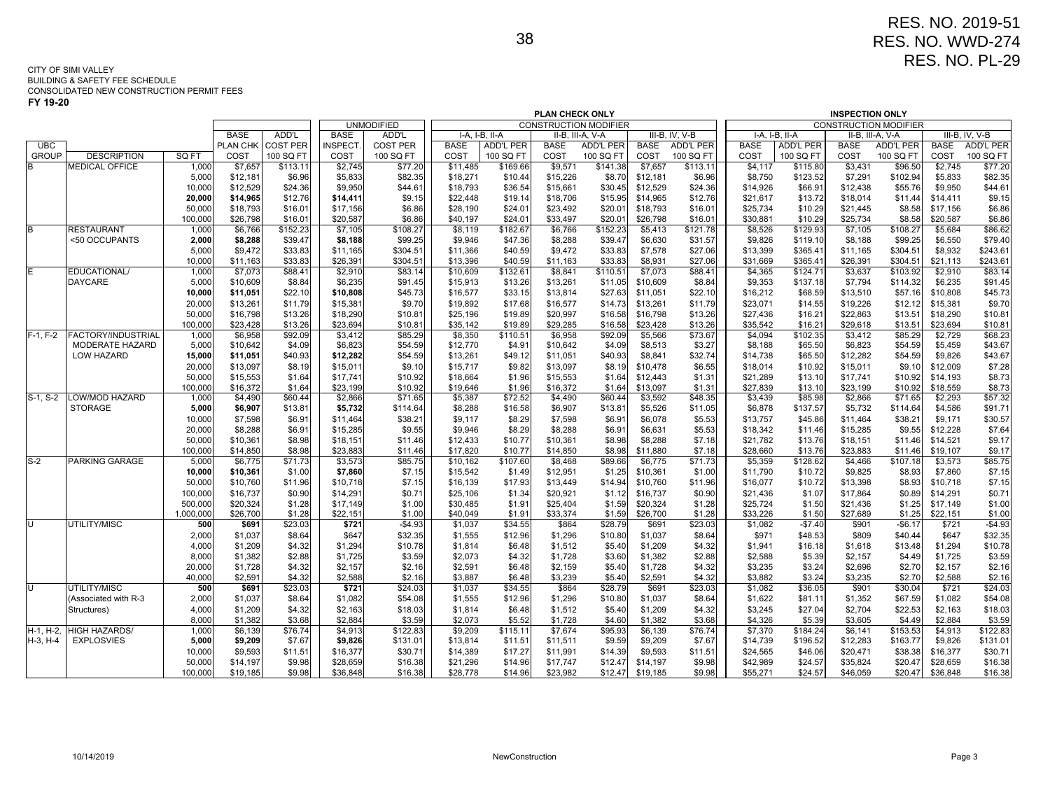RES. NO. 2019-51
RES. NO. WWD-274
RES. NO. PL-29

CITY OF SIMI VALLEY
BUILDING & SAFETY FEE SCHEDULE
CONSOLIDATED NEW CONSTRUCTION PERMIT FEES
**FY 19-20**

| | | | | | UNMODIFIED | | PLAN CHECK ONLY CONSTRUCTION MODIFIER | | | | | | INSPECTION ONLY CONSTRUCTION MODIFIER | | | | | |
|---|---|---|---|---|---|---|---|---|---|---|---|---|---|---|---|---|---|---|
| | | | | | | | I-A, I-B, II-A | | II-B, III-A, V-A | | III-B, IV, V-B | | I-A, I-B, II-A | | II-B, III-A, V-A | | III-B, IV, V-B | |
| UBC GROUP | DESCRIPTION | SQ FT | BASE PLAN CHK COST | ADD'L COST PER 100 SQ FT | BASE INSPECT. COST | ADD'L COST PER 100 SQ FT | BASE COST | ADD'L PER 100 SQ FT | BASE COST | ADD'L PER 100 SQ FT | BASE COST | ADD'L PER 100 SQ FT | BASE COST | ADD'L PER 100 SQ FT | BASE COST | ADD'L PER 100 SQ FT | BASE COST | ADD'L PER 100 SQ FT |
| B | MEDICAL OFFICE | 1,000 | $7,657 | $113.11 | $2,745 | $77.20 | $11,485 | $169.66 | $9,571 | $141.38 | $7,657 | $113.11 | $4,117 | $115.80 | $3,431 | $96.50 | $2,745 | $77.20 |
| | | 5,000 | $12,181 | $6.96 | $5,833 | $82.35 | $18,271 | $10.44 | $15,226 | $8.70 | $12,181 | $6.96 | $8,750 | $123.52 | $7,291 | $102.94 | $5,833 | $82.35 |
| | | 10,000 | $12,529 | $24.36 | $9,950 | $44.61 | $18,793 | $36.54 | $15,661 | $30.45 | $12,529 | $24.36 | $14,926 | $66.91 | $12,438 | $55.76 | $9,950 | $44.61 |
| | | **20,000** | **$14,965** | $12.76 | **$14,411** | $9.15 | $22,448 | $19.14 | $18,706 | $15.95 | $14,965 | $12.76 | $21,617 | $13.72 | $18,014 | $11.44 | $14,411 | $9.15 |
| | | 50,000 | $18,793 | $16.01 | $17,156 | $6.86 | $28,190 | $24.01 | $23,492 | $20.01 | $18,793 | $16.01 | $25,734 | $10.29 | $21,445 | $8.58 | $17,156 | $6.86 |
| | | 100,000 | $26,798 | $16.01 | $20,587 | $6.86 | $40,197 | $24.01 | $33,497 | $20.01 | $26,798 | $16.01 | $30,881 | $10.29 | $25,734 | $8.58 | $20,587 | $6.86 |
| B | RESTAURANT | 1,000 | $6,766 | $152.23 | $7,105 | $108.27 | $8,119 | $182.67 | $6,766 | $152.23 | $5,413 | $121.78 | $8,526 | $129.93 | $7,105 | $108.27 | $5,684 | $86.62 |
| | <50 OCCUPANTS | **2,000** | **$8,288** | $39.47 | **$8,188** | $99.25 | $9,946 | $47.36 | $8,288 | $39.47 | $6,630 | $31.57 | $9,826 | $119.10 | $8,188 | $99.25 | $6,550 | $79.40 |
| | | 5,000 | $9,472 | $33.83 | $11,165 | $304.51 | $11,366 | $40.59 | $9,472 | $33.83 | $7,578 | $27.06 | $13,399 | $365.41 | $11,165 | $304.51 | $8,932 | $243.61 |
| | | 10,000 | $11,163 | $33.83 | $26,391 | $304.51 | $13,396 | $40.59 | $11,163 | $33.83 | $8,931 | $27.06 | $31,669 | $365.41 | $26,391 | $304.51 | $21,113 | $243.61 |
| E | EDUCATIONAL/ | 1,000 | $7,073 | $88.41 | $2,910 | $83.14 | $10,609 | $132.61 | $8,841 | $110.51 | $7,073 | $88.41 | $4,365 | $124.71 | $3,637 | $103.92 | $2,910 | $83.14 |
| | DAYCARE | 5,000 | $10,609 | $8.84 | $6,235 | $91.45 | $15,913 | $13.26 | $13,261 | $11.05 | $10,609 | $8.84 | $9,353 | $137.18 | $7,794 | $114.32 | $6,235 | $91.45 |
| | | **10,000** | **$11,051** | $22.10 | **$10,808** | $45.73 | $16,577 | $33.15 | $13,814 | $27.63 | $11,051 | $22.10 | $16,212 | $68.59 | $13,510 | $57.16 | $10,808 | $45.73 |
| | | 20,000 | $13,261 | $11.79 | $15,381 | $9.70 | $19,892 | $17.68 | $16,577 | $14.73 | $13,261 | $11.79 | $23,071 | $14.55 | $19,226 | $12.12 | $15,381 | $9.70 |
| | | 50,000 | $16,798 | $13.26 | $18,290 | $10.81 | $25,196 | $19.89 | $20,997 | $16.58 | $16,798 | $13.26 | $27,436 | $16.21 | $22,863 | $13.51 | $18,290 | $10.81 |
| | | 100,000 | $23,428 | $13.26 | $23,694 | $10.81 | $35,142 | $19.89 | $29,285 | $16.58 | $23,428 | $13.26 | $35,542 | $16.21 | $29,618 | $13.51 | $23,694 | $10.81 |
| F-1, F-2 | FACTORY/INDUSTRIAL | 1,000 | $6,958 | $92.09 | $3,412 | $85.29 | $8,350 | $110.51 | $6,958 | $92.09 | $5,566 | $73.67 | $4,094 | $102.35 | $3,412 | $85.29 | $2,729 | $68.23 |
| | MODERATE HAZARD | 5,000 | $10,642 | $4.09 | $6,823 | $54.59 | $12,770 | $4.91 | $10,642 | $4.09 | $8,513 | $3.27 | $8,188 | $65.50 | $6,823 | $54.59 | $5,459 | $43.67 |
| | LOW HAZARD | **15,000** | **$11,051** | $40.93 | **$12,282** | $54.59 | $13,261 | $49.12 | $11,051 | $40.93 | $8,841 | $32.74 | $14,738 | $65.50 | $12,282 | $54.59 | $9,826 | $43.67 |
| | | 20,000 | $13,097 | $8.19 | $15,011 | $9.10 | $15,717 | $9.82 | $13,097 | $8.19 | $10,478 | $6.55 | $18,014 | $10.92 | $15,011 | $9.10 | $12,009 | $7.28 |
| | | 50,000 | $15,553 | $1.64 | $17,741 | $10.92 | $18,664 | $1.96 | $15,553 | $1.64 | $12,443 | $1.31 | $21,289 | $13.10 | $17,741 | $10.92 | $14,193 | $8.73 |
| | | 100,000 | $16,372 | $1.64 | $23,199 | $10.92 | $19,646 | $1.96 | $16,372 | $1.64 | $13,097 | $1.31 | $27,839 | $13.10 | $23,199 | $10.92 | $18,559 | $8.73 |
| S-1, S-2 | LOW/MOD HAZARD | 1,000 | $4,490 | $60.44 | $2,866 | $71.65 | $5,387 | $72.52 | $4,490 | $60.44 | $3,592 | $48.35 | $3,439 | $85.98 | $2,866 | $71.65 | $2,293 | $57.32 |
| | STORAGE | **5,000** | **$6,907** | $13.81 | **$5,732** | $114.64 | $8,288 | $16.58 | $6,907 | $13.81 | $5,526 | $11.05 | $6,878 | $137.57 | $5,732 | $114.64 | $4,586 | $91.71 |
| | | 10,000 | $7,598 | $6.91 | $11,464 | $38.21 | $9,117 | $8.29 | $7,598 | $6.91 | $6,078 | $5.53 | $13,757 | $45.86 | $11,464 | $38.21 | $9,171 | $30.57 |
| | | 20,000 | $8,288 | $6.91 | $15,285 | $9.55 | $9,946 | $8.29 | $8,288 | $6.91 | $6,631 | $5.53 | $18,342 | $11.46 | $15,285 | $9.55 | $12,228 | $7.64 |
| | | 50,000 | $10,361 | $8.98 | $18,151 | $11.46 | $12,433 | $10.77 | $10,361 | $8.98 | $8,288 | $7.18 | $21,782 | $13.76 | $18,151 | $11.46 | $14,521 | $9.17 |
| | | 100,000 | $14,850 | $8.98 | $23,883 | $11.46 | $17,820 | $10.77 | $14,850 | $8.98 | $11,880 | $7.18 | $28,660 | $13.76 | $23,883 | $11.46 | $19,107 | $9.17 |
| S-2 | PARKING GARAGE | 5,000 | $6,775 | $71.73 | $3,573 | $85.75 | $10,162 | $107.60 | $8,468 | $89.66 | $6,775 | $71.73 | $5,359 | $128.62 | $4,466 | $107.18 | $3,573 | $85.75 |
| | | **10,000** | **$10,361** | $1.00 | **$7,860** | $7.15 | $15,542 | $1.49 | $12,951 | $1.25 | $10,361 | $1.00 | $11,790 | $10.72 | $9,825 | $8.93 | $7,860 | $7.15 |
| | | 50,000 | $10,760 | $11.96 | $10,718 | $7.15 | $16,139 | $17.93 | $13,449 | $14.94 | $10,760 | $11.96 | $16,077 | $10.72 | $13,398 | $8.93 | $10,718 | $7.15 |
| | | 100,000 | $16,737 | $0.90 | $14,291 | $0.71 | $25,106 | $1.34 | $20,921 | $1.12 | $16,737 | $0.90 | $21,436 | $1.07 | $17,864 | $0.89 | $14,291 | $0.71 |
| | | 500,000 | $20,324 | $1.28 | $17,149 | $1.00 | $30,485 | $1.91 | $25,404 | $1.59 | $20,324 | $1.28 | $25,724 | $1.50 | $21,436 | $1.25 | $17,149 | $1.00 |
| | | 1,000,000 | $26,700 | $1.28 | $22,151 | $1.00 | $40,049 | $1.91 | $33,374 | $1.59 | $26,700 | $1.28 | $33,226 | $1.50 | $27,689 | $1.25 | $22,151 | $1.00 |
| U | UTILITY/MISC | **500** | **$691** | $23.03 | **$721** | -$4.93 | $1,037 | $34.55 | $864 | $28.79 | $691 | $23.03 | $1,082 | -$7.40 | $901 | -$6.17 | $721 | -$4.93 |
| | | 2,000 | $1,037 | $8.64 | $647 | $32.35 | $1,555 | $12.96 | $1,296 | $10.80 | $1,037 | $8.64 | $971 | $48.53 | $809 | $40.44 | $647 | $32.35 |
| | | 4,000 | $1,209 | $4.32 | $1,294 | $10.78 | $1,814 | $6.48 | $1,512 | $5.40 | $1,209 | $4.32 | $1,941 | $16.18 | $1,618 | $13.48 | $1,294 | $10.78 |
| | | 8,000 | $1,382 | $2.88 | $1,725 | $3.59 | $2,073 | $4.32 | $1,728 | $3.60 | $1,382 | $2.88 | $2,588 | $5.39 | $2,157 | $4.49 | $1,725 | $3.59 |
| | | 20,000 | $1,728 | $4.32 | $2,157 | $2.16 | $2,591 | $6.48 | $2,159 | $5.40 | $1,728 | $4.32 | $3,235 | $3.24 | $2,696 | $2.70 | $2,157 | $2.16 |
| | | 40,000 | $2,591 | $4.32 | $2,588 | $2.16 | $3,887 | $6.48 | $3,239 | $5.40 | $2,591 | $4.32 | $3,882 | $3.24 | $3,235 | $2.70 | $2,588 | $2.16 |
| U | UTILITY/MISC | **500** | **$691** | $23.03 | **$721** | $24.03 | $1,037 | $34.55 | $864 | $28.79 | $691 | $23.03 | $1,082 | $36.05 | $901 | $30.04 | $721 | $24.03 |
| | (Associated with R-3 | 2,000 | $1,037 | $8.64 | $1,082 | $54.08 | $1,555 | $12.96 | $1,296 | $10.80 | $1,037 | $8.64 | $1,622 | $81.11 | $1,352 | $67.59 | $1,082 | $54.08 |
| | Structures) | 4,000 | $1,209 | $4.32 | $2,163 | $18.03 | $1,814 | $6.48 | $1,512 | $5.40 | $1,209 | $4.32 | $3,245 | $27.04 | $2,704 | $22.53 | $2,163 | $18.03 |
| | | 8,000 | $1,382 | $3.68 | $2,884 | $3.59 | $2,073 | $5.52 | $1,728 | $4.60 | $1,382 | $3.68 | $4,326 | $5.39 | $3,605 | $4.49 | $2,884 | $3.59 |
| H-1, H-2, | HIGH HAZARDS/ | 1,000 | $6,139 | $76.74 | $4,913 | $122.83 | $9,209 | $115.11 | $7,674 | $95.93 | $6,139 | $76.74 | $7,370 | $184.24 | $6,141 | $153.53 | $4,913 | $122.83 |
| H-3, H-4 | EXPLOSVIES | **5,000** | **$9,209** | $7.67 | **$9,826** | $131.01 | $13,814 | $11.51 | $11,511 | $9.59 | $9,209 | $7.67 | $14,739 | $196.52 | $12,283 | $163.77 | $9,826 | $131.01 |
| | | 10,000 | $9,593 | $11.51 | $16,377 | $30.71 | $14,389 | $17.27 | $11,991 | $14.39 | $9,593 | $11.51 | $24,565 | $46.06 | $20,471 | $38.38 | $16,377 | $30.71 |
| | | 50,000 | $14,197 | $9.98 | $28,659 | $16.38 | $21,296 | $14.96 | $17,747 | $12.47 | $14,197 | $9.98 | $42,989 | $24.57 | $35,824 | $20.47 | $28,659 | $16.38 |
| | | 100,000 | $19,185 | $9.98 | $36,848 | $16.38 | $28,778 | $14.96 | $23,982 | $12.47 | $19,185 | $9.98 | $55,271 | $24.57 | $46,059 | $20.47 | $36,848 | $16.38 |

10/14/2019 NewConstruction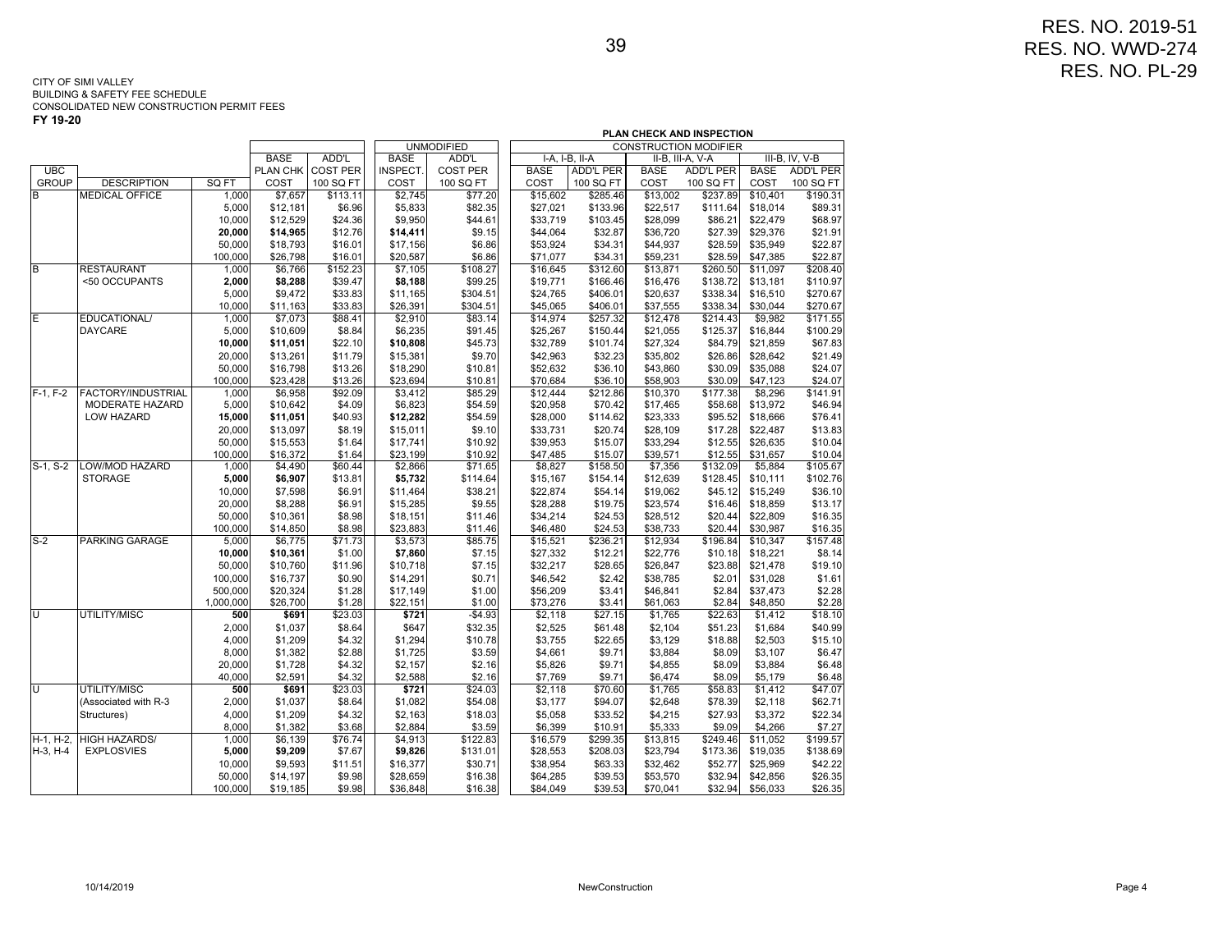RES. NO. 2019-51
RES. NO. WWD-274
RES. NO. PL-29

CITY OF SIMI VALLEY
BUILDING & SAFETY FEE SCHEDULE
CONSOLIDATED NEW CONSTRUCTION PERMIT FEES
**FY 19-20**

| | | | | | | | PLAN CHECK AND INSPECTION | | | | | |
|---|---|---|---|---|---|---|---|---|---|---|---|---|
| | | | | | UNMODIFIED | | CONSTRUCTION MODIFIER | | | | | |
| | | | BASE | ADD'L | BASE | ADD'L | I-A, I-B, II-A | | II-B, III-A, V-A | | III-B, IV, V-B | |
| UBC | | | PLAN CHK | COST PER | INSPECT. | COST PER | BASE | ADD'L PER | BASE | ADD'L PER | BASE | ADD'L PER |
| GROUP | DESCRIPTION | SQ FT | COST | 100 SQ FT | COST | 100 SQ FT | COST | 100 SQ FT | COST | 100 SQ FT | COST | 100 SQ FT |
| B | MEDICAL OFFICE | 1,000 | $7,657 | $113.11 | $2,745 | $77.20 | $15,602 | $285.46 | $13,002 | $237.89 | $10,401 | $190.31 |
| | | 5,000 | $12,181 | $6.96 | $5,833 | $82.35 | $27,021 | $133.96 | $22,517 | $111.64 | $18,014 | $89.31 |
| | | 10,000 | $12,529 | $24.36 | $9,950 | $44.61 | $33,719 | $103.45 | $28,099 | $86.21 | $22,479 | $68.97 |
| | | **20,000** | **$14,965** | $12.76 | **$14,411** | $9.15 | $44,064 | $32.87 | $36,720 | $27.39 | $29,376 | $21.91 |
| | | 50,000 | $18,793 | $16.01 | $17,156 | $6.86 | $53,924 | $34.31 | $44,937 | $28.59 | $35,949 | $22.87 |
| | | 100,000 | $26,798 | $16.01 | $20,587 | $6.86 | $71,077 | $34.31 | $59,231 | $28.59 | $47,385 | $22.87 |
| B | RESTAURANT <50 OCCUPANTS | 1,000 | $6,766 | $152.23 | $7,105 | $108.27 | $16,645 | $312.60 | $13,871 | $260.50 | $11,097 | $208.40 |
| | | **2,000** | **$8,288** | $39.47 | **$8,188** | $99.25 | $19,771 | $166.46 | $16,476 | $138.72 | $13,181 | $110.97 |
| | | 5,000 | $9,472 | $33.83 | $11,165 | $304.51 | $24,765 | $406.01 | $20,637 | $338.34 | $16,510 | $270.67 |
| | | 10,000 | $11,163 | $33.83 | $26,391 | $304.51 | $45,065 | $406.01 | $37,555 | $338.34 | $30,044 | $270.67 |
| E | EDUCATIONAL/ DAYCARE | 1,000 | $7,073 | $88.41 | $2,910 | $83.14 | $14,974 | $257.32 | $12,478 | $214.43 | $9,982 | $171.55 |
| | | 5,000 | $10,609 | $8.84 | $6,235 | $91.45 | $25,267 | $150.44 | $21,055 | $125.37 | $16,844 | $100.29 |
| | | **10,000** | **$11,051** | $22.10 | **$10,808** | $45.73 | $32,789 | $101.74 | $27,324 | $84.79 | $21,859 | $67.83 |
| | | 20,000 | $13,261 | $11.79 | $15,381 | $9.70 | $42,963 | $32.23 | $35,802 | $26.86 | $28,642 | $21.49 |
| | | 50,000 | $16,798 | $13.26 | $18,290 | $10.81 | $52,632 | $36.10 | $43,860 | $30.09 | $35,088 | $24.07 |
| | | 100,000 | $23,428 | $13.26 | $23,694 | $10.81 | $70,684 | $36.10 | $58,903 | $30.09 | $47,123 | $24.07 |
| F-1, F-2 | FACTORY/INDUSTRIAL MODERATE HAZARD LOW HAZARD | 1,000 | $6,958 | $92.09 | $3,412 | $85.29 | $12,444 | $212.86 | $10,370 | $177.38 | $8,296 | $141.91 |
| | | 5,000 | $10,642 | $4.09 | $6,823 | $54.59 | $20,958 | $70.42 | $17,465 | $58.68 | $13,972 | $46.94 |
| | | **15,000** | **$11,051** | $40.93 | **$12,282** | $54.59 | $28,000 | $114.62 | $23,333 | $95.52 | $18,666 | $76.41 |
| | | 20,000 | $13,097 | $8.19 | $15,011 | $9.10 | $33,731 | $20.74 | $28,109 | $17.28 | $22,487 | $13.83 |
| | | 50,000 | $15,553 | $1.64 | $17,741 | $10.92 | $39,953 | $15.07 | $33,294 | $12.55 | $26,635 | $10.04 |
| | | 100,000 | $16,372 | $1.64 | $23,199 | $10.92 | $47,485 | $15.07 | $39,571 | $12.55 | $31,657 | $10.04 |
| S-1, S-2 | LOW/MOD HAZARD STORAGE | 1,000 | $4,490 | $60.44 | $2,866 | $71.65 | $8,827 | $158.50 | $7,356 | $132.09 | $5,884 | $105.67 |
| | | **5,000** | **$6,907** | $13.81 | **$5,732** | $114.64 | $15,167 | $154.14 | $12,639 | $128.45 | $10,111 | $102.76 |
| | | 10,000 | $7,598 | $6.91 | $11,464 | $38.21 | $22,874 | $54.14 | $19,062 | $45.12 | $15,249 | $36.10 |
| | | 20,000 | $8,288 | $6.91 | $15,285 | $9.55 | $28,288 | $19.75 | $23,574 | $16.46 | $18,859 | $13.17 |
| | | 50,000 | $10,361 | $8.98 | $18,151 | $11.46 | $34,214 | $24.53 | $28,512 | $20.44 | $22,809 | $16.35 |
| | | 100,000 | $14,850 | $8.98 | $23,883 | $11.46 | $46,480 | $24.53 | $38,733 | $20.44 | $30,987 | $16.35 |
| S-2 | PARKING GARAGE | 5,000 | $6,775 | $71.73 | $3,573 | $85.75 | $15,521 | $236.21 | $12,934 | $196.84 | $10,347 | $157.48 |
| | | **10,000** | **$10,361** | $1.00 | **$7,860** | $7.15 | $27,332 | $12.21 | $22,776 | $10.18 | $18,221 | $8.14 |
| | | 50,000 | $10,760 | $11.96 | $10,718 | $7.15 | $32,217 | $28.65 | $26,847 | $23.88 | $21,478 | $19.10 |
| | | 100,000 | $16,737 | $0.90 | $14,291 | $0.71 | $46,542 | $2.42 | $38,785 | $2.01 | $31,028 | $1.61 |
| | | 500,000 | $20,324 | $1.28 | $17,149 | $1.00 | $56,209 | $3.41 | $46,841 | $2.84 | $37,473 | $2.28 |
| | | 1,000,000 | $26,700 | $1.28 | $22,151 | $1.00 | $73,276 | $3.41 | $61,063 | $2.84 | $48,850 | $2.28 |
| U | UTILITY/MISC | **500** | **$691** | $23.03 | **$721** | -$4.93 | $2,118 | $27.15 | $1,765 | $22.63 | $1,412 | $18.10 |
| | | 2,000 | $1,037 | $8.64 | $647 | $32.35 | $2,525 | $61.48 | $2,104 | $51.23 | $1,684 | $40.99 |
| | | 4,000 | $1,209 | $4.32 | $1,294 | $10.78 | $3,755 | $22.65 | $3,129 | $18.88 | $2,503 | $15.10 |
| | | 8,000 | $1,382 | $2.88 | $1,725 | $3.59 | $4,661 | $9.71 | $3,884 | $8.09 | $3,107 | $6.47 |
| | | 20,000 | $1,728 | $4.32 | $2,157 | $2.16 | $5,826 | $9.71 | $4,855 | $8.09 | $3,884 | $6.48 |
| | | 40,000 | $2,591 | $4.32 | $2,588 | $2.16 | $7,769 | $9.71 | $6,474 | $8.09 | $5,179 | $6.48 |
| U | UTILITY/MISC (Associated with R-3 Structures) | **500** | **$691** | $23.03 | **$721** | $24.03 | $2,118 | $70.60 | $1,765 | $58.83 | $1,412 | $47.07 |
| | | 2,000 | $1,037 | $8.64 | $1,082 | $54.08 | $3,177 | $94.07 | $2,648 | $78.39 | $2,118 | $62.71 |
| | | 4,000 | $1,209 | $4.32 | $2,163 | $18.03 | $5,058 | $33.52 | $4,215 | $27.93 | $3,372 | $22.34 |
| | | 8,000 | $1,382 | $3.68 | $2,884 | $3.59 | $6,399 | $10.91 | $5,333 | $9.09 | $4,266 | $7.27 |
| H-1, H-2, H-3, H-4 | HIGH HAZARDS/ EXPLOSVIES | 1,000 | $6,139 | $76.74 | $4,913 | $122.83 | $16,579 | $299.35 | $13,815 | $249.46 | $11,052 | $199.57 |
| | | **5,000** | **$9,209** | $7.67 | **$9,826** | $131.01 | $28,553 | $208.03 | $23,794 | $173.36 | $19,035 | $138.69 |
| | | 10,000 | $9,593 | $11.51 | $16,377 | $30.71 | $38,954 | $63.33 | $32,462 | $52.77 | $25,969 | $42.22 |
| | | 50,000 | $14,197 | $9.98 | $28,659 | $16.38 | $64,285 | $39.53 | $53,570 | $32.94 | $42,856 | $26.35 |
| | | 100,000 | $19,185 | $9.98 | $36,848 | $16.38 | $84,049 | $39.53 | $70,041 | $32.94 | $56,033 | $26.35 |

10/14/2019 NewConstruction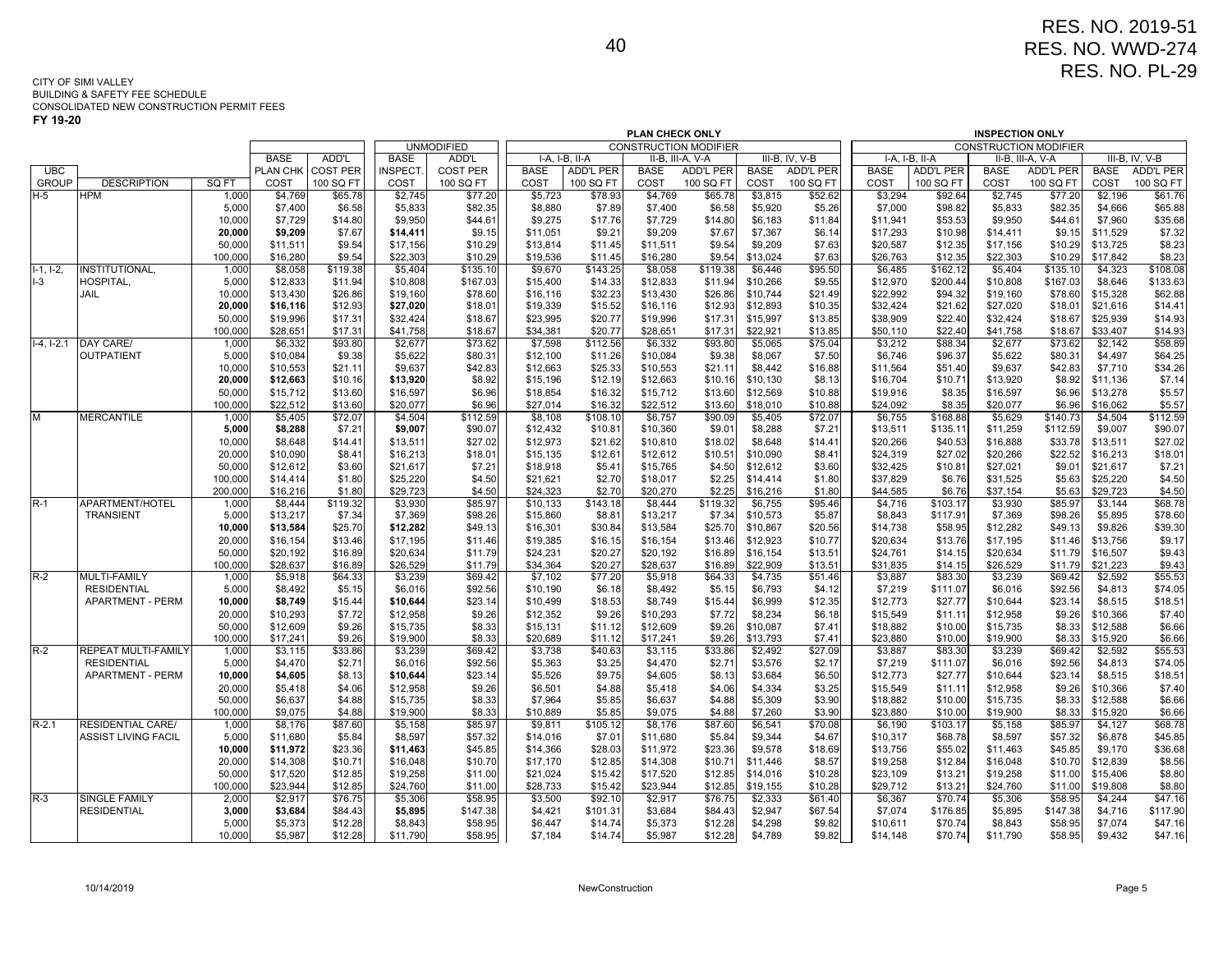RES. NO. 2019-51
RES. NO. WWD-274
RES. NO. PL-29

CITY OF SIMI VALLEY
BUILDING & SAFETY FEE SCHEDULE
CONSOLIDATED NEW CONSTRUCTION PERMIT FEES
**FY 19-20**

| | | | | | | | PLAN CHECK ONLY | | | | | | INSPECTION ONLY | | | | | |
|---|---|---|---|---|---|---|---|---|---|---|---|---|---|---|---|---|---|---|
| | | | | | UNMODIFIED | | CONSTRUCTION MODIFIER | | | | | | CONSTRUCTION MODIFIER | | | | | |
| | | | BASE | ADD'L | BASE | ADD'L | I-A, I-B, II-A | | II-B, III-A, V-A | | III-B, IV, V-B | | I-A, I-B, II-A | | II-B, III-A, V-A | | III-B, IV, V-B | |
| UBC GROUP | DESCRIPTION | SQ FT | PLAN CHK COST | COST PER 100 SQ FT | INSPECT. COST | COST PER 100 SQ FT | BASE COST | ADD'L PER 100 SQ FT | BASE COST | ADD'L PER 100 SQ FT | BASE COST | ADD'L PER 100 SQ FT | BASE COST | ADD'L PER 100 SQ FT | BASE COST | ADD'L PER 100 SQ FT | BASE COST | ADD'L PER 100 SQ FT |
| H-5 | HPM | 1,000 | $4,769 | $65.78 | $2,745 | $77.20 | $5,723 | $78.93 | $4,769 | $65.78 | $3,815 | $52.62 | $3,294 | $92.64 | $2,745 | $77.20 | $2,196 | $61.76 |
| | | 5,000 | $7,400 | $6.58 | $5,833 | $82.35 | $8,880 | $7.89 | $7,400 | $6.58 | $5,920 | $5.26 | $7,000 | $98.82 | $5,833 | $82.35 | $4,666 | $65.88 |
| | | 10,000 | $7,729 | $14.80 | $9,950 | $44.61 | $9,275 | $17.76 | $7,729 | $14.80 | $6,183 | $11.84 | $11,941 | $53.53 | $9,950 | $44.61 | $7,960 | $35.68 |
| | | **20,000** | **$9,209** | $7.67 | **$14,411** | $9.15 | $11,051 | $9.21 | $9,209 | $7.67 | $7,367 | $6.14 | $17,293 | $10.98 | $14,411 | $9.15 | $11,529 | $7.32 |
| | | 50,000 | $11,511 | $9.54 | $17,156 | $10.29 | $13,814 | $11.45 | $11,511 | $9.54 | $9,209 | $7.63 | $20,587 | $12.35 | $17,156 | $10.29 | $13,725 | $8.23 |
| | | 100,000 | $16,280 | $9.54 | $22,303 | $10.29 | $19,536 | $11.45 | $16,280 | $9.54 | $13,024 | $7.63 | $26,763 | $12.35 | $22,303 | $10.29 | $17,842 | $8.23 |
| I-1, I-2, I-3 | INSTITUTIONAL, HOSPITAL, JAIL | 1,000 | $8,058 | $119.38 | $5,404 | $135.10 | $9,670 | $143.25 | $8,058 | $119.38 | $6,446 | $95.50 | $6,485 | $162.12 | $5,404 | $135.10 | $4,323 | $108.08 |
| | | 5,000 | $12,833 | $11.94 | $10,808 | $167.03 | $15,400 | $14.33 | $12,833 | $11.94 | $10,266 | $9.55 | $12,970 | $200.44 | $10,808 | $167.03 | $8,646 | $133.63 |
| | | 10,000 | $13,430 | $26.86 | $19,160 | $78.60 | $16,116 | $32.23 | $13,430 | $26.86 | $10,744 | $21.49 | $22,992 | $94.32 | $19,160 | $78.60 | $15,328 | $62.88 |
| | | **20,000** | **$16,116** | $12.93 | **$27,020** | $18.01 | $19,339 | $15.52 | $16,116 | $12.93 | $12,893 | $10.35 | $32,424 | $21.62 | $27,020 | $18.01 | $21,616 | $14.41 |
| | | 50,000 | $19,996 | $17.31 | $32,424 | $18.67 | $23,995 | $20.77 | $19,996 | $17.31 | $15,997 | $13.85 | $38,909 | $22.40 | $32,424 | $18.67 | $25,939 | $14.93 |
| | | 100,000 | $28,651 | $17.31 | $41,758 | $18.67 | $34,381 | $20.77 | $28,651 | $17.31 | $22,921 | $13.85 | $50,110 | $22.40 | $41,758 | $18.67 | $33,407 | $14.93 |
| I-4, I-2.1 | DAY CARE/ OUTPATIENT | 1,000 | $6,332 | $93.80 | $2,677 | $73.62 | $7,598 | $112.56 | $6,332 | $93.80 | $5,065 | $75.04 | $3,212 | $88.34 | $2,677 | $73.62 | $2,142 | $58.89 |
| | | 5,000 | $10,084 | $9.38 | $5,622 | $80.31 | $12,100 | $11.26 | $10,084 | $9.38 | $8,067 | $7.50 | $6,746 | $96.37 | $5,622 | $80.31 | $4,497 | $64.25 |
| | | 10,000 | $10,553 | $21.11 | $9,637 | $42.83 | $12,663 | $25.33 | $10,553 | $21.11 | $8,442 | $16.88 | $11,564 | $51.40 | $9,637 | $42.83 | $7,710 | $34.26 |
| | | **20,000** | **$12,663** | $10.16 | **$13,920** | $8.92 | $15,196 | $12.19 | $12,663 | $10.16 | $10,130 | $8.13 | $16,704 | $10.71 | $13,920 | $8.92 | $11,136 | $7.14 |
| | | 50,000 | $15,712 | $13.60 | $16,597 | $6.96 | $18,854 | $16.32 | $15,712 | $13.60 | $12,569 | $10.88 | $19,916 | $8.35 | $16,597 | $6.96 | $13,278 | $5.57 |
| | | 100,000 | $22,512 | $13.60 | $20,077 | $6.96 | $27,014 | $16.32 | $22,512 | $13.60 | $18,010 | $10.88 | $24,092 | $8.35 | $20,077 | $6.96 | $16,062 | $5.57 |
| M | MERCANTILE | 1,000 | $5,405 | $72.07 | $4,504 | $112.59 | $8,108 | $108.10 | $6,757 | $90.09 | $5,405 | $72.07 | $6,755 | $168.88 | $5,629 | $140.73 | $4,504 | $112.59 |
| | | **5,000** | **$8,288** | $7.21 | **$9,007** | $90.07 | $12,432 | $10.81 | $10,360 | $9.01 | $8,288 | $7.21 | $13,511 | $135.11 | $11,259 | $112.59 | $9,007 | $90.07 |
| | | 10,000 | $8,648 | $14.41 | $13,511 | $27.02 | $12,973 | $21.62 | $10,810 | $18.02 | $8,648 | $14.41 | $20,266 | $40.53 | $16,888 | $33.78 | $13,511 | $27.02 |
| | | 20,000 | $10,090 | $8.41 | $16,213 | $18.01 | $15,135 | $12.61 | $12,612 | $10.51 | $10,090 | $8.41 | $24,319 | $27.02 | $20,266 | $22.52 | $16,213 | $18.01 |
| | | 50,000 | $12,612 | $3.60 | $21,617 | $7.21 | $18,918 | $5.41 | $15,765 | $4.50 | $12,612 | $3.60 | $32,425 | $10.81 | $27,021 | $9.01 | $21,617 | $7.21 |
| | | 100,000 | $14,414 | $1.80 | $25,220 | $4.50 | $21,621 | $2.70 | $18,017 | $2.25 | $14,414 | $1.80 | $37,829 | $6.76 | $31,525 | $5.63 | $25,220 | $4.50 |
| | | 200,000 | $16,216 | $1.80 | $29,723 | $4.50 | $24,323 | $2.70 | $20,270 | $2.25 | $16,216 | $1.80 | $44,585 | $6.76 | $37,154 | $5.63 | $29,723 | $4.50 |
| R-1 | APARTMENT/HOTEL TRANSIENT | 1,000 | $8,444 | $119.32 | $3,930 | $85.97 | $10,133 | $143.18 | $8,444 | $119.32 | $6,755 | $95.46 | $4,716 | $103.17 | $3,930 | $85.97 | $3,144 | $68.78 |
| | | 5,000 | $13,217 | $7.34 | $7,369 | $98.26 | $15,860 | $8.81 | $13,217 | $7.34 | $10,573 | $5.87 | $8,843 | $117.91 | $7,369 | $98.26 | $5,895 | $78.60 |
| | | **10,000** | **$13,584** | $25.70 | **$12,282** | $49.13 | $16,301 | $30.84 | $13,584 | $25.70 | $10,867 | $20.56 | $14,738 | $58.95 | $12,282 | $49.13 | $9,826 | $39.30 |
| | | 20,000 | $16,154 | $13.46 | $17,195 | $11.46 | $19,385 | $16.15 | $16,154 | $13.46 | $12,923 | $10.77 | $20,634 | $13.76 | $17,195 | $11.46 | $13,756 | $9.17 |
| | | 50,000 | $20,192 | $16.89 | $20,634 | $11.79 | $24,231 | $20.27 | $20,192 | $16.89 | $16,154 | $13.51 | $24,761 | $14.15 | $20,634 | $11.79 | $16,507 | $9.43 |
| | | 100,000 | $28,637 | $16.89 | $26,529 | $11.79 | $34,364 | $20.27 | $28,637 | $16.89 | $22,909 | $13.51 | $31,835 | $14.15 | $26,529 | $11.79 | $21,223 | $9.43 |
| R-2 | MULTI-FAMILY RESIDENTIAL APARTMENT - PERM | 1,000 | $5,918 | $64.33 | $3,239 | $69.42 | $7,102 | $77.20 | $5,918 | $64.33 | $4,735 | $51.46 | $3,887 | $83.30 | $3,239 | $69.42 | $2,592 | $55.53 |
| | | 5,000 | $8,492 | $5.15 | $6,016 | $92.56 | $10,190 | $6.18 | $8,492 | $5.15 | $6,793 | $4.12 | $7,219 | $111.07 | $6,016 | $92.56 | $4,813 | $74.05 |
| | | **10,000** | **$8,749** | $15.44 | **$10,644** | $23.14 | $10,499 | $18.53 | $8,749 | $15.44 | $6,999 | $12.35 | $12,773 | $27.77 | $10,644 | $23.14 | $8,515 | $18.51 |
| | | 20,000 | $10,293 | $7.72 | $12,958 | $9.26 | $12,352 | $9.26 | $10,293 | $7.72 | $8,234 | $6.18 | $15,549 | $11.11 | $12,958 | $9.26 | $10,366 | $7.40 |
| | | 50,000 | $12,609 | $9.26 | $15,735 | $8.33 | $15,131 | $11.12 | $12,609 | $9.26 | $10,087 | $7.41 | $18,882 | $10.00 | $15,735 | $8.33 | $12,588 | $6.66 |
| | | 100,000 | $17,241 | $9.26 | $19,900 | $8.33 | $20,689 | $11.12 | $17,241 | $9.26 | $13,793 | $7.41 | $23,880 | $10.00 | $19,900 | $8.33 | $15,920 | $6.66 |
| R-2 | REPEAT MULTI-FAMILY RESIDENTIAL APARTMENT - PERM | 1,000 | $3,115 | $33.86 | $3,239 | $69.42 | $3,738 | $40.63 | $3,115 | $33.86 | $2,492 | $27.09 | $3,887 | $83.30 | $3,239 | $69.42 | $2,592 | $55.53 |
| | | 5,000 | $4,470 | $2.71 | $6,016 | $92.56 | $5,363 | $3.25 | $4,470 | $2.71 | $3,576 | $2.17 | $7,219 | $111.07 | $6,016 | $92.56 | $4,813 | $74.05 |
| | | **10,000** | **$4,605** | $8.13 | **$10,644** | $23.14 | $5,526 | $9.75 | $4,605 | $8.13 | $3,684 | $6.50 | $12,773 | $27.77 | $10,644 | $23.14 | $8,515 | $18.51 |
| | | 20,000 | $5,418 | $4.06 | $12,958 | $9.26 | $6,501 | $4.88 | $5,418 | $4.06 | $4,334 | $3.25 | $15,549 | $11.11 | $12,958 | $9.26 | $10,366 | $7.40 |
| | | 50,000 | $6,637 | $4.88 | $15,735 | $8.33 | $7,964 | $5.85 | $6,637 | $4.88 | $5,309 | $3.90 | $18,882 | $10.00 | $15,735 | $8.33 | $12,588 | $6.66 |
| | | 100,000 | $9,075 | $4.88 | $19,900 | $8.33 | $10,889 | $5.85 | $9,075 | $4.88 | $7,260 | $3.90 | $23,880 | $10.00 | $19,900 | $8.33 | $15,920 | $6.66 |
| R-2.1 | RESIDENTIAL CARE/ ASSIST LIVING FACIL | 1,000 | $8,176 | $87.60 | $5,158 | $85.97 | $9,811 | $105.12 | $8,176 | $87.60 | $6,541 | $70.08 | $6,190 | $103.17 | $5,158 | $85.97 | $4,127 | $68.78 |
| | | 5,000 | $11,680 | $5.84 | $8,597 | $57.32 | $14,016 | $7.01 | $11,680 | $5.84 | $9,344 | $4.67 | $10,317 | $68.78 | $8,597 | $57.32 | $6,878 | $45.85 |
| | | **10,000** | **$11,972** | $23.36 | **$11,463** | $45.85 | $14,366 | $28.03 | $11,972 | $23.36 | $9,578 | $18.69 | $13,756 | $55.02 | $11,463 | $45.85 | $9,170 | $36.68 |
| | | 20,000 | $14,308 | $10.71 | $16,048 | $10.70 | $17,170 | $12.85 | $14,308 | $10.71 | $11,446 | $8.57 | $19,258 | $12.84 | $16,048 | $10.70 | $12,839 | $8.56 |
| | | 50,000 | $17,520 | $12.85 | $19,258 | $11.00 | $21,024 | $15.42 | $17,520 | $12.85 | $14,016 | $10.28 | $23,109 | $13.21 | $19,258 | $11.00 | $15,406 | $8.80 |
| | | 100,000 | $23,944 | $12.85 | $24,760 | $11.00 | $28,733 | $15.42 | $23,944 | $12.85 | $19,155 | $10.28 | $29,712 | $13.21 | $24,760 | $11.00 | $19,808 | $8.80 |
| R-3 | SINGLE FAMILY RESIDENTIAL | 2,000 | $2,917 | $76.75 | $5,306 | $58.95 | $3,500 | $92.10 | $2,917 | $76.75 | $2,333 | $61.40 | $6,367 | $70.74 | $5,306 | $58.95 | $4,244 | $47.16 |
| | | **3,000** | **$3,684** | $84.43 | **$5,895** | $147.38 | $4,421 | $101.31 | $3,684 | $84.43 | $2,947 | $67.54 | $7,074 | $176.85 | $5,895 | $147.38 | $4,716 | $117.90 |
| | | 5,000 | $5,373 | $12.28 | $8,843 | $58.95 | $6,447 | $14.74 | $5,373 | $12.28 | $4,298 | $9.82 | $10,611 | $70.74 | $8,843 | $58.95 | $7,074 | $47.16 |
| | | 10,000 | $5,987 | $12.28 | $11,790 | $58.95 | $7,184 | $14.74 | $5,987 | $12.28 | $4,789 | $9.82 | $14,148 | $70.74 | $11,790 | $58.95 | $9,432 | $47.16 |

10/14/2019 NewConstruction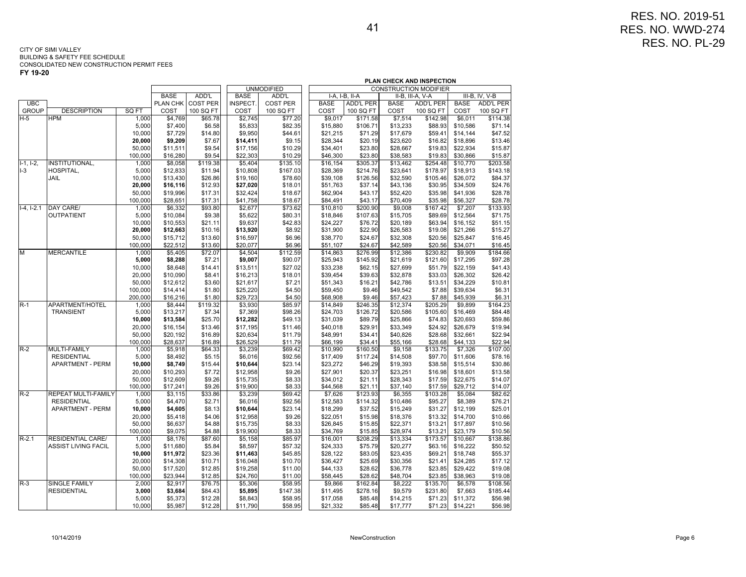RES. NO. 2019-51
RES. NO. WWD-274
RES. NO. PL-29

CITY OF SIMI VALLEY
BUILDING & SAFETY FEE SCHEDULE
CONSOLIDATED NEW CONSTRUCTION PERMIT FEES
**FY 19-20**

| | | | | | PLAN CHECK AND INSPECTION | | | | | | | |
|---|---|---|---|---|---|---|---|---|---|---|---|---|
| | | | | | UNMODIFIED | | CONSTRUCTION MODIFIER | | | | | |
| | | | | | | | I-A, I-B, II-A | | II-B, III-A, V-A | | III-B, IV, V-B | |
| UBC GROUP | DESCRIPTION | SQ FT | BASE PLAN CHK COST | ADD'L COST PER 100 SQ FT | BASE INSPECT. COST | ADD'L COST PER 100 SQ FT | BASE COST | ADD'L PER 100 SQ FT | BASE COST | ADD'L PER 100 SQ FT | BASE COST | ADD'L PER 100 SQ FT |
| H-5 | HPM | 1,000 | $4,769 | $65.78 | $2,745 | $77.20 | $9,017 | $171.58 | $7,514 | $142.98 | $6,011 | $114.38 |
| | | 5,000 | $7,400 | $6.58 | $5,833 | $82.35 | $15,880 | $106.71 | $13,233 | $88.93 | $10,586 | $71.14 |
| | | 10,000 | $7,729 | $14.80 | $9,950 | $44.61 | $21,215 | $71.29 | $17,679 | $59.41 | $14,144 | $47.52 |
| | | **20,000** | **$9,209** | $7.67 | **$14,411** | $9.15 | $28,344 | $20.19 | $23,620 | $16.82 | $18,896 | $13.46 |
| | | 50,000 | $11,511 | $9.54 | $17,156 | $10.29 | $34,401 | $23.80 | $28,667 | $19.83 | $22,934 | $15.87 |
| | | 100,000 | $16,280 | $9.54 | $22,303 | $10.29 | $46,300 | $23.80 | $38,583 | $19.83 | $30,866 | $15.87 |
| I-1, I-2, I-3 | INSTITUTIONAL, HOSPITAL, JAIL | 1,000 | $8,058 | $119.38 | $5,404 | $135.10 | $16,154 | $305.37 | $13,462 | $254.48 | $10,770 | $203.58 |
| | | 5,000 | $12,833 | $11.94 | $10,808 | $167.03 | $28,369 | $214.76 | $23,641 | $178.97 | $18,913 | $143.18 |
| | | 10,000 | $13,430 | $26.86 | $19,160 | $78.60 | $39,108 | $126.56 | $32,590 | $105.46 | $26,072 | $84.37 |
| | | **20,000** | **$16,116** | $12.93 | **$27,020** | $18.01 | $51,763 | $37.14 | $43,136 | $30.95 | $34,509 | $24.76 |
| | | 50,000 | $19,996 | $17.31 | $32,424 | $18.67 | $62,904 | $43.17 | $52,420 | $35.98 | $41,936 | $28.78 |
| | | 100,000 | $28,651 | $17.31 | $41,758 | $18.67 | $84,491 | $43.17 | $70,409 | $35.98 | $56,327 | $28.78 |
| I-4, I-2.1 | DAY CARE/ OUTPATIENT | 1,000 | $6,332 | $93.80 | $2,677 | $73.62 | $10,810 | $200.90 | $9,008 | $167.42 | $7,207 | $133.93 |
| | | 5,000 | $10,084 | $9.38 | $5,622 | $80.31 | $18,846 | $107.63 | $15,705 | $89.69 | $12,564 | $71.75 |
| | | 10,000 | $10,553 | $21.11 | $9,637 | $42.83 | $24,227 | $76.72 | $20,189 | $63.94 | $16,152 | $51.15 |
| | | **20,000** | **$12,663** | $10.16 | **$13,920** | $8.92 | $31,900 | $22.90 | $26,583 | $19.08 | $21,266 | $15.27 |
| | | 50,000 | $15,712 | $13.60 | $16,597 | $6.96 | $38,770 | $24.67 | $32,308 | $20.56 | $25,847 | $16.45 |
| | | 100,000 | $22,512 | $13.60 | $20,077 | $6.96 | $51,107 | $24.67 | $42,589 | $20.56 | $34,071 | $16.45 |
| M | MERCANTILE | 1,000 | $5,405 | $72.07 | $4,504 | $112.59 | $14,863 | $276.99 | $12,386 | $230.82 | $9,909 | $184.66 |
| | | **5,000** | **$8,288** | $7.21 | **$9,007** | $90.07 | $25,943 | $145.92 | $21,619 | $121.60 | $17,295 | $97.28 |
| | | 10,000 | $8,648 | $14.41 | $13,511 | $27.02 | $33,238 | $62.15 | $27,699 | $51.79 | $22,159 | $41.43 |
| | | 20,000 | $10,090 | $8.41 | $16,213 | $18.01 | $39,454 | $39.63 | $32,878 | $33.03 | $26,302 | $26.42 |
| | | 50,000 | $12,612 | $3.60 | $21,617 | $7.21 | $51,343 | $16.21 | $42,786 | $13.51 | $34,229 | $10.81 |
| | | 100,000 | $14,414 | $1.80 | $25,220 | $4.50 | $59,450 | $9.46 | $49,542 | $7.88 | $39,634 | $6.31 |
| | | 200,000 | $16,216 | $1.80 | $29,723 | $4.50 | $68,908 | $9.46 | $57,423 | $7.88 | $45,939 | $6.31 |
| R-1 | APARTMENT/HOTEL TRANSIENT | 1,000 | $8,444 | $119.32 | $3,930 | $85.97 | $14,849 | $246.35 | $12,374 | $205.29 | $9,899 | $164.23 |
| | | 5,000 | $13,217 | $7.34 | $7,369 | $98.26 | $24,703 | $126.72 | $20,586 | $105.60 | $16,469 | $84.48 |
| | | **10,000** | **$13,584** | $25.70 | **$12,282** | $49.13 | $31,039 | $89.79 | $25,866 | $74.83 | $20,693 | $59.86 |
| | | 20,000 | $16,154 | $13.46 | $17,195 | $11.46 | $40,018 | $29.91 | $33,349 | $24.92 | $26,679 | $19.94 |
| | | 50,000 | $20,192 | $16.89 | $20,634 | $11.79 | $48,991 | $34.41 | $40,826 | $28.68 | $32,661 | $22.94 |
| | | 100,000 | $28,637 | $16.89 | $26,529 | $11.79 | $66,199 | $34.41 | $55,166 | $28.68 | $44,133 | $22.94 |
| R-2 | MULTI-FAMILY RESIDENTIAL APARTMENT - PERM | 1,000 | $5,918 | $64.33 | $3,239 | $69.42 | $10,990 | $160.50 | $9,158 | $133.75 | $7,326 | $107.00 |
| | | 5,000 | $8,492 | $5.15 | $6,016 | $92.56 | $17,409 | $117.24 | $14,508 | $97.70 | $11,606 | $78.16 |
| | | **10,000** | **$8,749** | $15.44 | **$10,644** | $23.14 | $23,272 | $46.29 | $19,393 | $38.58 | $15,514 | $30.86 |
| | | 20,000 | $10,293 | $7.72 | $12,958 | $9.26 | $27,901 | $20.37 | $23,251 | $16.98 | $18,601 | $13.58 |
| | | 50,000 | $12,609 | $9.26 | $15,735 | $8.33 | $34,012 | $21.11 | $28,343 | $17.59 | $22,675 | $14.07 |
| | | 100,000 | $17,241 | $9.26 | $19,900 | $8.33 | $44,568 | $21.11 | $37,140 | $17.59 | $29,712 | $14.07 |
| R-2 | REPEAT MULTI-FAMILY RESIDENTIAL APARTMENT - PERM | 1,000 | $3,115 | $33.86 | $3,239 | $69.42 | $7,626 | $123.93 | $6,355 | $103.28 | $5,084 | $82.62 |
| | | 5,000 | $4,470 | $2.71 | $6,016 | $92.56 | $12,583 | $114.32 | $10,486 | $95.27 | $8,389 | $76.21 |
| | | **10,000** | **$4,605** | $8.13 | **$10,644** | $23.14 | $18,299 | $37.52 | $15,249 | $31.27 | $12,199 | $25.01 |
| | | 20,000 | $5,418 | $4.06 | $12,958 | $9.26 | $22,051 | $15.98 | $18,376 | $13.32 | $14,700 | $10.66 |
| | | 50,000 | $6,637 | $4.88 | $15,735 | $8.33 | $26,845 | $15.85 | $22,371 | $13.21 | $17,897 | $10.56 |
| | | 100,000 | $9,075 | $4.88 | $19,900 | $8.33 | $34,769 | $15.85 | $28,974 | $13.21 | $23,179 | $10.56 |
| R-2.1 | RESIDENTIAL CARE/ ASSIST LIVING FACIL | 1,000 | $8,176 | $87.60 | $5,158 | $85.97 | $16,001 | $208.29 | $13,334 | $173.57 | $10,667 | $138.86 |
| | | 5,000 | $11,680 | $5.84 | $8,597 | $57.32 | $24,333 | $75.79 | $20,277 | $63.16 | $16,222 | $50.52 |
| | | **10,000** | **$11,972** | $23.36 | **$11,463** | $45.85 | $28,122 | $83.05 | $23,435 | $69.21 | $18,748 | $55.37 |
| | | 20,000 | $14,308 | $10.71 | $16,048 | $10.70 | $36,427 | $25.69 | $30,356 | $21.41 | $24,285 | $17.12 |
| | | 50,000 | $17,520 | $12.85 | $19,258 | $11.00 | $44,133 | $28.62 | $36,778 | $23.85 | $29,422 | $19.08 |
| | | 100,000 | $23,944 | $12.85 | $24,760 | $11.00 | $58,445 | $28.62 | $48,704 | $23.85 | $38,963 | $19.08 |
| R-3 | SINGLE FAMILY RESIDENTIAL | 2,000 | $2,917 | $76.75 | $5,306 | $58.95 | $9,866 | $162.84 | $8,222 | $135.70 | $6,578 | $108.56 |
| | | **3,000** | **$3,684** | $84.43 | **$5,895** | $147.38 | $11,495 | $278.16 | $9,579 | $231.80 | $7,663 | $185.44 |
| | | 5,000 | $5,373 | $12.28 | $8,843 | $58.95 | $17,058 | $85.48 | $14,215 | $71.23 | $11,372 | $56.98 |
| | | 10,000 | $5,987 | $12.28 | $11,790 | $58.95 | $21,332 | $85.48 | $17,777 | $71.23 | $14,221 | $56.98 |

10/14/2019 NewConstruction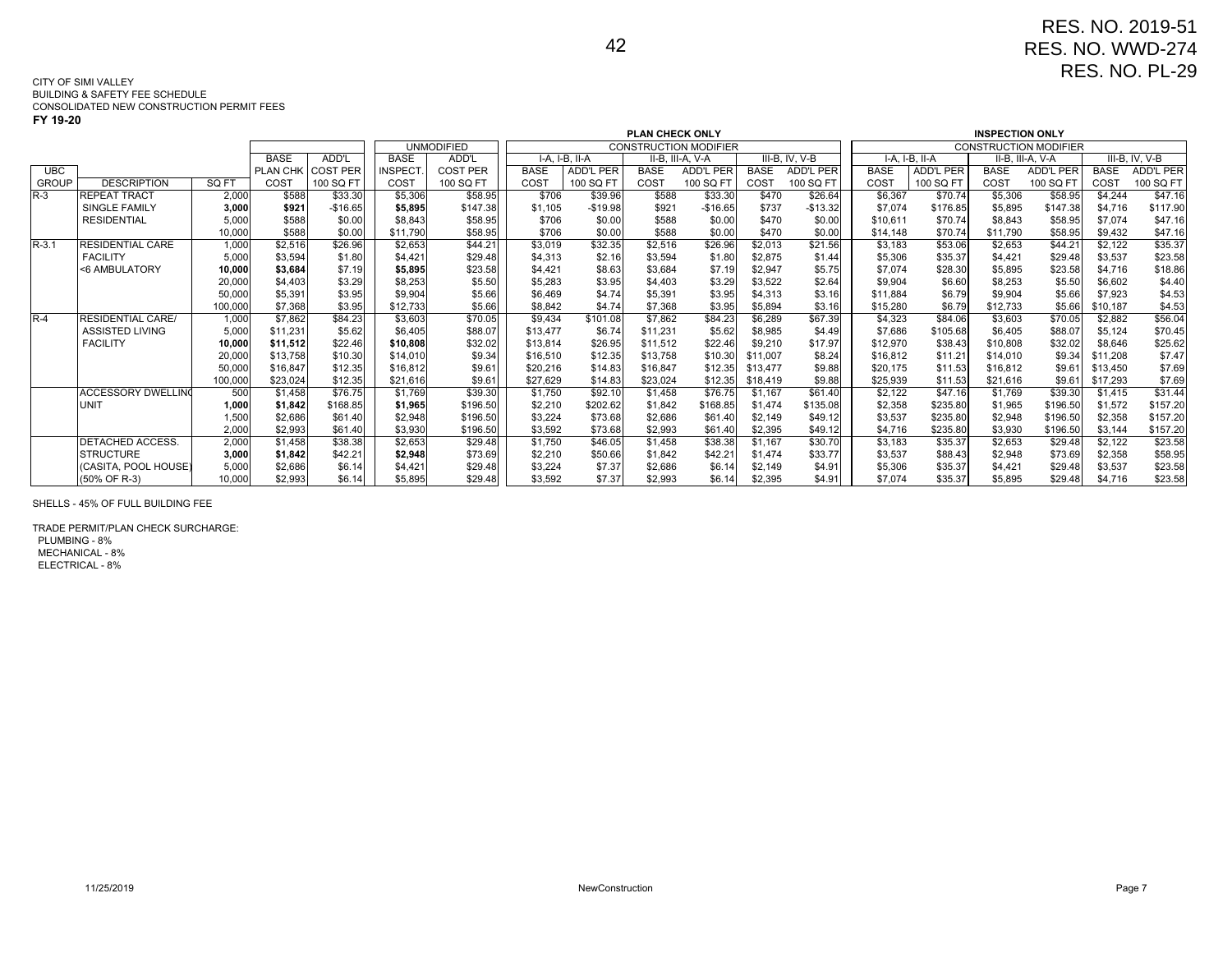RES. NO. 2019-51
RES. NO. WWD-274
RES. NO. PL-29

CITY OF SIMI VALLEY
BUILDING & SAFETY FEE SCHEDULE
CONSOLIDATED NEW CONSTRUCTION PERMIT FEES
**FY 19-20**

| | | | | | UNMODIFIED | | PLAN CHECK ONLY CONSTRUCTION MODIFIER | | | | | | INSPECTION ONLY CONSTRUCTION MODIFIER | | | | | |
|---|---|---|---|---|---|---|---|---|---|---|---|---|---|---|---|---|---|---|
| | | | | | | | I-A, I-B, II-A | | II-B, III-A, V-A | | III-B, IV, V-B | | I-A, I-B, II-A | | II-B, III-A, V-A | | III-B, IV, V-B | |
| UBC GROUP | DESCRIPTION | SQ FT | BASE PLAN CHK COST | ADD'L COST PER 100 SQ FT | BASE INSPECT. COST | ADD'L COST PER 100 SQ FT | BASE COST | ADD'L PER 100 SQ FT | BASE COST | ADD'L PER 100 SQ FT | BASE COST | ADD'L PER 100 SQ FT | BASE COST | ADD'L PER 100 SQ FT | BASE COST | ADD'L PER 100 SQ FT | BASE COST | ADD'L PER 100 SQ FT |
| R-3 | REPEAT TRACT | 2,000 | $588 | $33.30 | $5,306 | $58.95 | $706 | $39.96 | $588 | $33.30 | $470 | $26.64 | $6,367 | $70.74 | $5,306 | $58.95 | $4,244 | $47.16 |
| | SINGLE FAMILY | **3,000** | **$921** | -$16.65 | **$5,895** | $147.38 | $1,105 | -$19.98 | $921 | -$16.65 | $737 | -$13.32 | $7,074 | $176.85 | $5,895 | $147.38 | $4,716 | $117.90 |
| | RESIDENTIAL | 5,000 | $588 | $0.00 | $8,843 | $58.95 | $706 | $0.00 | $588 | $0.00 | $470 | $0.00 | $10,611 | $70.74 | $8,843 | $58.95 | $7,074 | $47.16 |
| | | 10,000 | $588 | $0.00 | $11,790 | $58.95 | $706 | $0.00 | $588 | $0.00 | $470 | $0.00 | $14,148 | $70.74 | $11,790 | $58.95 | $9,432 | $47.16 |
| R-3.1 | RESIDENTIAL CARE | 1,000 | $2,516 | $26.96 | $2,653 | $44.21 | $3,019 | $32.35 | $2,516 | $26.96 | $2,013 | $21.56 | $3,183 | $53.06 | $2,653 | $44.21 | $2,122 | $35.37 |
| | FACILITY | 5,000 | $3,594 | $1.80 | $4,421 | $29.48 | $4,313 | $2.16 | $3,594 | $1.80 | $2,875 | $1.44 | $5,306 | $35.37 | $4,421 | $29.48 | $3,537 | $23.58 |
| | <6 AMBULATORY | **10,000** | **$3,684** | $7.19 | **$5,895** | $23.58 | $4,421 | $8.63 | $3,684 | $7.19 | $2,947 | $5.75 | $7,074 | $28.30 | $5,895 | $23.58 | $4,716 | $18.86 |
| | | 20,000 | $4,403 | $3.29 | $8,253 | $5.50 | $5,283 | $3.95 | $4,403 | $3.29 | $3,522 | $2.64 | $9,904 | $6.60 | $8,253 | $5.50 | $6,602 | $4.40 |
| | | 50,000 | $5,391 | $3.95 | $9,904 | $5.66 | $6,469 | $4.74 | $5,391 | $3.95 | $4,313 | $3.16 | $11,884 | $6.79 | $9,904 | $5.66 | $7,923 | $4.53 |
| | | 100,000 | $7,368 | $3.95 | $12,733 | $5.66 | $8,842 | $4.74 | $7,368 | $3.95 | $5,894 | $3.16 | $15,280 | $6.79 | $12,733 | $5.66 | $10,187 | $4.53 |
| R-4 | RESIDENTIAL CARE/ | 1,000 | $7,862 | $84.23 | $3,603 | $70.05 | $9,434 | $101.08 | $7,862 | $84.23 | $6,289 | $67.39 | $4,323 | $84.06 | $3,603 | $70.05 | $2,882 | $56.04 |
| | ASSISTED LIVING | 5,000 | $11,231 | $5.62 | $6,405 | $88.07 | $13,477 | $6.74 | $11,231 | $5.62 | $8,985 | $4.49 | $7,686 | $105.68 | $6,405 | $88.07 | $5,124 | $70.45 |
| | FACILITY | **10,000** | **$11,512** | $22.46 | **$10,808** | $32.02 | $13,814 | $26.95 | $11,512 | $22.46 | $9,210 | $17.97 | $12,970 | $38.43 | $10,808 | $32.02 | $8,646 | $25.62 |
| | | 20,000 | $13,758 | $10.30 | $14,010 | $9.34 | $16,510 | $12.35 | $13,758 | $10.30 | $11,007 | $8.24 | $16,812 | $11.21 | $14,010 | $9.34 | $11,208 | $7.47 |
| | | 50,000 | $16,847 | $12.35 | $16,812 | $9.61 | $20,216 | $14.83 | $16,847 | $12.35 | $13,477 | $9.88 | $20,175 | $11.53 | $16,812 | $9.61 | $13,450 | $7.69 |
| | | 100,000 | $23,024 | $12.35 | $21,616 | $9.61 | $27,629 | $14.83 | $23,024 | $12.35 | $18,419 | $9.88 | $25,939 | $11.53 | $21,616 | $9.61 | $17,293 | $7.69 |
| | ACCESSORY DWELLING | 500 | $1,458 | $76.75 | $1,769 | $39.30 | $1,750 | $92.10 | $1,458 | $76.75 | $1,167 | $61.40 | $2,122 | $47.16 | $1,769 | $39.30 | $1,415 | $31.44 |
| | UNIT | **1,000** | **$1,842** | $168.85 | **$1,965** | $196.50 | $2,210 | $202.62 | $1,842 | $168.85 | $1,474 | $135.08 | $2,358 | $235.80 | $1,965 | $196.50 | $1,572 | $157.20 |
| | | 1,500 | $2,686 | $61.40 | $2,948 | $196.50 | $3,224 | $73.68 | $2,686 | $61.40 | $2,149 | $49.12 | $3,537 | $235.80 | $2,948 | $196.50 | $2,358 | $157.20 |
| | | 2,000 | $2,993 | $61.40 | $3,930 | $196.50 | $3,592 | $73.68 | $2,993 | $61.40 | $2,395 | $49.12 | $4,716 | $235.80 | $3,930 | $196.50 | $3,144 | $157.20 |
| | DETACHED ACCESS. | 2,000 | $1,458 | $38.38 | $2,653 | $29.48 | $1,750 | $46.05 | $1,458 | $38.38 | $1,167 | $30.70 | $3,183 | $35.37 | $2,653 | $29.48 | $2,122 | $23.58 |
| | STRUCTURE | **3,000** | **$1,842** | $42.21 | **$2,948** | $73.69 | $2,210 | $50.66 | $1,842 | $42.21 | $1,474 | $33.77 | $3,537 | $88.43 | $2,948 | $73.69 | $2,358 | $58.95 |
| | (CASITA, POOL HOUSE) | 5,000 | $2,686 | $6.14 | $4,421 | $29.48 | $3,224 | $7.37 | $2,686 | $6.14 | $2,149 | $4.91 | $5,306 | $35.37 | $4,421 | $29.48 | $3,537 | $23.58 |
| | (50% OF R-3) | 10,000 | $2,993 | $6.14 | $5,895 | $29.48 | $3,592 | $7.37 | $2,993 | $6.14 | $2,395 | $4.91 | $7,074 | $35.37 | $5,895 | $29.48 | $4,716 | $23.58 |

SHELLS - 45% OF FULL BUILDING FEE

TRADE PERMIT/PLAN CHECK SURCHARGE:
PLUMBING - 8%
MECHANICAL - 8%
ELECTRICAL - 8%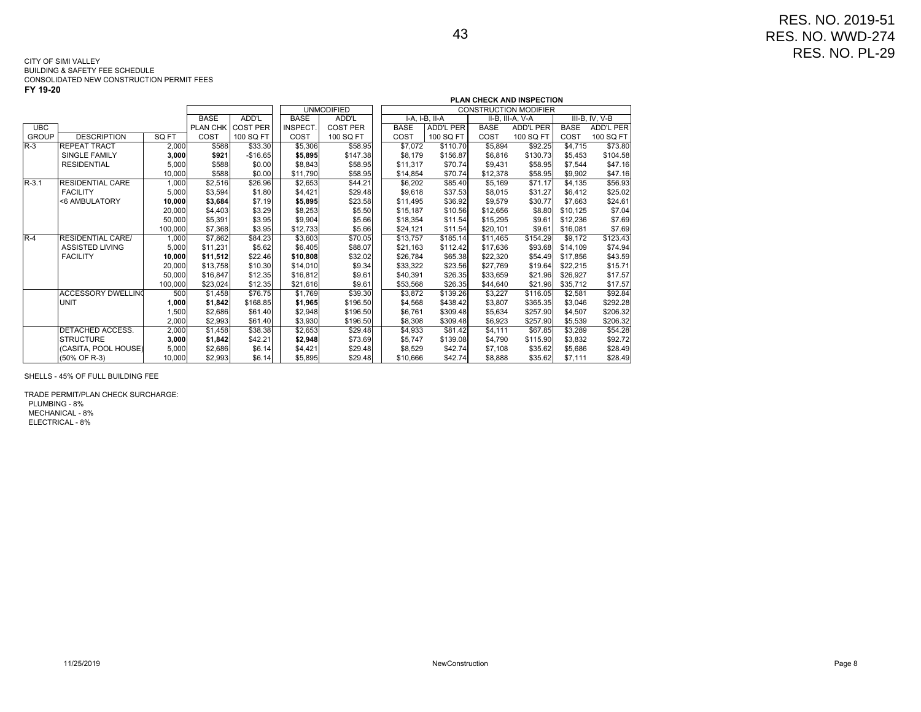RES. NO. 2019-51
RES. NO. WWD-274
RES. NO. PL-29

CITY OF SIMI VALLEY
BUILDING & SAFETY FEE SCHEDULE
CONSOLIDATED NEW CONSTRUCTION PERMIT FEES
**FY 19-20**

| | | | | | PLAN CHECK AND INSPECTION | | | | | | | |
|---|---|---|---|---|---|---|---|---|---|---|---|---|
| | | | | | UNMODIFIED | | CONSTRUCTION MODIFIER | | | | | |
| | | | BASE | ADD'L | BASE | ADD'L | I-A, I-B, II-A | | II-B, III-A, V-A | | III-B, IV, V-B | |
| UBC GROUP | DESCRIPTION | SQ FT | PLAN CHK COST | COST PER 100 SQ FT | INSPECT. COST | COST PER 100 SQ FT | BASE COST | ADD'L PER 100 SQ FT | BASE COST | ADD'L PER 100 SQ FT | BASE COST | ADD'L PER 100 SQ FT |
| R-3 | REPEAT TRACT | 2,000 | $588 | $33.30 | $5,306 | $58.95 | $7,072 | $110.70 | $5,894 | $92.25 | $4,715 | $73.80 |
| | SINGLE FAMILY | **3,000** | **$921** | -$16.65 | **$5,895** | $147.38 | $8,179 | $156.87 | $6,816 | $130.73 | $5,453 | $104.58 |
| | RESIDENTIAL | 5,000 | $588 | $0.00 | $8,843 | $58.95 | $11,317 | $70.74 | $9,431 | $58.95 | $7,544 | $47.16 |
| | | 10,000 | $588 | $0.00 | $11,790 | $58.95 | $14,854 | $70.74 | $12,378 | $58.95 | $9,902 | $47.16 |
| R-3.1 | RESIDENTIAL CARE | 1,000 | $2,516 | $26.96 | $2,653 | $44.21 | $6,202 | $85.40 | $5,169 | $71.17 | $4,135 | $56.93 |
| | FACILITY | 5,000 | $3,594 | $1.80 | $4,421 | $29.48 | $9,618 | $37.53 | $8,015 | $31.27 | $6,412 | $25.02 |
| | <6 AMBULATORY | **10,000** | **$3,684** | $7.19 | **$5,895** | $23.58 | $11,495 | $36.92 | $9,579 | $30.77 | $7,663 | $24.61 |
| | | 20,000 | $4,403 | $3.29 | $8,253 | $5.50 | $15,187 | $10.56 | $12,656 | $8.80 | $10,125 | $7.04 |
| | | 50,000 | $5,391 | $3.95 | $9,904 | $5.66 | $18,354 | $11.54 | $15,295 | $9.61 | $12,236 | $7.69 |
| | | 100,000 | $7,368 | $3.95 | $12,733 | $5.66 | $24,121 | $11.54 | $20,101 | $9.61 | $16,081 | $7.69 |
| R-4 | RESIDENTIAL CARE/ | 1,000 | $7,862 | $84.23 | $3,603 | $70.05 | $13,757 | $185.14 | $11,465 | $154.29 | $9,172 | $123.43 |
| | ASSISTED LIVING | 5,000 | $11,231 | $5.62 | $6,405 | $88.07 | $21,163 | $112.42 | $17,636 | $93.68 | $14,109 | $74.94 |
| | FACILITY | **10,000** | **$11,512** | $22.46 | **$10,808** | $32.02 | $26,784 | $65.38 | $22,320 | $54.49 | $17,856 | $43.59 |
| | | 20,000 | $13,758 | $10.30 | $14,010 | $9.34 | $33,322 | $23.56 | $27,769 | $19.64 | $22,215 | $15.71 |
| | | 50,000 | $16,847 | $12.35 | $16,812 | $9.61 | $40,391 | $26.35 | $33,659 | $21.96 | $26,927 | $17.57 |
| | | 100,000 | $23,024 | $12.35 | $21,616 | $9.61 | $53,568 | $26.35 | $44,640 | $21.96 | $35,712 | $17.57 |
| | ACCESSORY DWELLING | 500 | $1,458 | $76.75 | $1,769 | $39.30 | $3,872 | $139.26 | $3,227 | $116.05 | $2,581 | $92.84 |
| | UNIT | **1,000** | **$1,842** | $168.85 | **$1,965** | $196.50 | $4,568 | $438.42 | $3,807 | $365.35 | $3,046 | $292.28 |
| | | 1,500 | $2,686 | $61.40 | $2,948 | $196.50 | $6,761 | $309.48 | $5,634 | $257.90 | $4,507 | $206.32 |
| | | 2,000 | $2,993 | $61.40 | $3,930 | $196.50 | $8,308 | $309.48 | $6,923 | $257.90 | $5,539 | $206.32 |
| | DETACHED ACCESS. | 2,000 | $1,458 | $38.38 | $2,653 | $29.48 | $4,933 | $81.42 | $4,111 | $67.85 | $3,289 | $54.28 |
| | STRUCTURE | **3,000** | **$1,842** | $42.21 | **$2,948** | $73.69 | $5,747 | $139.08 | $4,790 | $115.90 | $3,832 | $92.72 |
| | (CASITA, POOL HOUSE) | 5,000 | $2,686 | $6.14 | $4,421 | $29.48 | $8,529 | $42.74 | $7,108 | $35.62 | $5,686 | $28.49 |
| | (50% OF R-3) | 10,000 | $2,993 | $6.14 | $5,895 | $29.48 | $10,666 | $42.74 | $8,888 | $35.62 | $7,111 | $28.49 |

SHELLS - 45% OF FULL BUILDING FEE

TRADE PERMIT/PLAN CHECK SURCHARGE:
PLUMBING - 8%
MECHANICAL - 8%
ELECTRICAL - 8%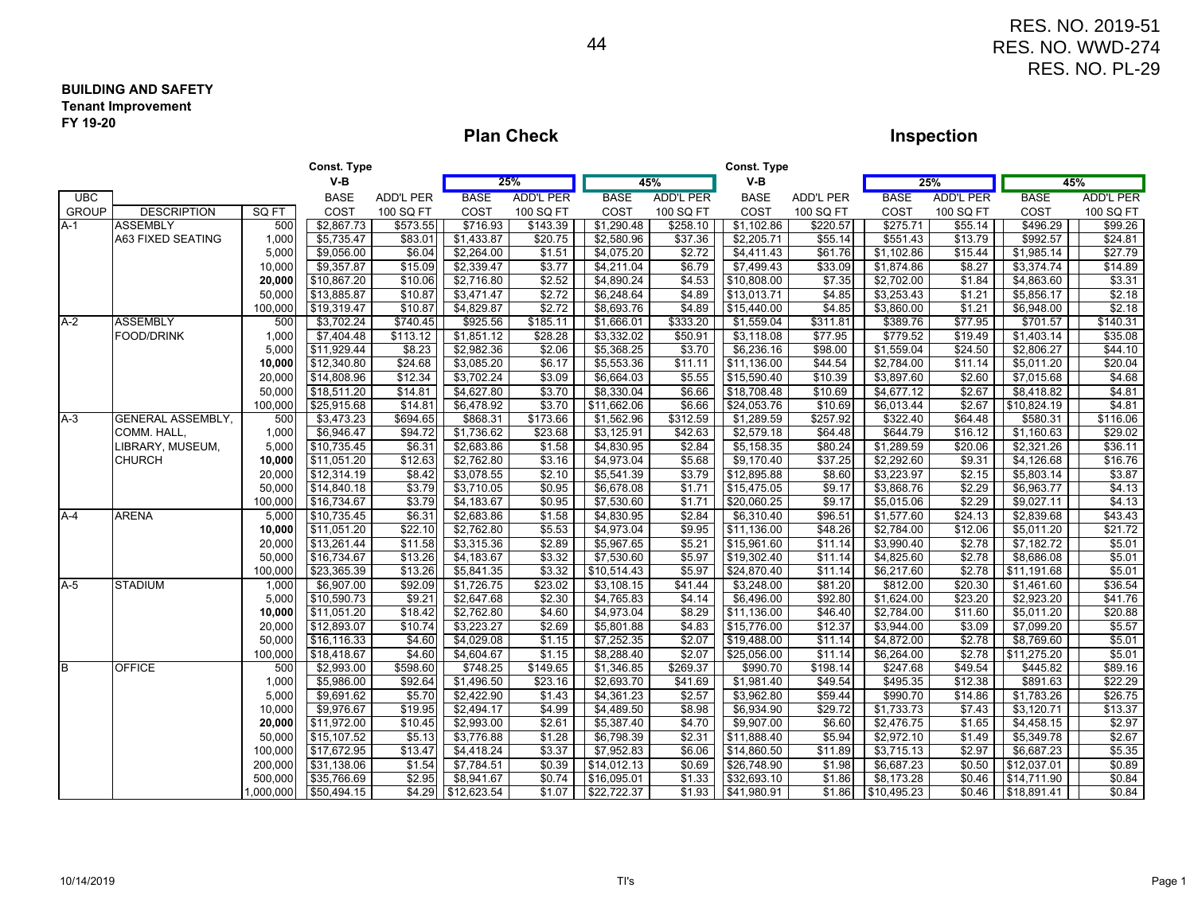RES. NO. 2019-51
RES. NO. WWD-274
RES. NO. PL-29

**BUILDING AND SAFETY**
**Tenant Improvement**
**FY 19-20**

| | | | Plan Check | | | | | | Inspection | | | | | |
|---|---|---|---|---|---|---|---|---|---|---|---|---|---|---|
| | | | Const. Type | | | | | | Const. Type | | | | | |
| | | | V-B | | 25% | | 45% | | V-B | | 25% | | 45% | |
| UBC GROUP | DESCRIPTION | SQ FT | BASE COST | ADD'L PER 100 SQ FT | BASE COST | ADD'L PER 100 SQ FT | BASE COST | ADD'L PER 100 SQ FT | BASE COST | ADD'L PER 100 SQ FT | BASE COST | ADD'L PER 100 SQ FT | BASE COST | ADD'L PER 100 SQ FT |
| A-1 | ASSEMBLY | 500 | $2,867.73 | $573.55 | $716.93 | $143.39 | $1,290.48 | $258.10 | $1,102.86 | $220.57 | $275.71 | $55.14 | $496.29 | $99.26 |
| | A63 FIXED SEATING | 1,000 | $5,735.47 | $83.01 | $1,433.87 | $20.75 | $2,580.96 | $37.36 | $2,205.71 | $55.14 | $551.43 | $13.79 | $992.57 | $24.81 |
| | | 5,000 | $9,056.00 | $6.04 | $2,264.00 | $1.51 | $4,075.20 | $2.72 | $4,411.43 | $61.76 | $1,102.86 | $15.44 | $1,985.14 | $27.79 |
| | | 10,000 | $9,357.87 | $15.09 | $2,339.47 | $3.77 | $4,211.04 | $6.79 | $7,499.43 | $33.09 | $1,874.86 | $8.27 | $3,374.74 | $14.89 |
| | | **20,000** | $10,867.20 | $10.06 | $2,716.80 | $2.52 | $4,890.24 | $4.53 | $10,808.00 | $7.35 | $2,702.00 | $1.84 | $4,863.60 | $3.31 |
| | | 50,000 | $13,885.87 | $10.87 | $3,471.47 | $2.72 | $6,248.64 | $4.89 | $13,013.71 | $4.85 | $3,253.43 | $1.21 | $5,856.17 | $2.18 |
| | | 100,000 | $19,319.47 | $10.87 | $4,829.87 | $2.72 | $8,693.76 | $4.89 | $15,440.00 | $4.85 | $3,860.00 | $1.21 | $6,948.00 | $2.18 |
| A-2 | ASSEMBLY | 500 | $3,702.24 | $740.45 | $925.56 | $185.11 | $1,666.01 | $333.20 | $1,559.04 | $311.81 | $389.76 | $77.95 | $701.57 | $140.31 |
| | FOOD/DRINK | 1,000 | $7,404.48 | $113.12 | $1,851.12 | $28.28 | $3,332.02 | $50.91 | $3,118.08 | $77.95 | $779.52 | $19.49 | $1,403.14 | $35.08 |
| | | 5,000 | $11,929.44 | $8.23 | $2,982.36 | $2.06 | $5,368.25 | $3.70 | $6,236.16 | $98.00 | $1,559.04 | $24.50 | $2,806.27 | $44.10 |
| | | **10,000** | $12,340.80 | $24.68 | $3,085.20 | $6.17 | $5,553.36 | $11.11 | $11,136.00 | $44.54 | $2,784.00 | $11.14 | $5,011.20 | $20.04 |
| | | 20,000 | $14,808.96 | $12.34 | $3,702.24 | $3.09 | $6,664.03 | $5.55 | $15,590.40 | $10.39 | $3,897.60 | $2.60 | $7,015.68 | $4.68 |
| | | 50,000 | $18,511.20 | $14.81 | $4,627.80 | $3.70 | $8,330.04 | $6.66 | $18,708.48 | $10.69 | $4,677.12 | $2.67 | $8,418.82 | $4.81 |
| | | 100,000 | $25,915.68 | $14.81 | $6,478.92 | $3.70 | $11,662.06 | $6.66 | $24,053.76 | $10.69 | $6,013.44 | $2.67 | $10,824.19 | $4.81 |
| A-3 | GENERAL ASSEMBLY, | 500 | $3,473.23 | $694.65 | $868.31 | $173.66 | $1,562.96 | $312.59 | $1,289.59 | $257.92 | $322.40 | $64.48 | $580.31 | $116.06 |
| | COMM. HALL, | 1,000 | $6,946.47 | $94.72 | $1,736.62 | $23.68 | $3,125.91 | $42.63 | $2,579.18 | $64.48 | $644.79 | $16.12 | $1,160.63 | $29.02 |
| | LIBRARY, MUSEUM, | 5,000 | $10,735.45 | $6.31 | $2,683.86 | $1.58 | $4,830.95 | $2.84 | $5,158.35 | $80.24 | $1,289.59 | $20.06 | $2,321.26 | $36.11 |
| | CHURCH | **10,000** | $11,051.20 | $12.63 | $2,762.80 | $3.16 | $4,973.04 | $5.68 | $9,170.40 | $37.25 | $2,292.60 | $9.31 | $4,126.68 | $16.76 |
| | | 20,000 | $12,314.19 | $8.42 | $3,078.55 | $2.10 | $5,541.39 | $3.79 | $12,895.88 | $8.60 | $3,223.97 | $2.15 | $5,803.14 | $3.87 |
| | | 50,000 | $14,840.18 | $3.79 | $3,710.05 | $0.95 | $6,678.08 | $1.71 | $15,475.05 | $9.17 | $3,868.76 | $2.29 | $6,963.77 | $4.13 |
| | | 100,000 | $16,734.67 | $3.79 | $4,183.67 | $0.95 | $7,530.60 | $1.71 | $20,060.25 | $9.17 | $5,015.06 | $2.29 | $9,027.11 | $4.13 |
| A-4 | ARENA | 5,000 | $10,735.45 | $6.31 | $2,683.86 | $1.58 | $4,830.95 | $2.84 | $6,310.40 | $96.51 | $1,577.60 | $24.13 | $2,839.68 | $43.43 |
| | | **10,000** | $11,051.20 | $22.10 | $2,762.80 | $5.53 | $4,973.04 | $9.95 | $11,136.00 | $48.26 | $2,784.00 | $12.06 | $5,011.20 | $21.72 |
| | | 20,000 | $13,261.44 | $11.58 | $3,315.36 | $2.89 | $5,967.65 | $5.21 | $15,961.60 | $11.14 | $3,990.40 | $2.78 | $7,182.72 | $5.01 |
| | | 50,000 | $16,734.67 | $13.26 | $4,183.67 | $3.32 | $7,530.60 | $5.97 | $19,302.40 | $11.14 | $4,825.60 | $2.78 | $8,686.08 | $5.01 |
| | | 100,000 | $23,365.39 | $13.26 | $5,841.35 | $3.32 | $10,514.43 | $5.97 | $24,870.40 | $11.14 | $6,217.60 | $2.78 | $11,191.68 | $5.01 |
| A-5 | STADIUM | 1,000 | $6,907.00 | $92.09 | $1,726.75 | $23.02 | $3,108.15 | $41.44 | $3,248.00 | $81.20 | $812.00 | $20.30 | $1,461.60 | $36.54 |
| | | 5,000 | $10,590.73 | $9.21 | $2,647.68 | $2.30 | $4,765.83 | $4.14 | $6,496.00 | $92.80 | $1,624.00 | $23.20 | $2,923.20 | $41.76 |
| | | **10,000** | $11,051.20 | $18.42 | $2,762.80 | $4.60 | $4,973.04 | $8.29 | $11,136.00 | $46.40 | $2,784.00 | $11.60 | $5,011.20 | $20.88 |
| | | 20,000 | $12,893.07 | $10.74 | $3,223.27 | $2.69 | $5,801.88 | $4.83 | $15,776.00 | $12.37 | $3,944.00 | $3.09 | $7,099.20 | $5.57 |
| | | 50,000 | $16,116.33 | $4.60 | $4,029.08 | $1.15 | $7,252.35 | $2.07 | $19,488.00 | $11.14 | $4,872.00 | $2.78 | $8,769.60 | $5.01 |
| | | 100,000 | $18,418.67 | $4.60 | $4,604.67 | $1.15 | $8,288.40 | $2.07 | $25,056.00 | $11.14 | $6,264.00 | $2.78 | $11,275.20 | $5.01 |
| B | OFFICE | 500 | $2,993.00 | $598.60 | $748.25 | $149.65 | $1,346.85 | $269.37 | $990.70 | $198.14 | $247.68 | $49.54 | $445.82 | $89.16 |
| | | 1,000 | $5,986.00 | $92.64 | $1,496.50 | $23.16 | $2,693.70 | $41.69 | $1,981.40 | $49.54 | $495.35 | $12.38 | $891.63 | $22.29 |
| | | 5,000 | $9,691.62 | $5.70 | $2,422.90 | $1.43 | $4,361.23 | $2.57 | $3,962.80 | $59.44 | $990.70 | $14.86 | $1,783.26 | $26.75 |
| | | 10,000 | $9,976.67 | $19.95 | $2,494.17 | $4.99 | $4,489.50 | $8.98 | $6,934.90 | $29.72 | $1,733.73 | $7.43 | $3,120.71 | $13.37 |
| | | **20,000** | $11,972.00 | $10.45 | $2,993.00 | $2.61 | $5,387.40 | $4.70 | $9,907.00 | $6.60 | $2,476.75 | $1.65 | $4,458.15 | $2.97 |
| | | 50,000 | $15,107.52 | $5.13 | $3,776.88 | $1.28 | $6,798.39 | $2.31 | $11,888.40 | $5.94 | $2,972.10 | $1.49 | $5,349.78 | $2.67 |
| | | 100,000 | $17,672.95 | $13.47 | $4,418.24 | $3.37 | $7,952.83 | $6.06 | $14,860.50 | $11.89 | $3,715.13 | $2.97 | $6,687.23 | $5.35 |
| | | 200,000 | $31,138.06 | $1.54 | $7,784.51 | $0.39 | $14,012.13 | $0.69 | $26,748.90 | $1.98 | $6,687.23 | $0.50 | $12,037.01 | $0.89 |
| | | 500,000 | $35,766.69 | $2.95 | $8,941.67 | $0.74 | $16,095.01 | $1.33 | $32,693.10 | $1.86 | $8,173.28 | $0.46 | $14,711.90 | $0.84 |
| | | 1,000,000 | $50,494.15 | $4.29 | $12,623.54 | $1.07 | $22,722.37 | $1.93 | $41,980.91 | $1.86 | $10,495.23 | $0.46 | $18,891.41 | $0.84 |

10/14/2019 TI's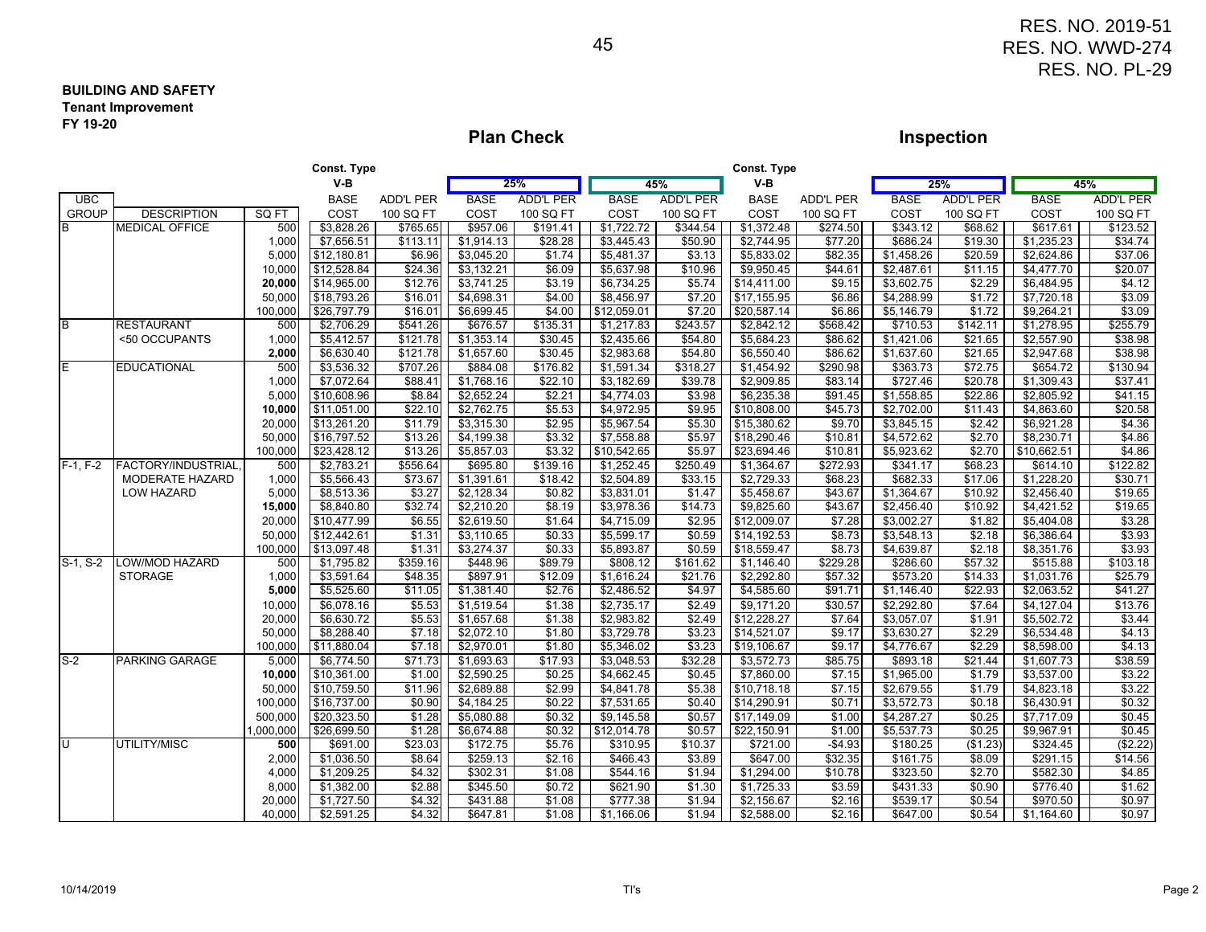RES. NO. 2019-51
RES. NO. WWD-274
RES. NO. PL-29

**BUILDING AND SAFETY**
**Tenant Improvement**
**FY 19-20**

| | | | Plan Check | | | | | | Inspection | | | | | |
|---|---|---|---|---|---|---|---|---|---|---|---|---|---|---|
| | | | Const. Type V-B | | 25% | | 45% | | Const. Type V-B | | 25% | | 45% | |
| UBC GROUP | DESCRIPTION | SQ FT | BASE COST | ADD'L PER 100 SQ FT | BASE COST | ADD'L PER 100 SQ FT | BASE COST | ADD'L PER 100 SQ FT | BASE COST | ADD'L PER 100 SQ FT | BASE COST | ADD'L PER 100 SQ FT | BASE COST | ADD'L PER 100 SQ FT |
| B | MEDICAL OFFICE | 500 | $3,828.26 | $765.65 | $957.06 | $191.41 | $1,722.72 | $344.54 | $1,372.48 | $274.50 | $343.12 | $68.62 | $617.61 | $123.52 |
| | | 1,000 | $7,656.51 | $113.11 | $1,914.13 | $28.28 | $3,445.43 | $50.90 | $2,744.95 | $77.20 | $686.24 | $19.30 | $1,235.23 | $34.74 |
| | | 5,000 | $12,180.81 | $6.96 | $3,045.20 | $1.74 | $5,481.37 | $3.13 | $5,833.02 | $82.35 | $1,458.26 | $20.59 | $2,624.86 | $37.06 |
| | | 10,000 | $12,528.84 | $24.36 | $3,132.21 | $6.09 | $5,637.98 | $10.96 | $9,950.45 | $44.61 | $2,487.61 | $11.15 | $4,477.70 | $20.07 |
| | | **20,000** | $14,965.00 | $12.76 | $3,741.25 | $3.19 | $6,734.25 | $5.74 | $14,411.00 | $9.15 | $3,602.75 | $2.29 | $6,484.95 | $4.12 |
| | | 50,000 | $18,793.26 | $16.01 | $4,698.31 | $4.00 | $8,456.97 | $7.20 | $17,155.95 | $6.86 | $4,288.99 | $1.72 | $7,720.18 | $3.09 |
| | | 100,000 | $26,797.79 | $16.01 | $6,699.45 | $4.00 | $12,059.01 | $7.20 | $20,587.14 | $6.86 | $5,146.79 | $1.72 | $9,264.21 | $3.09 |
| B | RESTAURANT | 500 | $2,706.29 | $541.26 | $676.57 | $135.31 | $1,217.83 | $243.57 | $2,842.12 | $568.42 | $710.53 | $142.11 | $1,278.95 | $255.79 |
| | <50 OCCUPANTS | 1,000 | $5,412.57 | $121.78 | $1,353.14 | $30.45 | $2,435.66 | $54.80 | $5,684.23 | $86.62 | $1,421.06 | $21.65 | $2,557.90 | $38.98 |
| | | **2,000** | $6,630.40 | $121.78 | $1,657.60 | $30.45 | $2,983.68 | $54.80 | $6,550.40 | $86.62 | $1,637.60 | $21.65 | $2,947.68 | $38.98 |
| E | EDUCATIONAL | 500 | $3,536.32 | $707.26 | $884.08 | $176.82 | $1,591.34 | $318.27 | $1,454.92 | $290.98 | $363.73 | $72.75 | $654.72 | $130.94 |
| | | 1,000 | $7,072.64 | $88.41 | $1,768.16 | $22.10 | $3,182.69 | $39.78 | $2,909.85 | $83.14 | $727.46 | $20.78 | $1,309.43 | $37.41 |
| | | 5,000 | $10,608.96 | $8.84 | $2,652.24 | $2.21 | $4,774.03 | $3.98 | $6,235.38 | $91.45 | $1,558.85 | $22.86 | $2,805.92 | $41.15 |
| | | **10,000** | $11,051.00 | $22.10 | $2,762.75 | $5.53 | $4,972.95 | $9.95 | $10,808.00 | $45.73 | $2,702.00 | $11.43 | $4,863.60 | $20.58 |
| | | 20,000 | $13,261.20 | $11.79 | $3,315.30 | $2.95 | $5,967.54 | $5.30 | $15,380.62 | $9.70 | $3,845.15 | $2.42 | $6,921.28 | $4.36 |
| | | 50,000 | $16,797.52 | $13.26 | $4,199.38 | $3.32 | $7,558.88 | $5.97 | $18,290.46 | $10.81 | $4,572.62 | $2.70 | $8,230.71 | $4.86 |
| | | 100,000 | $23,428.12 | $13.26 | $5,857.03 | $3.32 | $10,542.65 | $5.97 | $23,694.46 | $10.81 | $5,923.62 | $2.70 | $10,662.51 | $4.86 |
| F-1, F-2 | FACTORY/INDUSTRIAL, | 500 | $2,783.21 | $556.64 | $695.80 | $139.16 | $1,252.45 | $250.49 | $1,364.67 | $272.93 | $341.17 | $68.23 | $614.10 | $122.82 |
| | MODERATE HAZARD | 1,000 | $5,566.43 | $73.67 | $1,391.61 | $18.42 | $2,504.89 | $33.15 | $2,729.33 | $68.23 | $682.33 | $17.06 | $1,228.20 | $30.71 |
| | LOW HAZARD | 5,000 | $8,513.36 | $3.27 | $2,128.34 | $0.82 | $3,831.01 | $1.47 | $5,458.67 | $43.67 | $1,364.67 | $10.92 | $2,456.40 | $19.65 |
| | | **15,000** | $8,840.80 | $32.74 | $2,210.20 | $8.19 | $3,978.36 | $14.73 | $9,825.60 | $43.67 | $2,456.40 | $10.92 | $4,421.52 | $19.65 |
| | | 20,000 | $10,477.99 | $6.55 | $2,619.50 | $1.64 | $4,715.09 | $2.95 | $12,009.07 | $7.28 | $3,002.27 | $1.82 | $5,404.08 | $3.28 |
| | | 50,000 | $12,442.61 | $1.31 | $3,110.65 | $0.33 | $5,599.17 | $0.59 | $14,192.53 | $8.73 | $3,548.13 | $2.18 | $6,386.64 | $3.93 |
| | | 100,000 | $13,097.48 | $1.31 | $3,274.37 | $0.33 | $5,893.87 | $0.59 | $18,559.47 | $8.73 | $4,639.87 | $2.18 | $8,351.76 | $3.93 |
| S-1, S-2 | LOW/MOD HAZARD | 500 | $1,795.82 | $359.16 | $448.96 | $89.79 | $808.12 | $161.62 | $1,146.40 | $229.28 | $286.60 | $57.32 | $515.88 | $103.18 |
| | STORAGE | 1,000 | $3,591.64 | $48.35 | $897.91 | $12.09 | $1,616.24 | $21.76 | $2,292.80 | $57.32 | $573.20 | $14.33 | $1,031.76 | $25.79 |
| | | **5,000** | $5,525.60 | $11.05 | $1,381.40 | $2.76 | $2,486.52 | $4.97 | $4,585.60 | $91.71 | $1,146.40 | $22.93 | $2,063.52 | $41.27 |
| | | 10,000 | $6,078.16 | $5.53 | $1,519.54 | $1.38 | $2,735.17 | $2.49 | $9,171.20 | $30.57 | $2,292.80 | $7.64 | $4,127.04 | $13.76 |
| | | 20,000 | $6,630.72 | $5.53 | $1,657.68 | $1.38 | $2,983.82 | $2.49 | $12,228.27 | $7.64 | $3,057.07 | $1.91 | $5,502.72 | $3.44 |
| | | 50,000 | $8,288.40 | $7.18 | $2,072.10 | $1.80 | $3,729.78 | $3.23 | $14,521.07 | $9.17 | $3,630.27 | $2.29 | $6,534.48 | $4.13 |
| | | 100,000 | $11,880.04 | $7.18 | $2,970.01 | $1.80 | $5,346.02 | $3.23 | $19,106.67 | $9.17 | $4,776.67 | $2.29 | $8,598.00 | $4.13 |
| S-2 | PARKING GARAGE | 5,000 | $6,774.50 | $71.73 | $1,693.63 | $17.93 | $3,048.53 | $32.28 | $3,572.73 | $85.75 | $893.18 | $21.44 | $1,607.73 | $38.59 |
| | | **10,000** | $10,361.00 | $1.00 | $2,590.25 | $0.25 | $4,662.45 | $0.45 | $7,860.00 | $7.15 | $1,965.00 | $1.79 | $3,537.00 | $3.22 |
| | | 50,000 | $10,759.50 | $11.96 | $2,689.88 | $2.99 | $4,841.78 | $5.38 | $10,718.18 | $7.15 | $2,679.55 | $1.79 | $4,823.18 | $3.22 |
| | | 100,000 | $16,737.00 | $0.90 | $4,184.25 | $0.22 | $7,531.65 | $0.40 | $14,290.91 | $0.71 | $3,572.73 | $0.18 | $6,430.91 | $0.32 |
| | | 500,000 | $20,323.50 | $1.28 | $5,080.88 | $0.32 | $9,145.58 | $0.57 | $17,149.09 | $1.00 | $4,287.27 | $0.25 | $7,717.09 | $0.45 |
| | | 1,000,000 | $26,699.50 | $1.28 | $6,674.88 | $0.32 | $12,014.78 | $0.57 | $22,150.91 | $1.00 | $5,537.73 | $0.25 | $9,967.91 | $0.45 |
| U | UTILITY/MISC | **500** | $691.00 | $23.03 | $172.75 | $5.76 | $310.95 | $10.37 | $721.00 | -$4.93 | $180.25 | ($1.23) | $324.45 | ($2.22) |
| | | 2,000 | $1,036.50 | $8.64 | $259.13 | $2.16 | $466.43 | $3.89 | $647.00 | $32.35 | $161.75 | $8.09 | $291.15 | $14.56 |
| | | 4,000 | $1,209.25 | $4.32 | $302.31 | $1.08 | $544.16 | $1.94 | $1,294.00 | $10.78 | $323.50 | $2.70 | $582.30 | $4.85 |
| | | 8,000 | $1,382.00 | $2.88 | $345.50 | $0.72 | $621.90 | $1.30 | $1,725.33 | $3.59 | $431.33 | $0.90 | $776.40 | $1.62 |
| | | 20,000 | $1,727.50 | $4.32 | $431.88 | $1.08 | $777.38 | $1.94 | $2,156.67 | $2.16 | $539.17 | $0.54 | $970.50 | $0.97 |
| | | 40,000 | $2,591.25 | $4.32 | $647.81 | $1.08 | $1,166.06 | $1.94 | $2,588.00 | $2.16 | $647.00 | $0.54 | $1,164.60 | $0.97 |

10/14/2019 TI's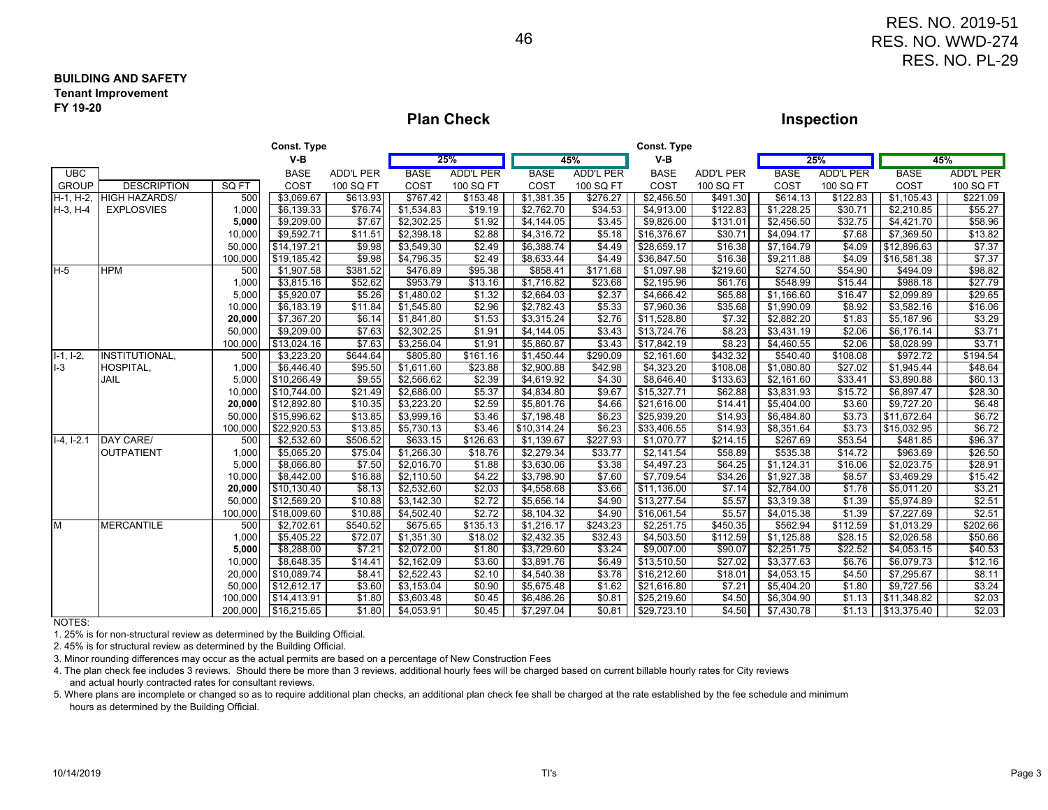RES. NO. 2019-51
RES. NO. WWD-274
RES. NO. PL-29

**BUILDING AND SAFETY**
**Tenant Improvement**
**FY 19-20**

| | | | Plan Check | | | | | | Inspection | | | | | |
|---|---|---|---|---|---|---|---|---|---|---|---|---|---|---|
| | | | Const. Type V-B | | 25% | | 45% | | Const. Type V-B | | 25% | | 45% | |
| UBC GROUP | DESCRIPTION | SQ FT | BASE COST | ADD'L PER 100 SQ FT | BASE COST | ADD'L PER 100 SQ FT | BASE COST | ADD'L PER 100 SQ FT | BASE COST | ADD'L PER 100 SQ FT | BASE COST | ADD'L PER 100 SQ FT | BASE COST | ADD'L PER 100 SQ FT |
| H-1, H-2, H-3, H-4 | HIGH HAZARDS/ EXPLOSVIES | 500 | $3,069.67 | $613.93 | $767.42 | $153.48 | $1,381.35 | $276.27 | $2,456.50 | $491.30 | $614.13 | $122.83 | $1,105.43 | $221.09 |
| | | 1,000 | $6,139.33 | $76.74 | $1,534.83 | $19.19 | $2,762.70 | $34.53 | $4,913.00 | $122.83 | $1,228.25 | $30.71 | $2,210.85 | $55.27 |
| | | **5,000** | $9,209.00 | $7.67 | $2,302.25 | $1.92 | $4,144.05 | $3.45 | $9,826.00 | $131.01 | $2,456.50 | $32.75 | $4,421.70 | $58.96 |
| | | 10,000 | $9,592.71 | $11.51 | $2,398.18 | $2.88 | $4,316.72 | $5.18 | $16,376.67 | $30.71 | $4,094.17 | $7.68 | $7,369.50 | $13.82 |
| | | 50,000 | $14,197.21 | $9.98 | $3,549.30 | $2.49 | $6,388.74 | $4.49 | $28,659.17 | $16.38 | $7,164.79 | $4.09 | $12,896.63 | $7.37 |
| | | 100,000 | $19,185.42 | $9.98 | $4,796.35 | $2.49 | $8,633.44 | $4.49 | $36,847.50 | $16.38 | $9,211.88 | $4.09 | $16,581.38 | $7.37 |
| H-5 | HPM | 500 | $1,907.58 | $381.52 | $476.89 | $95.38 | $858.41 | $171.68 | $1,097.98 | $219.60 | $274.50 | $54.90 | $494.09 | $98.82 |
| | | 1,000 | $3,815.16 | $52.62 | $953.79 | $13.16 | $1,716.82 | $23.68 | $2,195.96 | $61.76 | $548.99 | $15.44 | $988.18 | $27.79 |
| | | 5,000 | $5,920.07 | $5.26 | $1,480.02 | $1.32 | $2,664.03 | $2.37 | $4,666.42 | $65.88 | $1,166.60 | $16.47 | $2,099.89 | $29.65 |
| | | 10,000 | $6,183.19 | $11.84 | $1,545.80 | $2.96 | $2,782.43 | $5.33 | $7,960.36 | $35.68 | $1,990.09 | $8.92 | $3,582.16 | $16.06 |
| | | **20,000** | $7,367.20 | $6.14 | $1,841.80 | $1.53 | $3,315.24 | $2.76 | $11,528.80 | $7.32 | $2,882.20 | $1.83 | $5,187.96 | $3.29 |
| | | 50,000 | $9,209.00 | $7.63 | $2,302.25 | $1.91 | $4,144.05 | $3.43 | $13,724.76 | $8.23 | $3,431.19 | $2.06 | $6,176.14 | $3.71 |
| | | 100,000 | $13,024.16 | $7.63 | $3,256.04 | $1.91 | $5,860.87 | $3.43 | $17,842.19 | $8.23 | $4,460.55 | $2.06 | $8,028.99 | $3.71 |
| I-1, I-2, I-3 | INSTITUTIONAL, HOSPITAL, JAIL | 500 | $3,223.20 | $644.64 | $805.80 | $161.16 | $1,450.44 | $290.09 | $2,161.60 | $432.32 | $540.40 | $108.08 | $972.72 | $194.54 |
| | | 1,000 | $6,446.40 | $95.50 | $1,611.60 | $23.88 | $2,900.88 | $42.98 | $4,323.20 | $108.08 | $1,080.80 | $27.02 | $1,945.44 | $48.64 |
| | | 5,000 | $10,266.49 | $9.55 | $2,566.62 | $2.39 | $4,619.92 | $4.30 | $8,646.40 | $133.63 | $2,161.60 | $33.41 | $3,890.88 | $60.13 |
| | | 10,000 | $10,744.00 | $21.49 | $2,686.00 | $5.37 | $4,834.80 | $9.67 | $15,327.71 | $62.88 | $3,831.93 | $15.72 | $6,897.47 | $28.30 |
| | | **20,000** | $12,892.80 | $10.35 | $3,223.20 | $2.59 | $5,801.76 | $4.66 | $21,616.00 | $14.41 | $5,404.00 | $3.60 | $9,727.20 | $6.48 |
| | | 50,000 | $15,996.62 | $13.85 | $3,999.16 | $3.46 | $7,198.48 | $6.23 | $25,939.20 | $14.93 | $6,484.80 | $3.73 | $11,672.64 | $6.72 |
| | | 100,000 | $22,920.53 | $13.85 | $5,730.13 | $3.46 | $10,314.24 | $6.23 | $33,406.55 | $14.93 | $8,351.64 | $3.73 | $15,032.95 | $6.72 |
| I-4, I-2.1 | DAY CARE/ OUTPATIENT | 500 | $2,532.60 | $506.52 | $633.15 | $126.63 | $1,139.67 | $227.93 | $1,070.77 | $214.15 | $267.69 | $53.54 | $481.85 | $96.37 |
| | | 1,000 | $5,065.20 | $75.04 | $1,266.30 | $18.76 | $2,279.34 | $33.77 | $2,141.54 | $58.89 | $535.38 | $14.72 | $963.69 | $26.50 |
| | | 5,000 | $8,066.80 | $7.50 | $2,016.70 | $1.88 | $3,630.06 | $3.38 | $4,497.23 | $64.25 | $1,124.31 | $16.06 | $2,023.75 | $28.91 |
| | | 10,000 | $8,442.00 | $16.88 | $2,110.50 | $4.22 | $3,798.90 | $7.60 | $7,709.54 | $34.26 | $1,927.38 | $8.57 | $3,469.29 | $15.42 |
| | | **20,000** | $10,130.40 | $8.13 | $2,532.60 | $2.03 | $4,558.68 | $3.66 | $11,136.00 | $7.14 | $2,784.00 | $1.78 | $5,011.20 | $3.21 |
| | | 50,000 | $12,569.20 | $10.88 | $3,142.30 | $2.72 | $5,656.14 | $4.90 | $13,277.54 | $5.57 | $3,319.38 | $1.39 | $5,974.89 | $2.51 |
| | | 100,000 | $18,009.60 | $10.88 | $4,502.40 | $2.72 | $8,104.32 | $4.90 | $16,061.54 | $5.57 | $4,015.38 | $1.39 | $7,227.69 | $2.51 |
| M | MERCANTILE | 500 | $2,702.61 | $540.52 | $675.65 | $135.13 | $1,216.17 | $243.23 | $2,251.75 | $450.35 | $562.94 | $112.59 | $1,013.29 | $202.66 |
| | | 1,000 | $5,405.22 | $72.07 | $1,351.30 | $18.02 | $2,432.35 | $32.43 | $4,503.50 | $112.59 | $1,125.88 | $28.15 | $2,026.58 | $50.66 |
| | | **5,000** | $8,288.00 | $7.21 | $2,072.00 | $1.80 | $3,729.60 | $3.24 | $9,007.00 | $90.07 | $2,251.75 | $22.52 | $4,053.15 | $40.53 |
| | | 10,000 | $8,648.35 | $14.41 | $2,162.09 | $3.60 | $3,891.76 | $6.49 | $13,510.50 | $27.02 | $3,377.63 | $6.76 | $6,079.73 | $12.16 |
| | | 20,000 | $10,089.74 | $8.41 | $2,522.43 | $2.10 | $4,540.38 | $3.78 | $16,212.60 | $18.01 | $4,053.15 | $4.50 | $7,295.67 | $8.11 |
| | | 50,000 | $12,612.17 | $3.60 | $3,153.04 | $0.90 | $5,675.48 | $1.62 | $21,616.80 | $7.21 | $5,404.20 | $1.80 | $9,727.56 | $3.24 |
| | | 100,000 | $14,413.91 | $1.80 | $3,603.48 | $0.45 | $6,486.26 | $0.81 | $25,219.60 | $4.50 | $6,304.90 | $1.13 | $11,348.82 | $2.03 |
| | | 200,000 | $16,215.65 | $1.80 | $4,053.91 | $0.45 | $7,297.04 | $0.81 | $29,723.10 | $4.50 | $7,430.78 | $1.13 | $13,375.40 | $2.03 |

NOTES:

1. 25% is for non-structural review as determined by the Building Official.
2. 45% is for structural review as determined by the Building Official.
3. Minor rounding differences may occur as the actual permits are based on a percentage of New Construction Fees
4. The plan check fee includes 3 reviews. Should there be more than 3 reviews, additional hourly fees will be charged based on current billable hourly rates for City reviews and actual hourly contracted rates for consultant reviews.
5. Where plans are incomplete or changed so as to require additional plan checks, an additional plan check fee shall be charged at the rate established by the fee schedule and minimum hours as determined by the Building Official.

10/14/2019 TI's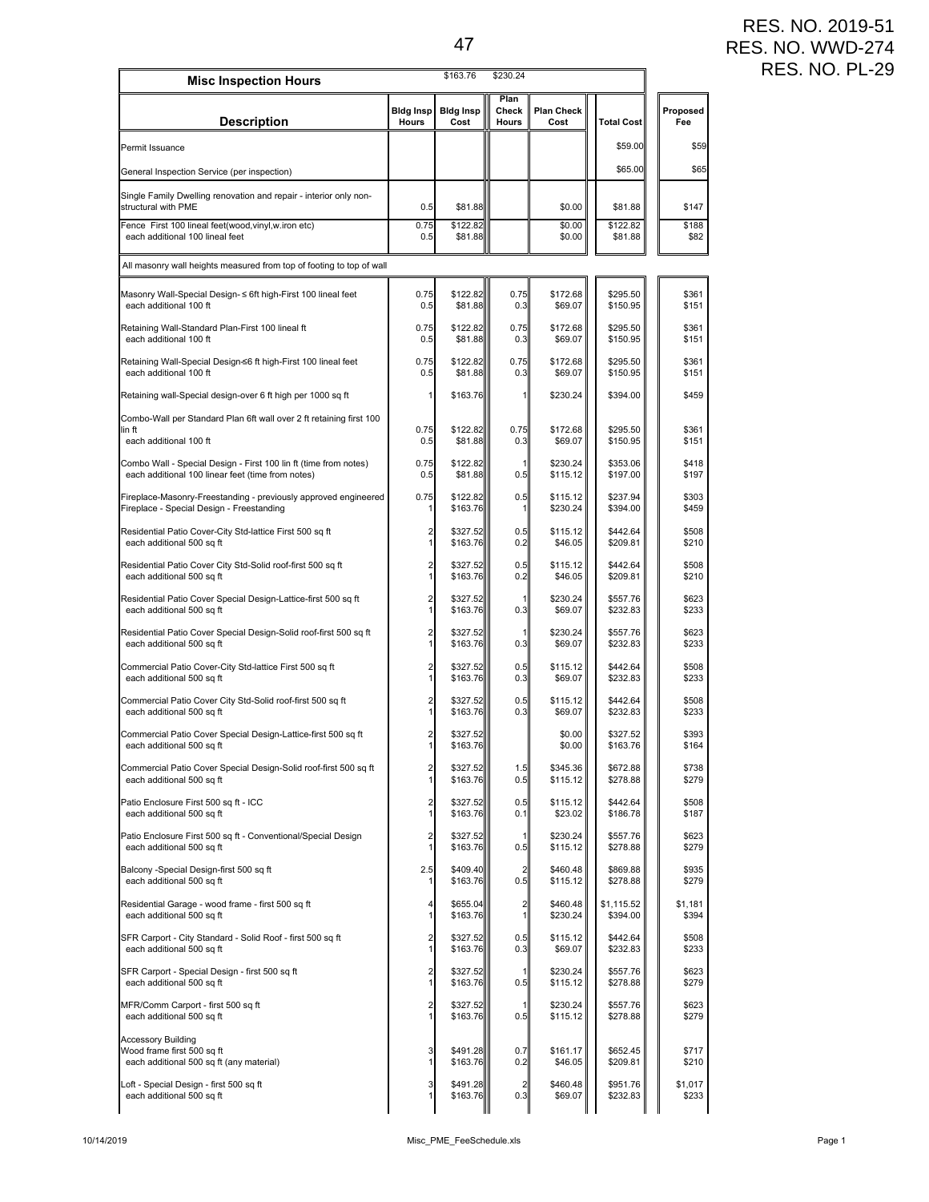RES. NO. 2019-51
RES. NO. WWD-274
RES. NO. PL-29

| Misc Inspection Hours | | $163.76 | $230.24 | | | |
|---|---|---|---|---|---|---|
| **Description** | **Bldg Insp Hours** | **Bldg Insp Cost** | **Plan Check Hours** | **Plan Check Cost** | **Total Cost** | **Proposed Fee** |
| Permit Issuance | | | | | $59.00 | $59 |
| General Inspection Service (per inspection) | | | | | $65.00 | $65 |
| Single Family Dwelling renovation and repair - interior only non-structural with PME | 0.5 | $81.88 | | $0.00 | $81.88 | $147 |
| Fence First 100 lineal feet(wood,vinyl,w.iron etc) | 0.75 | $122.82 | | $0.00 | $122.82 | $188 |
| each additional 100 lineal feet | 0.5 | $81.88 | | $0.00 | $81.88 | $82 |
| All masonry wall heights measured from top of footing to top of wall | | | | | | |
| Masonry Wall-Special Design- ≤ 6ft high-First 100 lineal feet | 0.75 | $122.82 | 0.75 | $172.68 | $295.50 | $361 |
| each additional 100 ft | 0.5 | $81.88 | 0.3 | $69.07 | $150.95 | $151 |
| Retaining Wall-Standard Plan-First 100 lineal ft | 0.75 | $122.82 | 0.75 | $172.68 | $295.50 | $361 |
| each additional 100 ft | 0.5 | $81.88 | 0.3 | $69.07 | $150.95 | $151 |
| Retaining Wall-Special Design≤6 ft high-First 100 lineal feet | 0.75 | $122.82 | 0.75 | $172.68 | $295.50 | $361 |
| each additional 100 ft | 0.5 | $81.88 | 0.3 | $69.07 | $150.95 | $151 |
| Retaining wall-Special design-over 6 ft high per 1000 sq ft | 1 | $163.76 | 1 | $230.24 | $394.00 | $459 |
| Combo-Wall per Standard Plan 6ft wall over 2 ft retaining first 100 lin ft | 0.75 | $122.82 | 0.75 | $172.68 | $295.50 | $361 |
| each additional 100 ft | 0.5 | $81.88 | 0.3 | $69.07 | $150.95 | $151 |
| Combo Wall - Special Design - First 100 lin ft (time from notes) | 0.75 | $122.82 | 1 | $230.24 | $353.06 | $418 |
| each additional 100 linear feet (time from notes) | 0.5 | $81.88 | 0.5 | $115.12 | $197.00 | $197 |
| Fireplace-Masonry-Freestanding - previously approved engineered | 0.75 | $122.82 | 0.5 | $115.12 | $237.94 | $303 |
| Fireplace - Special Design - Freestanding | 1 | $163.76 | 1 | $230.24 | $394.00 | $459 |
| Residential Patio Cover-City Std-lattice First 500 sq ft | 2 | $327.52 | 0.5 | $115.12 | $442.64 | $508 |
| each additional 500 sq ft | 1 | $163.76 | 0.2 | $46.05 | $209.81 | $210 |
| Residential Patio Cover City Std-Solid roof-first 500 sq ft | 2 | $327.52 | 0.5 | $115.12 | $442.64 | $508 |
| each additional 500 sq ft | 1 | $163.76 | 0.2 | $46.05 | $209.81 | $210 |
| Residential Patio Cover Special Design-Lattice-first 500 sq ft | 2 | $327.52 | 1 | $230.24 | $557.76 | $623 |
| each additional 500 sq ft | 1 | $163.76 | 0.3 | $69.07 | $232.83 | $233 |
| Residential Patio Cover Special Design-Solid roof-first 500 sq ft | 2 | $327.52 | 1 | $230.24 | $557.76 | $623 |
| each additional 500 sq ft | 1 | $163.76 | 0.3 | $69.07 | $232.83 | $233 |
| Commercial Patio Cover-City Std-lattice First 500 sq ft | 2 | $327.52 | 0.5 | $115.12 | $442.64 | $508 |
| each additional 500 sq ft | 1 | $163.76 | 0.3 | $69.07 | $232.83 | $233 |
| Commercial Patio Cover City Std-Solid roof-first 500 sq ft | 2 | $327.52 | 0.5 | $115.12 | $442.64 | $508 |
| each additional 500 sq ft | 1 | $163.76 | 0.3 | $69.07 | $232.83 | $233 |
| Commercial Patio Cover Special Design-Lattice-first 500 sq ft | 2 | $327.52 | | $0.00 | $327.52 | $393 |
| each additional 500 sq ft | 1 | $163.76 | | $0.00 | $163.76 | $164 |
| Commercial Patio Cover Special Design-Solid roof-first 500 sq ft | 2 | $327.52 | 1.5 | $345.36 | $672.88 | $738 |
| each additional 500 sq ft | 1 | $163.76 | 0.5 | $115.12 | $278.88 | $279 |
| Patio Enclosure First 500 sq ft - ICC | 2 | $327.52 | 0.5 | $115.12 | $442.64 | $508 |
| each additional 500 sq ft | 1 | $163.76 | 0.1 | $23.02 | $186.78 | $187 |
| Patio Enclosure First 500 sq ft - Conventional/Special Design | 2 | $327.52 | 1 | $230.24 | $557.76 | $623 |
| each additional 500 sq ft | 1 | $163.76 | 0.5 | $115.12 | $278.88 | $279 |
| Balcony -Special Design-first 500 sq ft | 2.5 | $409.40 | 2 | $460.48 | $869.88 | $935 |
| each additional 500 sq ft | 1 | $163.76 | 0.5 | $115.12 | $278.88 | $279 |
| Residential Garage - wood frame - first 500 sq ft | 4 | $655.04 | 2 | $460.48 | $1,115.52 | $1,181 |
| each additional 500 sq ft | 1 | $163.76 | 1 | $230.24 | $394.00 | $394 |
| SFR Carport - City Standard - Solid Roof - first 500 sq ft | 2 | $327.52 | 0.5 | $115.12 | $442.64 | $508 |
| each additional 500 sq ft | 1 | $163.76 | 0.3 | $69.07 | $232.83 | $233 |
| SFR Carport - Special Design - first 500 sq ft | 2 | $327.52 | 1 | $230.24 | $557.76 | $623 |
| each additional 500 sq ft | 1 | $163.76 | 0.5 | $115.12 | $278.88 | $279 |
| MFR/Comm Carport - first 500 sq ft | 2 | $327.52 | 1 | $230.24 | $557.76 | $623 |
| each additional 500 sq ft | 1 | $163.76 | 0.5 | $115.12 | $278.88 | $279 |
| Accessory Building | | | | | | |
| Wood frame first 500 sq ft | 3 | $491.28 | 0.7 | $161.17 | $652.45 | $717 |
| each additional 500 sq ft (any material) | 1 | $163.76 | 0.2 | $46.05 | $209.81 | $210 |
| Loft - Special Design - first 500 sq ft | 3 | $491.28 | 2 | $460.48 | $951.76 | $1,017 |
| each additional 500 sq ft | 1 | $163.76 | 0.3 | $69.07 | $232.83 | $233 |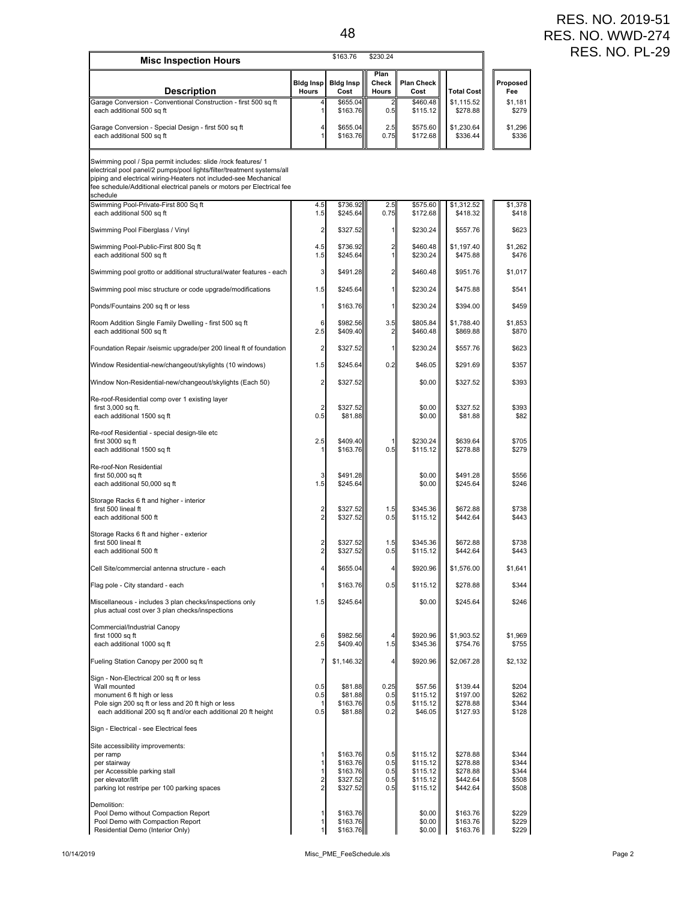RES. NO. 2019-51
RES. NO. WWD-274
RES. NO. PL-29

## Misc Inspection Hours

| Description | Bldg Insp Hours | Bldg Insp Cost ($163.76) | Plan Check Hours | Plan Check Cost ($230.24) | Total Cost | Proposed Fee |
|---|---|---|---|---|---|---|
| Garage Conversion - Conventional Construction - first 500 sq ft | 4 | $655.04 | 2 | $460.48 | $1,115.52 | $1,181 |
| each additional 500 sq ft | 1 | $163.76 | 0.5 | $115.12 | $278.88 | $279 |
| Garage Conversion - Special Design - first 500 sq ft | 4 | $655.04 | 2.5 | $575.60 | $1,230.64 | $1,296 |
| each additional 500 sq ft | 1 | $163.76 | 0.75 | $172.68 | $336.44 | $336 |
| Swimming pool / Spa permit includes: slide /rock features/ 1 electrical pool panel/2 pumps/pool lights/filter/treatment systems/all piping and electrical wiring-Heaters not included-see Mechanical fee schedule/Additional electrical panels or motors per Electrical fee schedule | | | | | | |
| Swimming Pool-Private-First 800 Sq ft | 4.5 | $736.92 | 2.5 | $575.60 | $1,312.52 | $1,378 |
| each additional 500 sq ft | 1.5 | $245.64 | 0.75 | $172.68 | $418.32 | $418 |
| Swimming Pool Fiberglass / Vinyl | 2 | $327.52 | 1 | $230.24 | $557.76 | $623 |
| Swimming Pool-Public-First 800 Sq ft | 4.5 | $736.92 | 2 | $460.48 | $1,197.40 | $1,262 |
| each additional 500 sq ft | 1.5 | $245.64 | 1 | $230.24 | $475.88 | $476 |
| Swimming pool grotto or additional structural/water features - each | 3 | $491.28 | 2 | $460.48 | $951.76 | $1,017 |
| Swimming pool misc structure or code upgrade/modifications | 1.5 | $245.64 | 1 | $230.24 | $475.88 | $541 |
| Ponds/Fountains 200 sq ft or less | 1 | $163.76 | 1 | $230.24 | $394.00 | $459 |
| Room Addition Single Family Dwelling - first 500 sq ft | 6 | $982.56 | 3.5 | $805.84 | $1,788.40 | $1,853 |
| each additional 500 sq ft | 2.5 | $409.40 | 2 | $460.48 | $869.88 | $870 |
| Foundation Repair /seismic upgrade/per 200 lineal ft of foundation | 2 | $327.52 | 1 | $230.24 | $557.76 | $623 |
| Window Residential-new/changeout/skylights (10 windows) | 1.5 | $245.64 | 0.2 | $46.05 | $291.69 | $357 |
| Window Non-Residential-new/changeout/skylights (Each 50) | 2 | $327.52 | | $0.00 | $327.52 | $393 |
| Re-roof-Residential comp over 1 existing layer | | | | | | |
| first 3,000 sq ft. | 2 | $327.52 | | $0.00 | $327.52 | $393 |
| each additional 1500 sq ft | 0.5 | $81.88 | | $0.00 | $81.88 | $82 |
| Re-roof Residential - special design-tile etc | | | | | | |
| first 3000 sq ft | 2.5 | $409.40 | 1 | $230.24 | $639.64 | $705 |
| each additional 1500 sq ft | 1 | $163.76 | 0.5 | $115.12 | $278.88 | $279 |
| Re-roof-Non Residential | | | | | | |
| first 50,000 sq ft | 3 | $491.28 | | $0.00 | $491.28 | $556 |
| each additional 50,000 sq ft | 1.5 | $245.64 | | $0.00 | $245.64 | $246 |
| Storage Racks 6 ft and higher - interior | | | | | | |
| first 500 lineal ft | 2 | $327.52 | 1.5 | $345.36 | $672.88 | $738 |
| each additional 500 ft | 2 | $327.52 | 0.5 | $115.12 | $442.64 | $443 |
| Storage Racks 6 ft and higher - exterior | | | | | | |
| first 500 lineal ft | 2 | $327.52 | 1.5 | $345.36 | $672.88 | $738 |
| each additional 500 ft | 2 | $327.52 | 0.5 | $115.12 | $442.64 | $443 |
| Cell Site/commercial antenna structure - each | 4 | $655.04 | 4 | $920.96 | $1,576.00 | $1,641 |
| Flag pole - City standard - each | 1 | $163.76 | 0.5 | $115.12 | $278.88 | $344 |
| Miscellaneous - includes 3 plan checks/inspections only plus actual cost over 3 plan checks/inspections | 1.5 | $245.64 | | $0.00 | $245.64 | $246 |
| Commercial/Industrial Canopy | | | | | | |
| first 1000 sq ft | 6 | $982.56 | 4 | $920.96 | $1,903.52 | $1,969 |
| each additional 1000 sq ft | 2.5 | $409.40 | 1.5 | $345.36 | $754.76 | $755 |
| Fueling Station Canopy per 2000 sq ft | 7 | $1,146.32 | 4 | $920.96 | $2,067.28 | $2,132 |
| Sign - Non-Electrical 200 sq ft or less | | | | | | |
| Wall mounted | 0.5 | $81.88 | 0.25 | $57.56 | $139.44 | $204 |
| monument 6 ft high or less | 0.5 | $81.88 | 0.5 | $115.12 | $197.00 | $262 |
| Pole sign 200 sq ft or less and 20 ft high or less | 1 | $163.76 | 0.5 | $115.12 | $278.88 | $344 |
| each additional 200 sq ft and/or each additional 20 ft height | 0.5 | $81.88 | 0.2 | $46.05 | $127.93 | $128 |
| Sign - Electrical - see Electrical fees | | | | | | |
| Site accessibility improvements: | | | | | | |
| per ramp | 1 | $163.76 | 0.5 | $115.12 | $278.88 | $344 |
| per stairway | 1 | $163.76 | 0.5 | $115.12 | $278.88 | $344 |
| per Accessible parking stall | 1 | $163.76 | 0.5 | $115.12 | $278.88 | $344 |
| per elevator/lift | 2 | $327.52 | 0.5 | $115.12 | $442.64 | $508 |
| parking lot restripe per 100 parking spaces | 2 | $327.52 | 0.5 | $115.12 | $442.64 | $508 |
| Demolition: | | | | | | |
| Pool Demo without Compaction Report | 1 | $163.76 | | $0.00 | $163.76 | $229 |
| Pool Demo with Compaction Report | 1 | $163.76 | | $0.00 | $163.76 | $229 |
| Residential Demo (Interior Only) | 1 | $163.76 | | $0.00 | $163.76 | $229 |

10/14/2019 Misc_PME_FeeSchedule.xls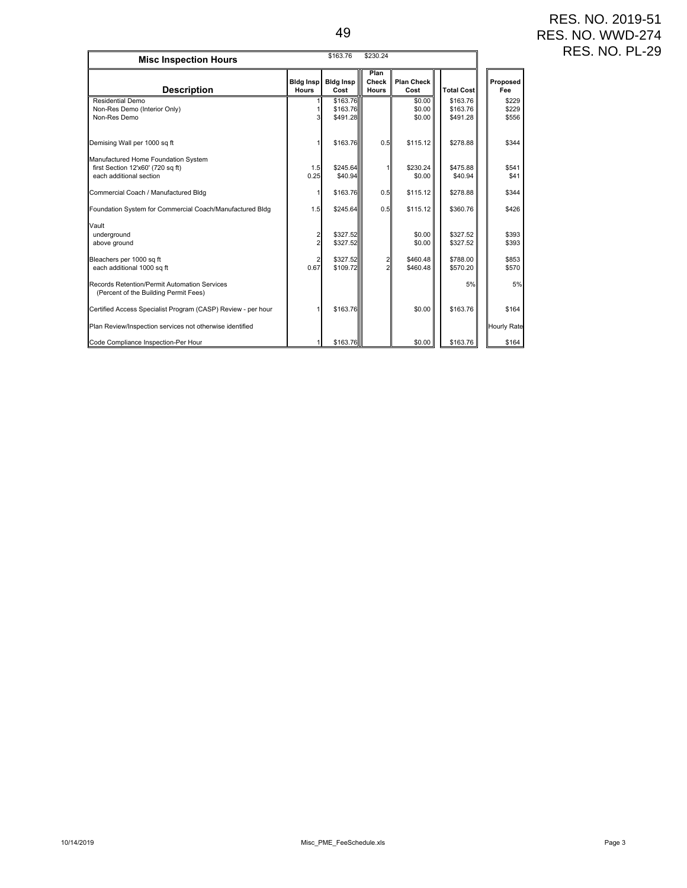RES. NO. 2019-51
RES. NO. WWD-274
RES. NO. PL-29

| Misc Inspection Hours | | $163.76 | $230.24 | | | |
|---|---|---|---|---|---|---|
| **Description** | **Bldg Insp Hours** | **Bldg Insp Cost** | **Plan Check Hours** | **Plan Check Cost** | **Total Cost** | **Proposed Fee** |
| Residential Demo | 1 | $163.76 | | $0.00 | $163.76 | $229 |
| Non-Res Demo (Interior Only) | 1 | $163.76 | | $0.00 | $163.76 | $229 |
| Non-Res Demo | 3 | $491.28 | | $0.00 | $491.28 | $556 |
| Demising Wall per 1000 sq ft | 1 | $163.76 | 0.5 | $115.12 | $278.88 | $344 |
| Manufactured Home Foundation System | | | | | | |
| first Section 12'x60' (720 sq ft) | 1.5 | $245.64 | 1 | $230.24 | $475.88 | $541 |
| each additional section | 0.25 | $40.94 | | $0.00 | $40.94 | $41 |
| Commercial Coach / Manufactured Bldg | 1 | $163.76 | 0.5 | $115.12 | $278.88 | $344 |
| Foundation System for Commercial Coach/Manufactured Bldg | 1.5 | $245.64 | 0.5 | $115.12 | $360.76 | $426 |
| Vault | | | | | | |
| underground | 2 | $327.52 | | $0.00 | $327.52 | $393 |
| above ground | 2 | $327.52 | | $0.00 | $327.52 | $393 |
| Bleachers per 1000 sq ft | 2 | $327.52 | 2 | $460.48 | $788.00 | $853 |
| each additional 1000 sq ft | 0.67 | $109.72 | 2 | $460.48 | $570.20 | $570 |
| Records Retention/Permit Automation Services (Percent of the Building Permit Fees) | | | | | 5% | 5% |
| Certified Access Specialist Program (CASP) Review - per hour | 1 | $163.76 | | $0.00 | $163.76 | $164 |
| Plan Review/Inspection services not otherwise identified | | | | | | Hourly Rate |
| Code Compliance Inspection-Per Hour | 1 | $163.76 | | $0.00 | $163.76 | $164 |

10/14/2019 Misc_PME_FeeSchedule.xls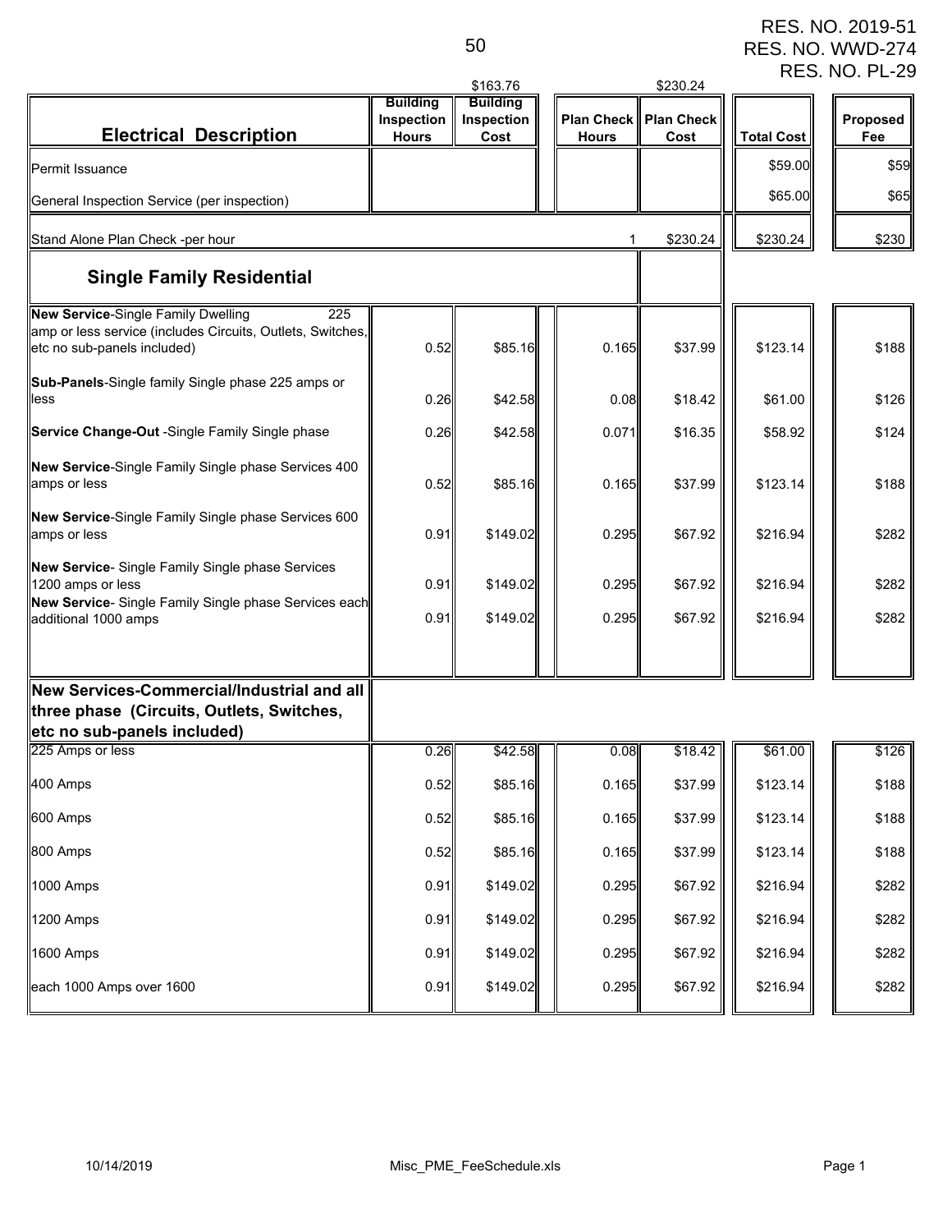RES. NO. 2019-51
RES. NO. WWD-274
RES. NO. PL-29

| Electrical Description | Building Inspection Hours | Building Inspection Cost ($163.76) | Plan Check Hours | Plan Check Cost ($230.24) | Total Cost | Proposed Fee |
|---|---|---|---|---|---|---|
| Permit Issuance | | | | | $59.00 | $59 |
| General Inspection Service (per inspection) | | | | | $65.00 | $65 |
| Stand Alone Plan Check -per hour | | | 1 | $230.24 | $230.24 | $230 |
| **Single Family Residential** | | | | | | |
| **New Service**-Single Family Dwelling 225 amp or less service (includes Circuits, Outlets, Switches, etc no sub-panels included) | 0.52 | $85.16 | 0.165 | $37.99 | $123.14 | $188 |
| **Sub-Panels**-Single family Single phase 225 amps or less | 0.26 | $42.58 | 0.08 | $18.42 | $61.00 | $126 |
| **Service Change-Out** -Single Family Single phase | 0.26 | $42.58 | 0.071 | $16.35 | $58.92 | $124 |
| **New Service**-Single Family Single phase Services 400 amps or less | 0.52 | $85.16 | 0.165 | $37.99 | $123.14 | $188 |
| **New Service**-Single Family Single phase Services 600 amps or less | 0.91 | $149.02 | 0.295 | $67.92 | $216.94 | $282 |
| **New Service**- Single Family Single phase Services 1200 amps or less | 0.91 | $149.02 | 0.295 | $67.92 | $216.94 | $282 |
| **New Service**- Single Family Single phase Services each additional 1000 amps | 0.91 | $149.02 | 0.295 | $67.92 | $216.94 | $282 |
| **New Services-Commercial/Industrial and all three phase (Circuits, Outlets, Switches, etc no sub-panels included)** | | | | | | |
| 225 Amps or less | 0.26 | $42.58 | 0.08 | $18.42 | $61.00 | $126 |
| 400 Amps | 0.52 | $85.16 | 0.165 | $37.99 | $123.14 | $188 |
| 600 Amps | 0.52 | $85.16 | 0.165 | $37.99 | $123.14 | $188 |
| 800 Amps | 0.52 | $85.16 | 0.165 | $37.99 | $123.14 | $188 |
| 1000 Amps | 0.91 | $149.02 | 0.295 | $67.92 | $216.94 | $282 |
| 1200 Amps | 0.91 | $149.02 | 0.295 | $67.92 | $216.94 | $282 |
| 1600 Amps | 0.91 | $149.02 | 0.295 | $67.92 | $216.94 | $282 |
| each 1000 Amps over 1600 | 0.91 | $149.02 | 0.295 | $67.92 | $216.94 | $282 |

10/14/2019 Misc_PME_FeeSchedule.xls Page 1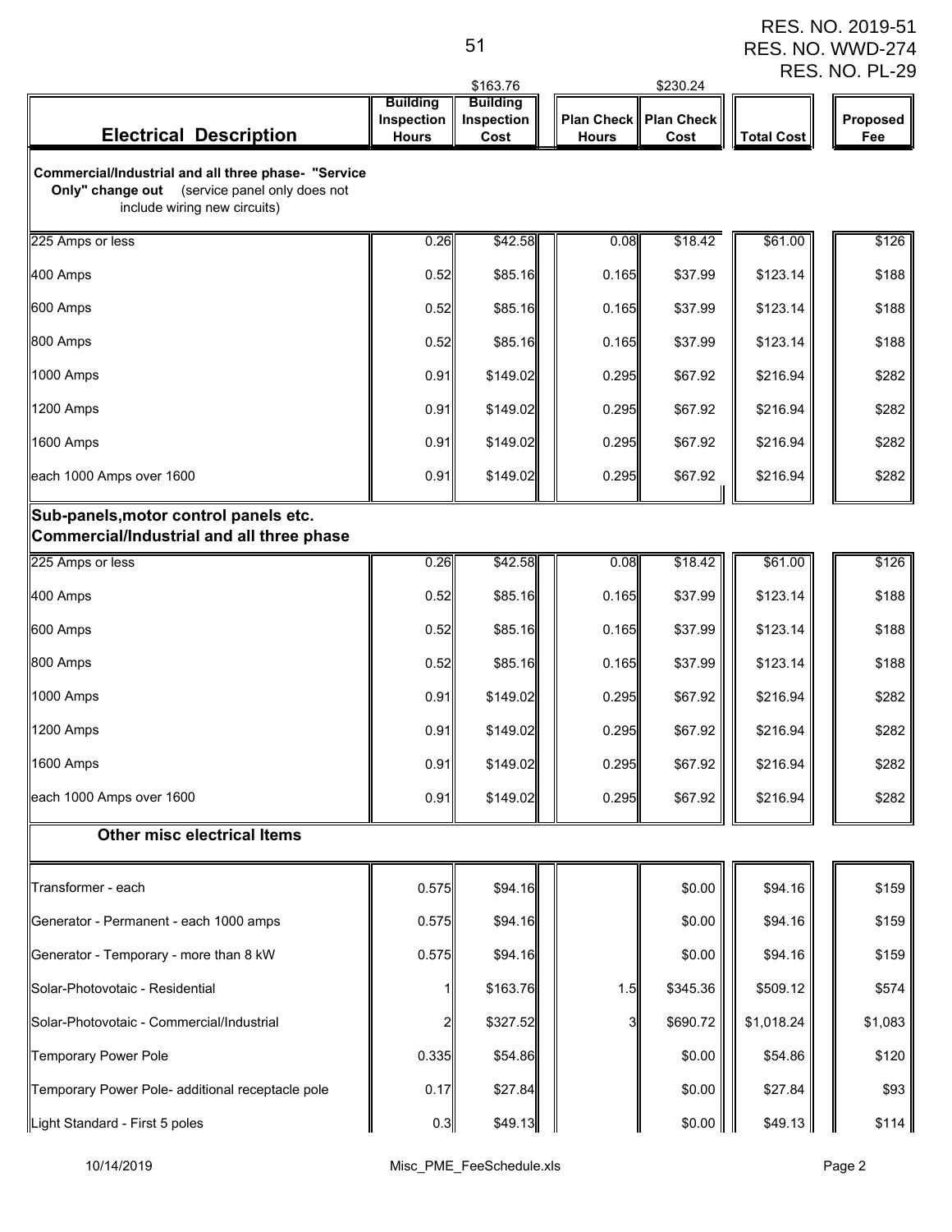RES. NO. 2019-51
RES. NO. WWD-274
RES. NO. PL-29

| Electrical Description | Building Inspection Hours | Building Inspection Cost ($163.76) | Plan Check Hours | Plan Check Cost ($230.24) | Total Cost | Proposed Fee |
|---|---|---|---|---|---|---|
| **Commercial/Industrial and all three phase- "Service Only" change out** (service panel only does not include wiring new circuits) | | | | | | |
| 225 Amps or less | 0.26 | $42.58 | 0.08 | $18.42 | $61.00 | $126 |
| 400 Amps | 0.52 | $85.16 | 0.165 | $37.99 | $123.14 | $188 |
| 600 Amps | 0.52 | $85.16 | 0.165 | $37.99 | $123.14 | $188 |
| 800 Amps | 0.52 | $85.16 | 0.165 | $37.99 | $123.14 | $188 |
| 1000 Amps | 0.91 | $149.02 | 0.295 | $67.92 | $216.94 | $282 |
| 1200 Amps | 0.91 | $149.02 | 0.295 | $67.92 | $216.94 | $282 |
| 1600 Amps | 0.91 | $149.02 | 0.295 | $67.92 | $216.94 | $282 |
| each 1000 Amps over 1600 | 0.91 | $149.02 | 0.295 | $67.92 | $216.94 | $282 |
| **Sub-panels,motor control panels etc. Commercial/Industrial and all three phase** | | | | | | |
| 225 Amps or less | 0.26 | $42.58 | 0.08 | $18.42 | $61.00 | $126 |
| 400 Amps | 0.52 | $85.16 | 0.165 | $37.99 | $123.14 | $188 |
| 600 Amps | 0.52 | $85.16 | 0.165 | $37.99 | $123.14 | $188 |
| 800 Amps | 0.52 | $85.16 | 0.165 | $37.99 | $123.14 | $188 |
| 1000 Amps | 0.91 | $149.02 | 0.295 | $67.92 | $216.94 | $282 |
| 1200 Amps | 0.91 | $149.02 | 0.295 | $67.92 | $216.94 | $282 |
| 1600 Amps | 0.91 | $149.02 | 0.295 | $67.92 | $216.94 | $282 |
| each 1000 Amps over 1600 | 0.91 | $149.02 | 0.295 | $67.92 | $216.94 | $282 |
| **Other misc electrical Items** | | | | | | |
| Transformer - each | 0.575 | $94.16 | | $0.00 | $94.16 | $159 |
| Generator - Permanent - each 1000 amps | 0.575 | $94.16 | | $0.00 | $94.16 | $159 |
| Generator - Temporary - more than 8 kW | 0.575 | $94.16 | | $0.00 | $94.16 | $159 |
| Solar-Photovotaic - Residential | 1 | $163.76 | 1.5 | $345.36 | $509.12 | $574 |
| Solar-Photovotaic - Commercial/Industrial | 2 | $327.52 | 3 | $690.72 | $1,018.24 | $1,083 |
| Temporary Power Pole | 0.335 | $54.86 | | $0.00 | $54.86 | $120 |
| Temporary Power Pole- additional receptacle pole | 0.17 | $27.84 | | $0.00 | $27.84 | $93 |
| Light Standard - First 5 poles | 0.3 | $49.13 | | $0.00 | $49.13 | $114 |

10/14/2019 Misc_PME_FeeSchedule.xls Page 2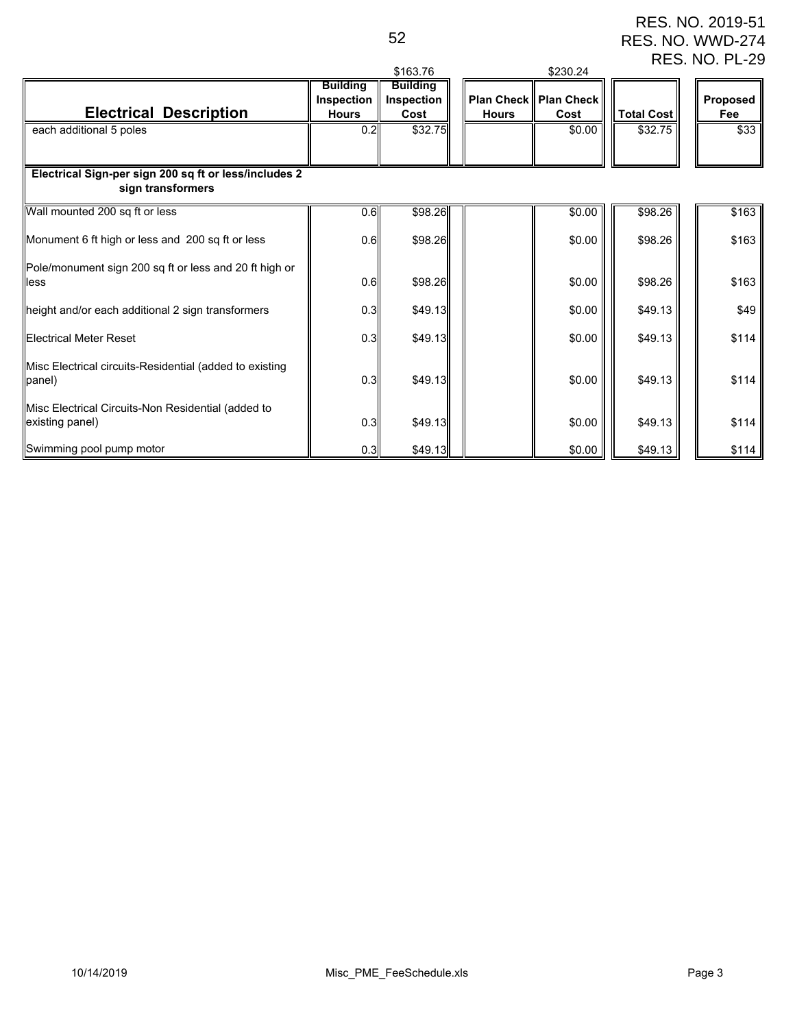RES. NO. 2019-51
RES. NO. WWD-274
RES. NO. PL-29

| Electrical Description | Building Inspection Hours | Building Inspection Cost ($163.76) | Plan Check Hours | Plan Check Cost ($230.24) | Total Cost | Proposed Fee |
|---|---|---|---|---|---|---|
| each additional 5 poles | 0.2 | $32.75 | | $0.00 | $32.75 | $33 |
| **Electrical Sign-per sign 200 sq ft or less/includes 2 sign transformers** | | | | | | |
| Wall mounted 200 sq ft or less | 0.6 | $98.26 | | $0.00 | $98.26 | $163 |
| Monument 6 ft high or less and 200 sq ft or less | 0.6 | $98.26 | | $0.00 | $98.26 | $163 |
| Pole/monument sign 200 sq ft or less and 20 ft high or less | 0.6 | $98.26 | | $0.00 | $98.26 | $163 |
| height and/or each additional 2 sign transformers | 0.3 | $49.13 | | $0.00 | $49.13 | $49 |
| Electrical Meter Reset | 0.3 | $49.13 | | $0.00 | $49.13 | $114 |
| Misc Electrical circuits-Residential (added to existing panel) | 0.3 | $49.13 | | $0.00 | $49.13 | $114 |
| Misc Electrical Circuits-Non Residential (added to existing panel) | 0.3 | $49.13 | | $0.00 | $49.13 | $114 |
| Swimming pool pump motor | 0.3 | $49.13 | | $0.00 | $49.13 | $114 |

10/14/2019 Misc_PME_FeeSchedule.xls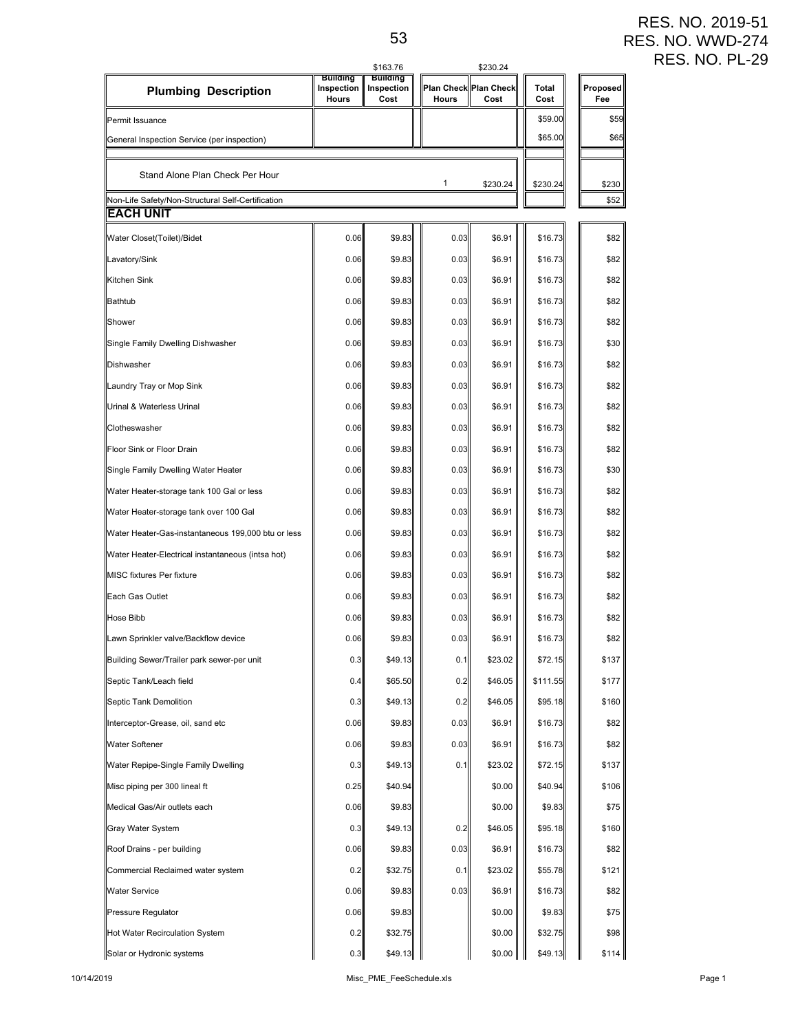RES. NO. 2019-51
RES. NO. WWD-274
RES. NO. PL-29

| Plumbing Description | Building Inspection Hours | Building Inspection Cost | Plan Check Hours | Plan Check Cost | Total Cost | Proposed Fee |
|---|---|---|---|---|---|---|
| | | $163.76 | | $230.24 | | |
| Permit Issuance | | | | | $59.00 | $59 |
| General Inspection Service (per inspection) | | | | | $65.00 | $65 |
| Stand Alone Plan Check Per Hour | | | 1 | $230.24 | $230.24 | $230 |
| Non-Life Safety/Non-Structural Self-Certification | | | | | | $52 |
| **EACH UNIT** | | | | | | |
| Water Closet(Toilet)/Bidet | 0.06 | $9.83 | 0.03 | $6.91 | $16.73 | $82 |
| Lavatory/Sink | 0.06 | $9.83 | 0.03 | $6.91 | $16.73 | $82 |
| Kitchen Sink | 0.06 | $9.83 | 0.03 | $6.91 | $16.73 | $82 |
| Bathtub | 0.06 | $9.83 | 0.03 | $6.91 | $16.73 | $82 |
| Shower | 0.06 | $9.83 | 0.03 | $6.91 | $16.73 | $82 |
| Single Family Dwelling Dishwasher | 0.06 | $9.83 | 0.03 | $6.91 | $16.73 | $30 |
| Dishwasher | 0.06 | $9.83 | 0.03 | $6.91 | $16.73 | $82 |
| Laundry Tray or Mop Sink | 0.06 | $9.83 | 0.03 | $6.91 | $16.73 | $82 |
| Urinal & Waterless Urinal | 0.06 | $9.83 | 0.03 | $6.91 | $16.73 | $82 |
| Clotheswasher | 0.06 | $9.83 | 0.03 | $6.91 | $16.73 | $82 |
| Floor Sink or Floor Drain | 0.06 | $9.83 | 0.03 | $6.91 | $16.73 | $82 |
| Single Family Dwelling Water Heater | 0.06 | $9.83 | 0.03 | $6.91 | $16.73 | $30 |
| Water Heater-storage tank 100 Gal or less | 0.06 | $9.83 | 0.03 | $6.91 | $16.73 | $82 |
| Water Heater-storage tank over 100 Gal | 0.06 | $9.83 | 0.03 | $6.91 | $16.73 | $82 |
| Water Heater-Gas-instantaneous 199,000 btu or less | 0.06 | $9.83 | 0.03 | $6.91 | $16.73 | $82 |
| Water Heater-Electrical instantaneous (intsa hot) | 0.06 | $9.83 | 0.03 | $6.91 | $16.73 | $82 |
| MISC fixtures Per fixture | 0.06 | $9.83 | 0.03 | $6.91 | $16.73 | $82 |
| Each Gas Outlet | 0.06 | $9.83 | 0.03 | $6.91 | $16.73 | $82 |
| Hose Bibb | 0.06 | $9.83 | 0.03 | $6.91 | $16.73 | $82 |
| Lawn Sprinkler valve/Backflow device | 0.06 | $9.83 | 0.03 | $6.91 | $16.73 | $82 |
| Building Sewer/Trailer park sewer-per unit | 0.3 | $49.13 | 0.1 | $23.02 | $72.15 | $137 |
| Septic Tank/Leach field | 0.4 | $65.50 | 0.2 | $46.05 | $111.55 | $177 |
| Septic Tank Demolition | 0.3 | $49.13 | 0.2 | $46.05 | $95.18 | $160 |
| Interceptor-Grease, oil, sand etc | 0.06 | $9.83 | 0.03 | $6.91 | $16.73 | $82 |
| Water Softener | 0.06 | $9.83 | 0.03 | $6.91 | $16.73 | $82 |
| Water Repipe-Single Family Dwelling | 0.3 | $49.13 | 0.1 | $23.02 | $72.15 | $137 |
| Misc piping per 300 lineal ft | 0.25 | $40.94 | | $0.00 | $40.94 | $106 |
| Medical Gas/Air outlets each | 0.06 | $9.83 | | $0.00 | $9.83 | $75 |
| Gray Water System | 0.3 | $49.13 | 0.2 | $46.05 | $95.18 | $160 |
| Roof Drains - per building | 0.06 | $9.83 | 0.03 | $6.91 | $16.73 | $82 |
| Commercial Reclaimed water system | 0.2 | $32.75 | 0.1 | $23.02 | $55.78 | $121 |
| Water Service | 0.06 | $9.83 | 0.03 | $6.91 | $16.73 | $82 |
| Pressure Regulator | 0.06 | $9.83 | | $0.00 | $9.83 | $75 |
| Hot Water Recirculation System | 0.2 | $32.75 | | $0.00 | $32.75 | $98 |
| Solar or Hydronic systems | 0.3 | $49.13 | | $0.00 | $49.13 | $114 |

10/14/2019 Misc_PME_FeeSchedule.xls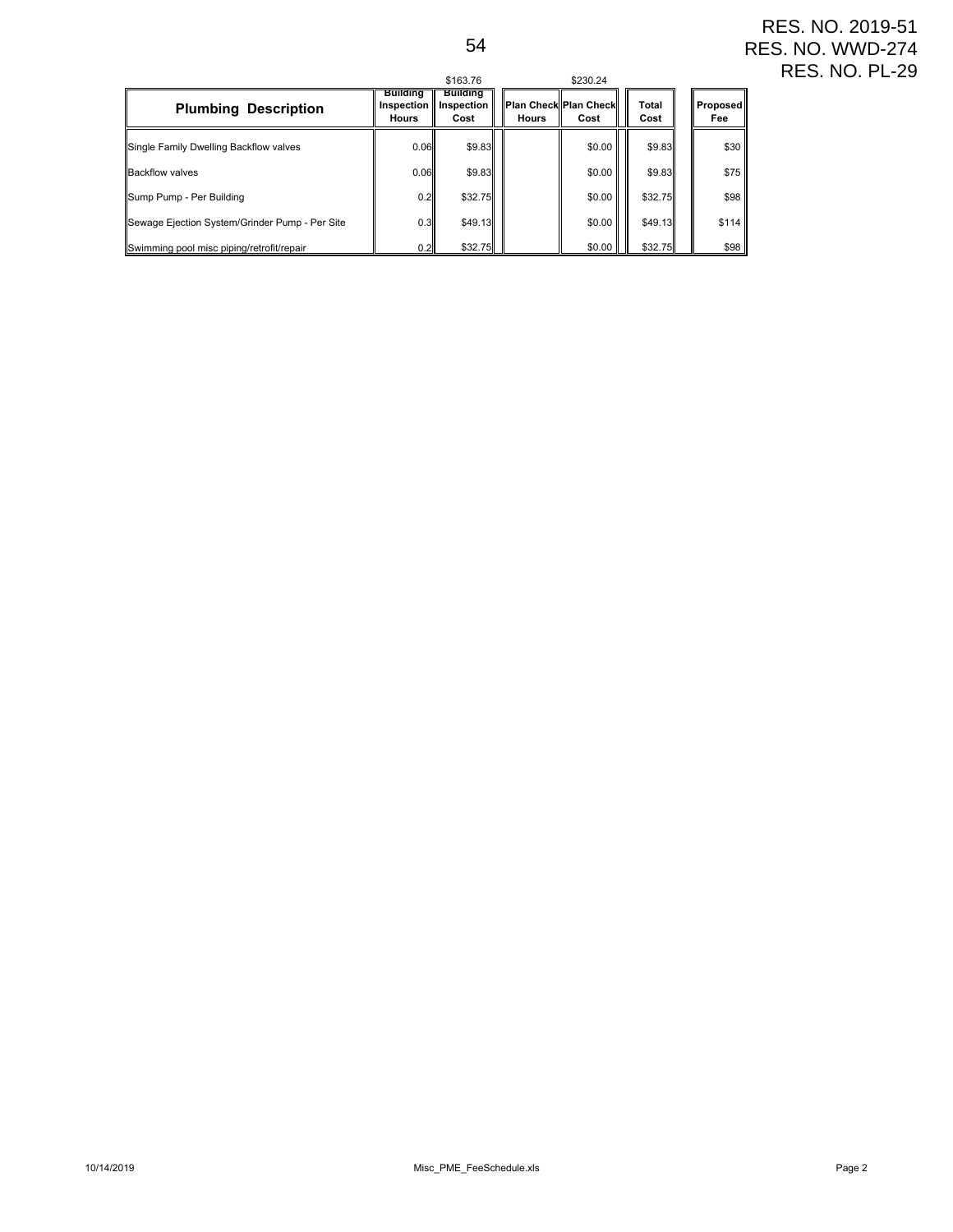RES. NO. 2019-51
RES. NO. WWD-274
RES. NO. PL-29

| Plumbing Description | Building Inspection Hours | Building Inspection Cost ($163.76) | Plan Check Hours | Plan Check Cost ($230.24) | Total Cost | Proposed Fee |
|---|---|---|---|---|---|---|
| Single Family Dwelling Backflow valves | 0.06 | $9.83 | | $0.00 | $9.83 | $30 |
| Backflow valves | 0.06 | $9.83 | | $0.00 | $9.83 | $75 |
| Sump Pump - Per Building | 0.2 | $32.75 | | $0.00 | $32.75 | $98 |
| Sewage Ejection System/Grinder Pump - Per Site | 0.3 | $49.13 | | $0.00 | $49.13 | $114 |
| Swimming pool misc piping/retrofit/repair | 0.2 | $32.75 | | $0.00 | $32.75 | $98 |

10/14/2019 Misc_PME_FeeSchedule.xls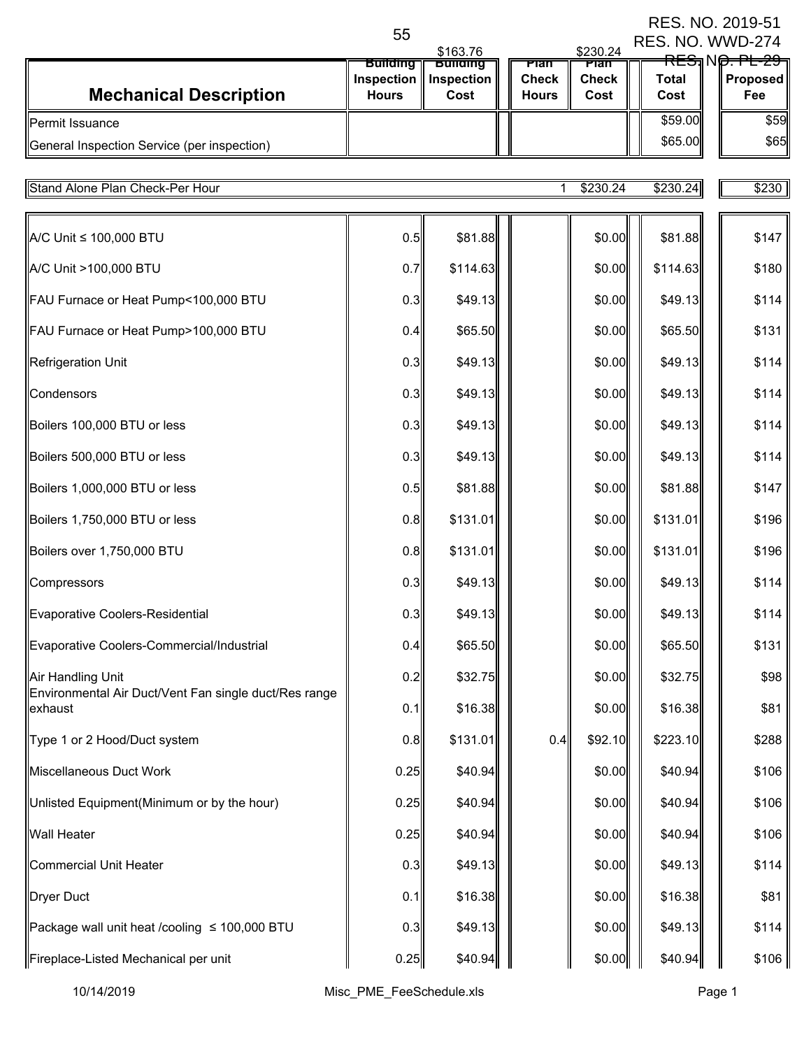RES. NO. 2019-51
RES. NO. WWD-274
RES. NO. PL-29

| Mechanical Description | Building Inspection Hours | Building Inspection Cost ($163.76) | Plan Check Hours | Plan Check Cost ($230.24) | Total Cost | Proposed Fee |
|---|---|---|---|---|---|---|
| Permit Issuance | | | | | $59.00 | $59 |
| General Inspection Service (per inspection) | | | | | $65.00 | $65 |
| Stand Alone Plan Check-Per Hour | | | 1 | $230.24 | $230.24 | $230 |
| A/C Unit ≤ 100,000 BTU | 0.5 | $81.88 | | $0.00 | $81.88 | $147 |
| A/C Unit >100,000 BTU | 0.7 | $114.63 | | $0.00 | $114.63 | $180 |
| FAU Furnace or Heat Pump<100,000 BTU | 0.3 | $49.13 | | $0.00 | $49.13 | $114 |
| FAU Furnace or Heat Pump>100,000 BTU | 0.4 | $65.50 | | $0.00 | $65.50 | $131 |
| Refrigeration Unit | 0.3 | $49.13 | | $0.00 | $49.13 | $114 |
| Condensors | 0.3 | $49.13 | | $0.00 | $49.13 | $114 |
| Boilers 100,000 BTU or less | 0.3 | $49.13 | | $0.00 | $49.13 | $114 |
| Boilers 500,000 BTU or less | 0.3 | $49.13 | | $0.00 | $49.13 | $114 |
| Boilers 1,000,000 BTU or less | 0.5 | $81.88 | | $0.00 | $81.88 | $147 |
| Boilers 1,750,000 BTU or less | 0.8 | $131.01 | | $0.00 | $131.01 | $196 |
| Boilers over 1,750,000 BTU | 0.8 | $131.01 | | $0.00 | $131.01 | $196 |
| Compressors | 0.3 | $49.13 | | $0.00 | $49.13 | $114 |
| Evaporative Coolers-Residential | 0.3 | $49.13 | | $0.00 | $49.13 | $114 |
| Evaporative Coolers-Commercial/Industrial | 0.4 | $65.50 | | $0.00 | $65.50 | $131 |
| Air Handling Unit | 0.2 | $32.75 | | $0.00 | $32.75 | $98 |
| Environmental Air Duct/Vent Fan single duct/Res range exhaust | 0.1 | $16.38 | | $0.00 | $16.38 | $81 |
| Type 1 or 2 Hood/Duct system | 0.8 | $131.01 | 0.4 | $92.10 | $223.10 | $288 |
| Miscellaneous Duct Work | 0.25 | $40.94 | | $0.00 | $40.94 | $106 |
| Unlisted Equipment(Minimum or by the hour) | 0.25 | $40.94 | | $0.00 | $40.94 | $106 |
| Wall Heater | 0.25 | $40.94 | | $0.00 | $40.94 | $106 |
| Commercial Unit Heater | 0.3 | $49.13 | | $0.00 | $49.13 | $114 |
| Dryer Duct | 0.1 | $16.38 | | $0.00 | $16.38 | $81 |
| Package wall unit heat /cooling ≤ 100,000 BTU | 0.3 | $49.13 | | $0.00 | $49.13 | $114 |
| Fireplace-Listed Mechanical per unit | 0.25 | $40.94 | | $0.00 | $40.94 | $106 |

10/14/2019 Misc_PME_FeeSchedule.xls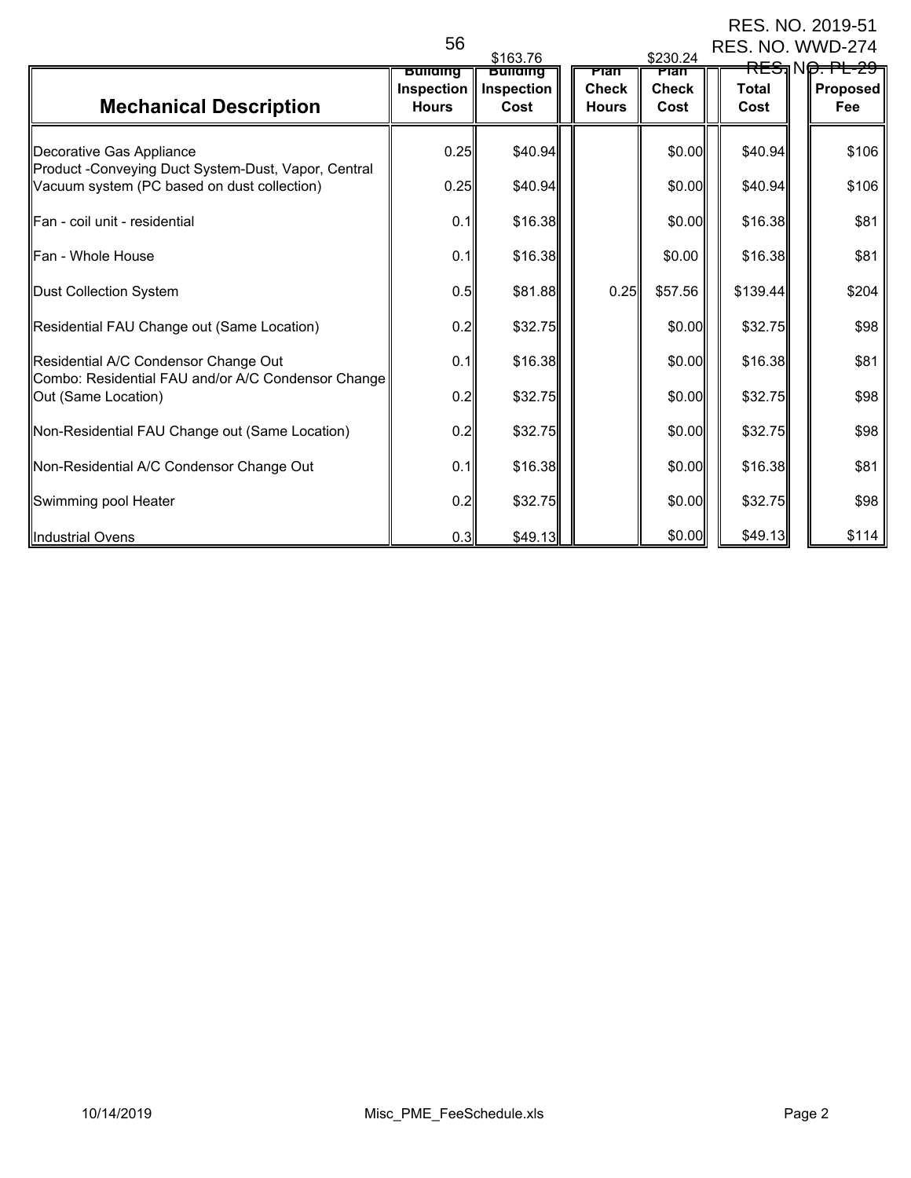RES. NO. 2019-51
RES. NO. WWD-274
RES. NO. PL-29

| Mechanical Description | Building Inspection Hours | Building Inspection Cost<br>$163.76 | Plan Check Hours | Plan Check Cost<br>$230.24 | Total Cost | Proposed Fee |
|---|---|---|---|---|---|---|
| Decorative Gas Appliance | 0.25 | $40.94 | | $0.00 | $40.94 | $106 |
| Product -Conveying Duct System-Dust, Vapor, Central Vacuum system (PC based on dust collection) | 0.25 | $40.94 | | $0.00 | $40.94 | $106 |
| Fan - coil unit - residential | 0.1 | $16.38 | | $0.00 | $16.38 | $81 |
| Fan - Whole House | 0.1 | $16.38 | | $0.00 | $16.38 | $81 |
| Dust Collection System | 0.5 | $81.88 | 0.25 | $57.56 | $139.44 | $204 |
| Residential FAU Change out (Same Location) | 0.2 | $32.75 | | $0.00 | $32.75 | $98 |
| Residential A/C Condensor Change Out | 0.1 | $16.38 | | $0.00 | $16.38 | $81 |
| Combo: Residential FAU and/or A/C Condensor Change Out (Same Location) | 0.2 | $32.75 | | $0.00 | $32.75 | $98 |
| Non-Residential FAU Change out (Same Location) | 0.2 | $32.75 | | $0.00 | $32.75 | $98 |
| Non-Residential A/C Condensor Change Out | 0.1 | $16.38 | | $0.00 | $16.38 | $81 |
| Swimming pool Heater | 0.2 | $32.75 | | $0.00 | $32.75 | $98 |
| Industrial Ovens | 0.3 | $49.13 | | $0.00 | $49.13 | $114 |

10/14/2019 Misc_PME_FeeSchedule.xls